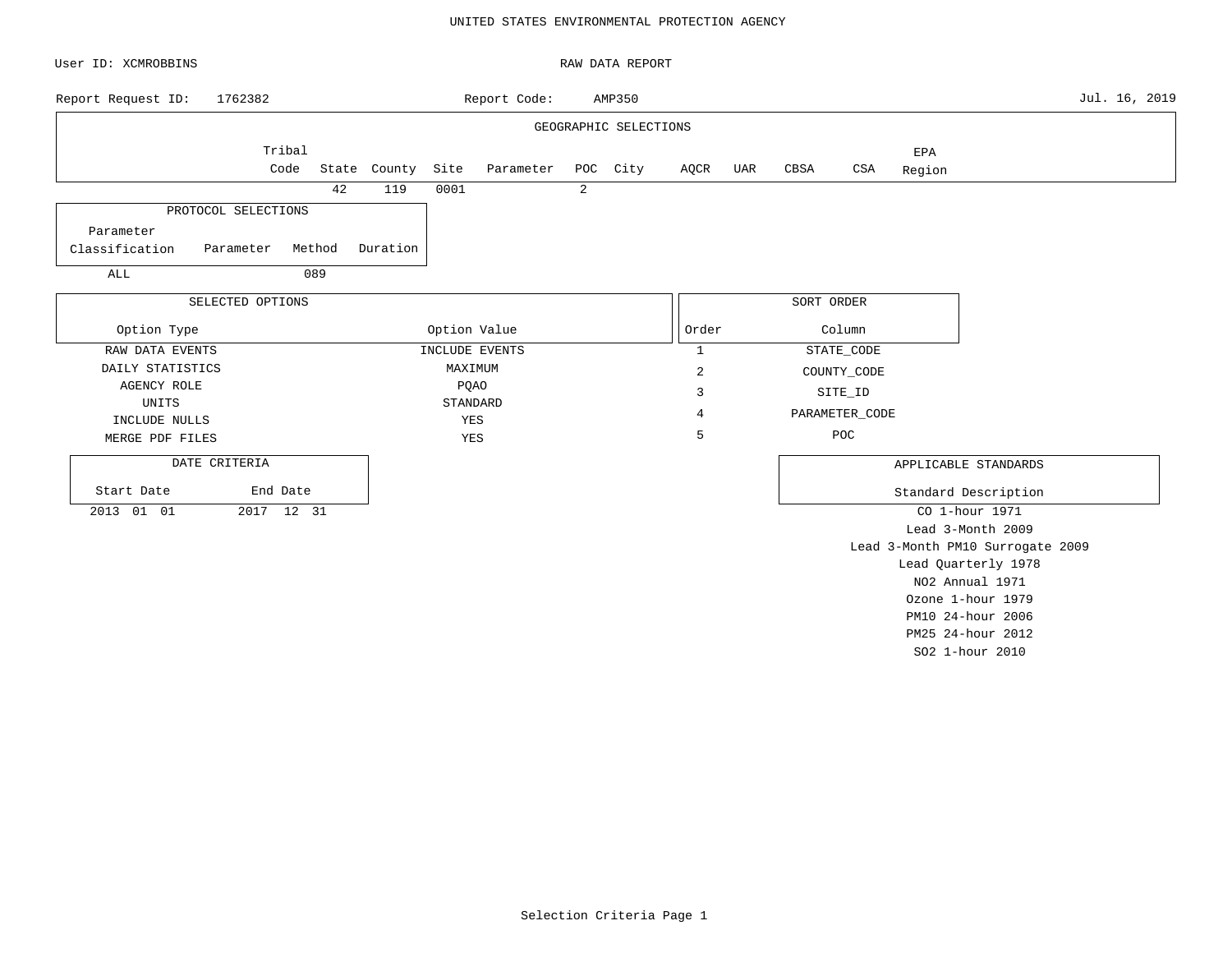UNITED STATES ENVIRONMENTAL PROTECTION AGENCY

User ID: XCMROBBINS

RAW DATA REPORT

Report Request ID: 1762382

Report Code: AMP350

Jul. 16, 2019

## GEOGRAPHIC SELECTIONS

| Tribal Code | State | County | Site | Parameter | POC | City | AQCR | UAR | CBSA | CSA | EPA Region |
|---|---|---|---|---|---|---|---|---|---|---|---|
| | 42 | 119 | 0001 | | 2 | | | | | | |

## PROTOCOL SELECTIONS

| Parameter Classification | Parameter | Method | Duration |
|---|---|---|---|
| ALL | | 089 | |

## SELECTED OPTIONS

| Option Type | Option Value |
|---|---|
| RAW DATA EVENTS | INCLUDE EVENTS |
| DAILY STATISTICS | MAXIMUM |
| AGENCY ROLE | PQAO |
| UNITS | STANDARD |
| INCLUDE NULLS | YES |
| MERGE PDF FILES | YES |

## SORT ORDER

| Order | Column |
|---|---|
| 1 | STATE_CODE |
| 2 | COUNTY_CODE |
| 3 | SITE_ID |
| 4 | PARAMETER_CODE |
| 5 | POC |

## DATE CRITERIA

| Start Date | End Date |
|---|---|
| 2013 01 01 | 2017 12 31 |

## APPLICABLE STANDARDS

| Standard Description |
|---|
| CO 1-hour 1971 |
| Lead 3-Month 2009 |
| Lead 3-Month PM10 Surrogate 2009 |
| Lead Quarterly 1978 |
| NO2 Annual 1971 |
| Ozone 1-hour 1979 |
| PM10 24-hour 2006 |
| PM25 24-hour 2012 |
| SO2 1-hour 2010 |

Selection Criteria Page 1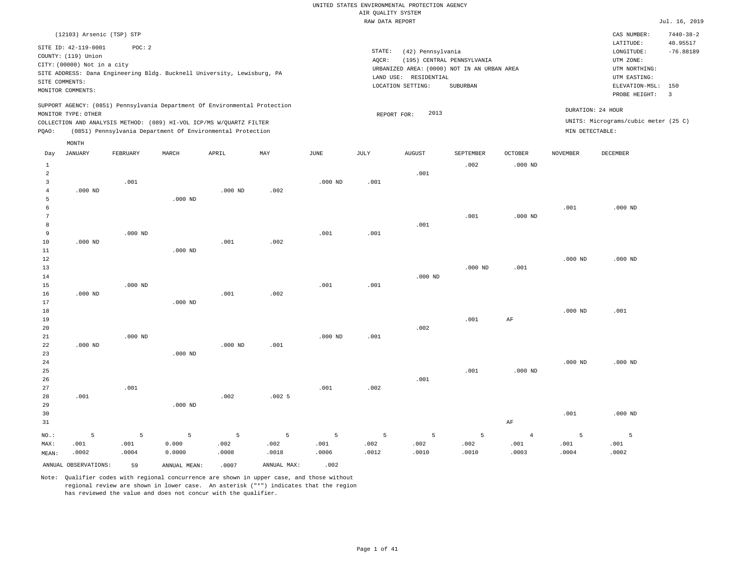UNITED STATES ENVIRONMENTAL PROTECTION AGENCY
AIR QUALITY SYSTEM
RAW DATA REPORT

Jul. 16, 2019

(12103) Arsenic (TSP) STP

SITE ID: 42-119-0001 POC: 2
COUNTY: (119) Union
CITY: (00000) Not in a city
SITE ADDRESS: Dana Engineering Bldg. Bucknell University, Lewisburg, PA
SITE COMMENTS:
MONITOR COMMENTS:

STATE: (42) Pennsylvania
AQCR: (195) CENTRAL PENNSYLVANIA
URBANIZED AREA: (0000) NOT IN AN URBAN AREA
LAND USE: RESIDENTIAL
LOCATION SETTING: SUBURBAN

CAS NUMBER: 7440-38-2
LATITUDE: 40.95517
LONGITUDE: -76.88189
UTM ZONE:
UTM NORTHING:
UTM EASTING:
ELEVATION-MSL: 150
PROBE HEIGHT: 3

SUPPORT AGENCY: (0851) Pennsylvania Department Of Environmental Protection
MONITOR TYPE: OTHER
COLLECTION AND ANALYSIS METHOD: (089) HI-VOL ICP/MS W/QUARTZ FILTER
PQAO: (0851) Pennsylvania Department Of Environmental Protection

REPORT FOR: 2013

DURATION: 24 HOUR
UNITS: Micrograms/cubic meter (25 C)
MIN DETECTABLE:

| Day | JANUARY | FEBRUARY | MARCH | APRIL | MAY | JUNE | JULY | AUGUST | SEPTEMBER | OCTOBER | NOVEMBER | DECEMBER |
|---|---|---|---|---|---|---|---|---|---|---|---|---|
| 1 | | | | | | | | | .002 | .000 ND | | |
| 2 | | | | | | | | .001 | | | | |
| 3 | | .001 | | | | .000 ND | .001 | | | | | |
| 4 | .000 ND | | | .000 ND | .002 | | | | | | | |
| 5 | | | .000 ND | | | | | | | | | |
| 6 | | | | | | | | | | | .001 | .000 ND |
| 7 | | | | | | | | | .001 | .000 ND | | |
| 8 | | | | | | | | .001 | | | | |
| 9 | | .000 ND | | | | .001 | .001 | | | | | |
| 10 | .000 ND | | | .001 | .002 | | | | | | | |
| 11 | | | .000 ND | | | | | | | | | |
| 12 | | | | | | | | | | | .000 ND | .000 ND |
| 13 | | | | | | | | | .000 ND | .001 | | |
| 14 | | | | | | | | .000 ND | | | | |
| 15 | | .000 ND | | | | .001 | .001 | | | | | |
| 16 | .000 ND | | | .001 | .002 | | | | | | | |
| 17 | | | .000 ND | | | | | | | | | |
| 18 | | | | | | | | | | | .000 ND | .001 |
| 19 | | | | | | | | | .001 | AF | | |
| 20 | | | | | | | | .002 | | | | |
| 21 | | .000 ND | | | | .000 ND | .001 | | | | | |
| 22 | .000 ND | | | .000 ND | .001 | | | | | | | |
| 23 | | | .000 ND | | | | | | | | | |
| 24 | | | | | | | | | | | .000 ND | .000 ND |
| 25 | | | | | | | | | .001 | .000 ND | | |
| 26 | | | | | | | | .001 | | | | |
| 27 | | .001 | | | | .001 | .002 | | | | | |
| 28 | .001 | | | .002 | .002 5 | | | | | | | |
| 29 | | | .000 ND | | | | | | | | | |
| 30 | | | | | | | | | | | .001 | .000 ND |
| 31 | | | | | | | | | | AF | | |
| NO.: | 5 | 5 | 5 | 5 | 5 | 5 | 5 | 5 | 5 | 4 | 5 | 5 |
| MAX: | .001 | .001 | 0.000 | .002 | .002 | .001 | .002 | .002 | .002 | .001 | .001 | .001 |
| MEAN: | .0002 | .0004 | 0.0000 | .0008 | .0018 | .0006 | .0012 | .0010 | .0010 | .0003 | .0004 | .0002 |

ANNUAL OBSERVATIONS: 59 ANNUAL MEAN: .0007 ANNUAL MAX: .002

Note: Qualifier codes with regional concurrence are shown in upper case, and those without regional review are shown in lower case. An asterisk ("*") indicates that the region has reviewed the value and does not concur with the qualifier.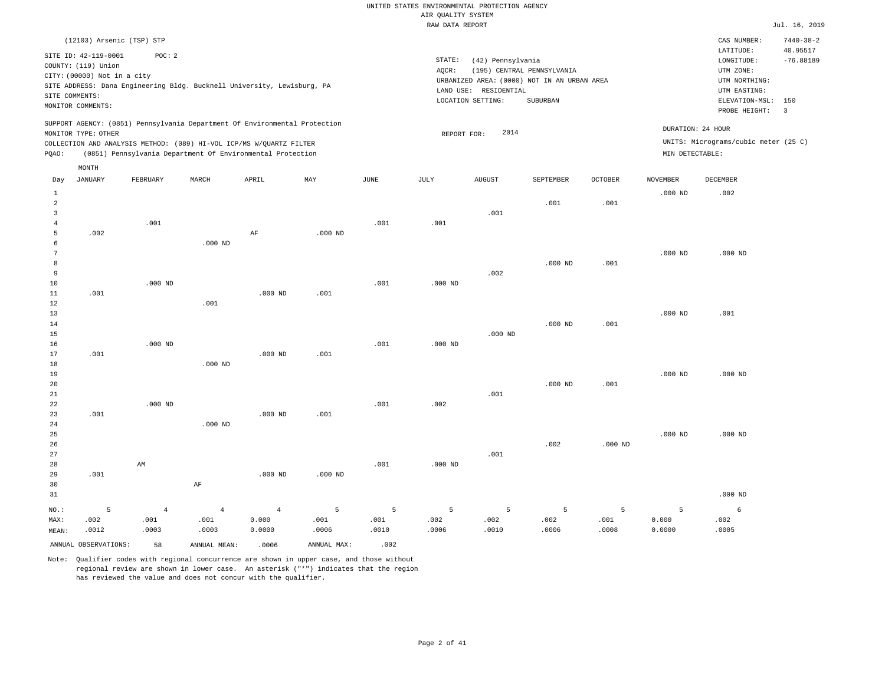UNITED STATES ENVIRONMENTAL PROTECTION AGENCY
AIR QUALITY SYSTEM
RAW DATA REPORT

Jul. 16, 2019

(12103) Arsenic (TSP) STP

SITE ID: 42-119-0001 POC: 2
COUNTY: (119) Union
CITY: (00000) Not in a city
SITE ADDRESS: Dana Engineering Bldg. Bucknell University, Lewisburg, PA
SITE COMMENTS:
MONITOR COMMENTS:

STATE: (42) Pennsylvania
AQCR: (195) CENTRAL PENNSYLVANIA
URBANIZED AREA: (0000) NOT IN AN URBAN AREA
LAND USE: RESIDENTIAL
LOCATION SETTING: SUBURBAN

CAS NUMBER: 7440-38-2
LATITUDE: 40.95517
LONGITUDE: -76.88189
UTM ZONE:
UTM NORTHING:
UTM EASTING:
ELEVATION-MSL: 150
PROBE HEIGHT: 3

SUPPORT AGENCY: (0851) Pennsylvania Department Of Environmental Protection
MONITOR TYPE: OTHER
COLLECTION AND ANALYSIS METHOD: (089) HI-VOL ICP/MS W/QUARTZ FILTER
PQAO: (0851) Pennsylvania Department Of Environmental Protection

REPORT FOR: 2014

DURATION: 24 HOUR
UNITS: Micrograms/cubic meter (25 C)
MIN DETECTABLE:

| Day | JANUARY | FEBRUARY | MARCH | APRIL | MAY | JUNE | JULY | AUGUST | SEPTEMBER | OCTOBER | NOVEMBER | DECEMBER |
|---|---|---|---|---|---|---|---|---|---|---|---|---|
| 1 | | | | | | | | | | | .000 ND | .002 |
| 2 | | | | | | | | | .001 | .001 | | |
| 3 | | | | | | | | .001 | | | | |
| 4 | | .001 | | | | .001 | .001 | | | | | |
| 5 | .002 | | | AF | .000 ND | | | | | | | |
| 6 | | | .000 ND | | | | | | | | | |
| 7 | | | | | | | | | | | .000 ND | .000 ND |
| 8 | | | | | | | | | .000 ND | .001 | | |
| 9 | | | | | | | | .002 | | | | |
| 10 | | .000 ND | | | | .001 | .000 ND | | | | | |
| 11 | .001 | | | .000 ND | .001 | | | | | | | |
| 12 | | | .001 | | | | | | | | | |
| 13 | | | | | | | | | | | .000 ND | .001 |
| 14 | | | | | | | | | .000 ND | .001 | | |
| 15 | | | | | | | | .000 ND | | | | |
| 16 | | .000 ND | | | | .001 | .000 ND | | | | | |
| 17 | .001 | | | .000 ND | .001 | | | | | | | |
| 18 | | | .000 ND | | | | | | | | | |
| 19 | | | | | | | | | | | .000 ND | .000 ND |
| 20 | | | | | | | | | .000 ND | .001 | | |
| 21 | | | | | | | | .001 | | | | |
| 22 | | .000 ND | | | | .001 | .002 | | | | | |
| 23 | .001 | | | .000 ND | .001 | | | | | | | |
| 24 | | | .000 ND | | | | | | | | | |
| 25 | | | | | | | | | | | .000 ND | .000 ND |
| 26 | | | | | | | | | .002 | .000 ND | | |
| 27 | | | | | | | | .001 | | | | |
| 28 | | AM | | | | .001 | .000 ND | | | | | |
| 29 | .001 | | | .000 ND | .000 ND | | | | | | | |
| 30 | | | AF | | | | | | | | | |
| 31 | | | | | | | | | | | | .000 ND |
| NO.: | 5 | 4 | 4 | 4 | 5 | 5 | 5 | 5 | 5 | 5 | 5 | 6 |
| MAX: | .002 | .001 | .001 | 0.000 | .001 | .001 | .002 | .002 | .002 | .001 | 0.000 | .002 |
| MEAN: | .0012 | .0003 | .0003 | 0.0000 | .0006 | .0010 | .0006 | .0010 | .0006 | .0008 | 0.0000 | .0005 |

ANNUAL OBSERVATIONS: 58 ANNUAL MEAN: .0006 ANNUAL MAX: .002

Note: Qualifier codes with regional concurrence are shown in upper case, and those without regional review are shown in lower case. An asterisk ("*") indicates that the region has reviewed the value and does not concur with the qualifier.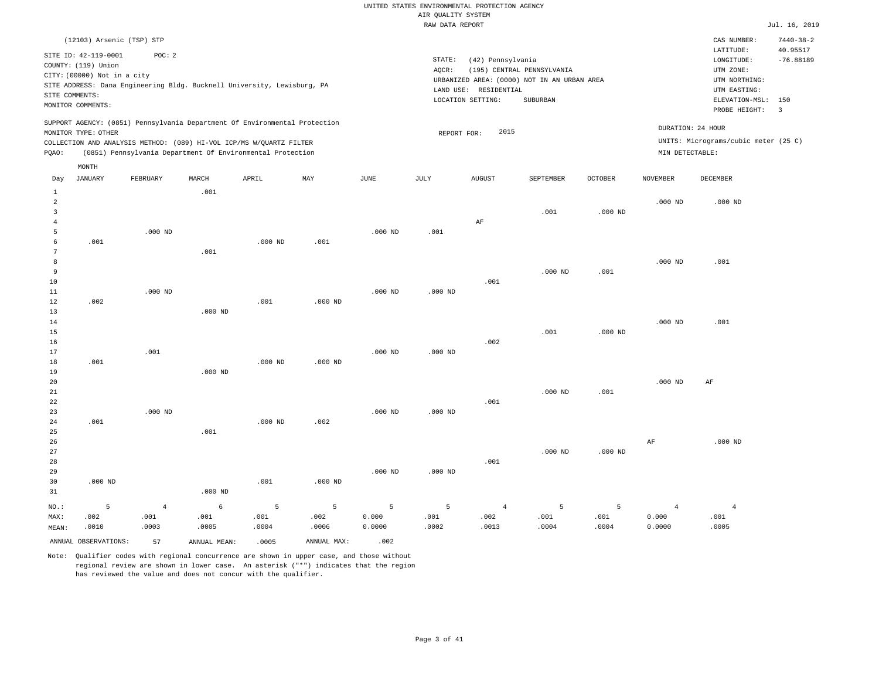UNITED STATES ENVIRONMENTAL PROTECTION AGENCY
AIR QUALITY SYSTEM
RAW DATA REPORT

Jul. 16, 2019

(12103) Arsenic (TSP) STP

SITE ID: 42-119-0001 POC: 2
COUNTY: (119) Union
CITY: (00000) Not in a city
SITE ADDRESS: Dana Engineering Bldg. Bucknell University, Lewisburg, PA
SITE COMMENTS:
MONITOR COMMENTS:

STATE: (42) Pennsylvania
AQCR: (195) CENTRAL PENNSYLVANIA
URBANIZED AREA: (0000) NOT IN AN URBAN AREA
LAND USE: RESIDENTIAL
LOCATION SETTING: SUBURBAN

CAS NUMBER: 7440-38-2
LATITUDE: 40.95517
LONGITUDE: -76.88189
UTM ZONE:
UTM NORTHING:
UTM EASTING:
ELEVATION-MSL: 150
PROBE HEIGHT: 3

SUPPORT AGENCY: (0851) Pennsylvania Department Of Environmental Protection
MONITOR TYPE: OTHER
COLLECTION AND ANALYSIS METHOD: (089) HI-VOL ICP/MS W/QUARTZ FILTER
PQAO: (0851) Pennsylvania Department Of Environmental Protection

REPORT FOR: 2015

DURATION: 24 HOUR
UNITS: Micrograms/cubic meter (25 C)
MIN DETECTABLE:

| Day | JANUARY | FEBRUARY | MARCH | APRIL | MAY | JUNE | JULY | AUGUST | SEPTEMBER | OCTOBER | NOVEMBER | DECEMBER |
|---|---|---|---|---|---|---|---|---|---|---|---|---|
| 1 | | | .001 | | | | | | | | | |
| 2 | | | | | | | | | | | .000 ND | .000 ND |
| 3 | | | | | | | | | .001 | .000 ND | | |
| 4 | | | | | | | | AF | | | | |
| 5 | | .000 ND | | | | .000 ND | .001 | | | | | |
| 6 | .001 | | | .000 ND | .001 | | | | | | | |
| 7 | | | .001 | | | | | | | | | |
| 8 | | | | | | | | | | | .000 ND | .001 |
| 9 | | | | | | | | | .000 ND | .001 | | |
| 10 | | | | | | | | .001 | | | | |
| 11 | | .000 ND | | | | .000 ND | .000 ND | | | | | |
| 12 | .002 | | | .001 | .000 ND | | | | | | | |
| 13 | | | .000 ND | | | | | | | | | |
| 14 | | | | | | | | | | | .000 ND | .001 |
| 15 | | | | | | | | | .001 | .000 ND | | |
| 16 | | | | | | | | .002 | | | | |
| 17 | | .001 | | | | .000 ND | .000 ND | | | | | |
| 18 | .001 | | | .000 ND | .000 ND | | | | | | | |
| 19 | | | .000 ND | | | | | | | | | |
| 20 | | | | | | | | | | | .000 ND | AF |
| 21 | | | | | | | | | .000 ND | .001 | | |
| 22 | | | | | | | | .001 | | | | |
| 23 | | .000 ND | | | | .000 ND | .000 ND | | | | | |
| 24 | .001 | | | .000 ND | .002 | | | | | | | |
| 25 | | | .001 | | | | | | | | | |
| 26 | | | | | | | | | | | AF | .000 ND |
| 27 | | | | | | | | | .000 ND | .000 ND | | |
| 28 | | | | | | | | .001 | | | | |
| 29 | | | | | | .000 ND | .000 ND | | | | | |
| 30 | .000 ND | | | .001 | .000 ND | | | | | | | |
| 31 | | | .000 ND | | | | | | | | | |
| NO.: | 5 | 4 | 6 | 5 | 5 | 5 | 5 | 4 | 5 | 5 | 4 | 4 |
| MAX: | .002 | .001 | .001 | .001 | .002 | 0.000 | .001 | .002 | .001 | .001 | 0.000 | .001 |
| MEAN: | .0010 | .0003 | .0005 | .0004 | .0006 | 0.0000 | .0002 | .0013 | .0004 | .0004 | 0.0000 | .0005 |

ANNUAL OBSERVATIONS: 57 ANNUAL MEAN: .0005 ANNUAL MAX: .002

Note: Qualifier codes with regional concurrence are shown in upper case, and those without regional review are shown in lower case. An asterisk ("*") indicates that the region has reviewed the value and does not concur with the qualifier.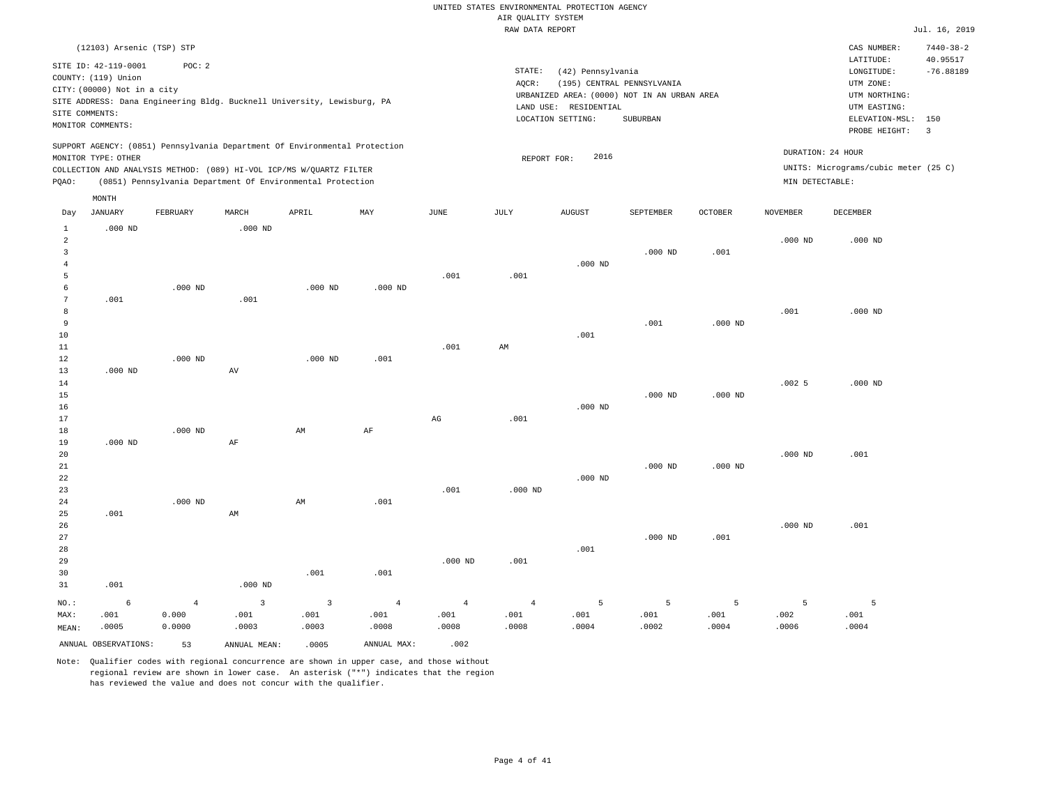UNITED STATES ENVIRONMENTAL PROTECTION AGENCY
AIR QUALITY SYSTEM
RAW DATA REPORT

Jul. 16, 2019

(12103) Arsenic (TSP) STP

SITE ID: 42-119-0001 POC: 2
COUNTY: (119) Union
CITY: (00000) Not in a city
SITE ADDRESS: Dana Engineering Bldg. Bucknell University, Lewisburg, PA
SITE COMMENTS:
MONITOR COMMENTS:

STATE: (42) Pennsylvania
AQCR: (195) CENTRAL PENNSYLVANIA
URBANIZED AREA: (0000) NOT IN AN URBAN AREA
LAND USE: RESIDENTIAL
LOCATION SETTING: SUBURBAN

CAS NUMBER: 7440-38-2
LATITUDE: 40.95517
LONGITUDE: -76.88189
UTM ZONE:
UTM NORTHING:
UTM EASTING:
ELEVATION-MSL: 150
PROBE HEIGHT: 3

SUPPORT AGENCY: (0851) Pennsylvania Department Of Environmental Protection
MONITOR TYPE: OTHER
COLLECTION AND ANALYSIS METHOD: (089) HI-VOL ICP/MS W/QUARTZ FILTER
PQAO: (0851) Pennsylvania Department Of Environmental Protection

REPORT FOR: 2016

DURATION: 24 HOUR
UNITS: Micrograms/cubic meter (25 C)
MIN DETECTABLE:

| Day | JANUARY | FEBRUARY | MARCH | APRIL | MAY | JUNE | JULY | AUGUST | SEPTEMBER | OCTOBER | NOVEMBER | DECEMBER |
|---|---|---|---|---|---|---|---|---|---|---|---|---|
| 1 | .000 ND | | .000 ND | | | | | | | | | |
| 2 | | | | | | | | | | | .000 ND | .000 ND |
| 3 | | | | | | | | | .000 ND | .001 | | |
| 4 | | | | | | | | .000 ND | | | | |
| 5 | | | | | | .001 | .001 | | | | | |
| 6 | | .000 ND | | .000 ND | .000 ND | | | | | | | |
| 7 | .001 | | .001 | | | | | | | | | |
| 8 | | | | | | | | | | | .001 | .000 ND |
| 9 | | | | | | | | | .001 | .000 ND | | |
| 10 | | | | | | | | .001 | | | | |
| 11 | | | | | | .001 | AM | | | | | |
| 12 | | .000 ND | | .000 ND | .001 | | | | | | | |
| 13 | .000 ND | | AV | | | | | | | | | |
| 14 | | | | | | | | | | | .002 5 | .000 ND |
| 15 | | | | | | | | | .000 ND | .000 ND | | |
| 16 | | | | | | | | .000 ND | | | | |
| 17 | | | | | | AG | .001 | | | | | |
| 18 | | .000 ND | | AM | AF | | | | | | | |
| 19 | .000 ND | | AF | | | | | | | | | |
| 20 | | | | | | | | | | | .000 ND | .001 |
| 21 | | | | | | | | | .000 ND | .000 ND | | |
| 22 | | | | | | | | .000 ND | | | | |
| 23 | | | | | | .001 | .000 ND | | | | | |
| 24 | | .000 ND | | AM | .001 | | | | | | | |
| 25 | .001 | | AM | | | | | | | | | |
| 26 | | | | | | | | | | | .000 ND | .001 |
| 27 | | | | | | | | | .000 ND | .001 | | |
| 28 | | | | | | | | .001 | | | | |
| 29 | | | | | | .000 ND | .001 | | | | | |
| 30 | | | | .001 | .001 | | | | | | | |
| 31 | .001 | | .000 ND | | | | | | | | | |
| NO.: | 6 | 4 | 3 | 3 | 4 | 4 | 4 | 5 | 5 | 5 | 5 | 5 |
| MAX: | .001 | 0.000 | .001 | .001 | .001 | .001 | .001 | .001 | .001 | .001 | .002 | .001 |
| MEAN: | .0005 | 0.0000 | .0003 | .0003 | .0008 | .0008 | .0008 | .0004 | .0002 | .0004 | .0006 | .0004 |

ANNUAL OBSERVATIONS: 53 ANNUAL MEAN: .0005 ANNUAL MAX: .002

Note: Qualifier codes with regional concurrence are shown in upper case, and those without regional review are shown in lower case. An asterisk ("*") indicates that the region has reviewed the value and does not concur with the qualifier.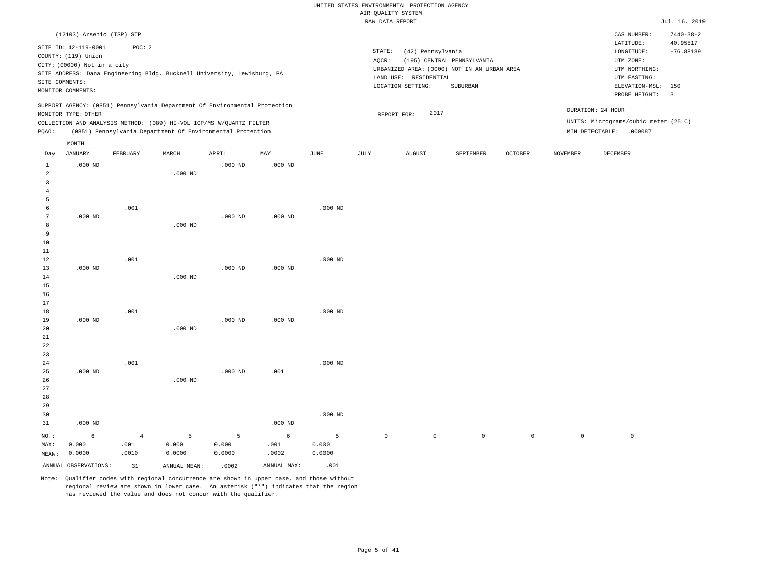UNITED STATES ENVIRONMENTAL PROTECTION AGENCY
AIR QUALITY SYSTEM
RAW DATA REPORT

Jul. 16, 2019

(12103) Arsenic (TSP) STP

SITE ID: 42-119-0001 POC: 2
COUNTY: (119) Union
CITY: (00000) Not in a city
SITE ADDRESS: Dana Engineering Bldg. Bucknell University, Lewisburg, PA
SITE COMMENTS:
MONITOR COMMENTS:

STATE: (42) Pennsylvania
AQCR: (195) CENTRAL PENNSYLVANIA
URBANIZED AREA: (0000) NOT IN AN URBAN AREA
LAND USE: RESIDENTIAL
LOCATION SETTING: SUBURBAN

CAS NUMBER: 7440-38-2
LATITUDE: 40.95517
LONGITUDE: -76.88189
UTM ZONE:
UTM NORTHING:
UTM EASTING:
ELEVATION-MSL: 150
PROBE HEIGHT: 3

SUPPORT AGENCY: (0851) Pennsylvania Department Of Environmental Protection
MONITOR TYPE: OTHER
COLLECTION AND ANALYSIS METHOD: (089) HI-VOL ICP/MS W/QUARTZ FILTER
PQAO: (0851) Pennsylvania Department Of Environmental Protection

REPORT FOR: 2017

DURATION: 24 HOUR
UNITS: Micrograms/cubic meter (25 C)
MIN DETECTABLE: .000087

| Day | JANUARY | FEBRUARY | MARCH | APRIL | MAY | JUNE | JULY | AUGUST | SEPTEMBER | OCTOBER | NOVEMBER | DECEMBER |
|---|---|---|---|---|---|---|---|---|---|---|---|---|
| 1 | .000 ND | | | .000 ND | .000 ND | | | | | | | |
| 2 | | | .000 ND | | | | | | | | | |
| 3 | | | | | | | | | | | | |
| 4 | | | | | | | | | | | | |
| 5 | | | | | | | | | | | | |
| 6 | | .001 | | | | .000 ND | | | | | | |
| 7 | .000 ND | | | .000 ND | .000 ND | | | | | | | |
| 8 | | | .000 ND | | | | | | | | | |
| 9 | | | | | | | | | | | | |
| 10 | | | | | | | | | | | | |
| 11 | | | | | | | | | | | | |
| 12 | | .001 | | | | .000 ND | | | | | | |
| 13 | .000 ND | | | .000 ND | .000 ND | | | | | | | |
| 14 | | | .000 ND | | | | | | | | | |
| 15 | | | | | | | | | | | | |
| 16 | | | | | | | | | | | | |
| 17 | | | | | | | | | | | | |
| 18 | | .001 | | | | .000 ND | | | | | | |
| 19 | .000 ND | | | .000 ND | .000 ND | | | | | | | |
| 20 | | | .000 ND | | | | | | | | | |
| 21 | | | | | | | | | | | | |
| 22 | | | | | | | | | | | | |
| 23 | | | | | | | | | | | | |
| 24 | | .001 | | | | .000 ND | | | | | | |
| 25 | .000 ND | | | .000 ND | .001 | | | | | | | |
| 26 | | | .000 ND | | | | | | | | | |
| 27 | | | | | | | | | | | | |
| 28 | | | | | | | | | | | | |
| 29 | | | | | | | | | | | | |
| 30 | | | | | | .000 ND | | | | | | |
| 31 | .000 ND | | | | .000 ND | | | | | | | |
| NO.: | 6 | 4 | 5 | 5 | 6 | 5 | 0 | 0 | 0 | 0 | 0 | 0 |
| MAX: | 0.000 | .001 | 0.000 | 0.000 | .001 | 0.000 | | | | | | |
| MEAN: | 0.0000 | .0010 | 0.0000 | 0.0000 | .0002 | 0.0000 | | | | | | |

ANNUAL OBSERVATIONS: 31 ANNUAL MEAN: .0002 ANNUAL MAX: .001

Note: Qualifier codes with regional concurrence are shown in upper case, and those without regional review are shown in lower case. An asterisk ("*") indicates that the region has reviewed the value and does not concur with the qualifier.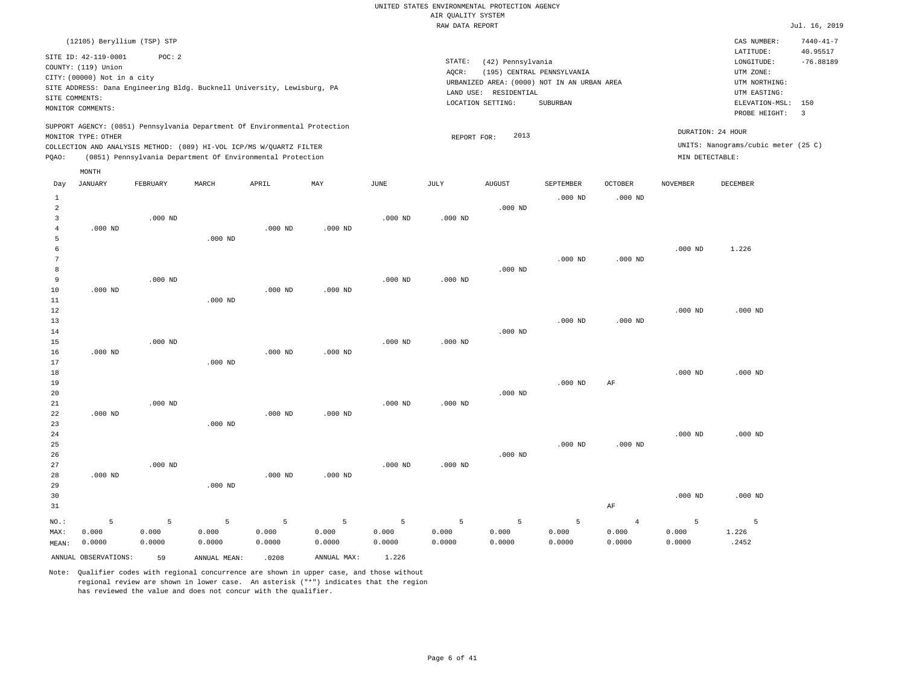UNITED STATES ENVIRONMENTAL PROTECTION AGENCY
AIR QUALITY SYSTEM
RAW DATA REPORT

Jul. 16, 2019

(12105) Beryllium (TSP) STP

SITE ID: 42-119-0001 POC: 2
COUNTY: (119) Union
CITY: (00000) Not in a city
SITE ADDRESS: Dana Engineering Bldg. Bucknell University, Lewisburg, PA
SITE COMMENTS:
MONITOR COMMENTS:

STATE: (42) Pennsylvania
AQCR: (195) CENTRAL PENNSYLVANIA
URBANIZED AREA: (0000) NOT IN AN URBAN AREA
LAND USE: RESIDENTIAL
LOCATION SETTING: SUBURBAN

CAS NUMBER: 7440-41-7
LATITUDE: 40.95517
LONGITUDE: -76.88189
UTM ZONE:
UTM NORTHING:
UTM EASTING:
ELEVATION-MSL: 150
PROBE HEIGHT: 3

SUPPORT AGENCY: (0851) Pennsylvania Department Of Environmental Protection
MONITOR TYPE: OTHER
COLLECTION AND ANALYSIS METHOD: (089) HI-VOL ICP/MS W/QUARTZ FILTER
PQAO: (0851) Pennsylvania Department Of Environmental Protection

REPORT FOR: 2013

DURATION: 24 HOUR
UNITS: Nanograms/cubic meter (25 C)
MIN DETECTABLE:

| Day | JANUARY | FEBRUARY | MARCH | APRIL | MAY | JUNE | JULY | AUGUST | SEPTEMBER | OCTOBER | NOVEMBER | DECEMBER |
|---|---|---|---|---|---|---|---|---|---|---|---|---|
| 1 | | | | | | | | | .000 ND | .000 ND | | |
| 2 | | | | | | | | .000 ND | | | | |
| 3 | | .000 ND | | | | .000 ND | .000 ND | | | | | |
| 4 | .000 ND | | | .000 ND | .000 ND | | | | | | | |
| 5 | | | .000 ND | | | | | | | | | |
| 6 | | | | | | | | | | | .000 ND | 1.226 |
| 7 | | | | | | | | | .000 ND | .000 ND | | |
| 8 | | | | | | | | .000 ND | | | | |
| 9 | | .000 ND | | | | .000 ND | .000 ND | | | | | |
| 10 | .000 ND | | | .000 ND | .000 ND | | | | | | | |
| 11 | | | .000 ND | | | | | | | | | |
| 12 | | | | | | | | | | | .000 ND | .000 ND |
| 13 | | | | | | | | | .000 ND | .000 ND | | |
| 14 | | | | | | | | .000 ND | | | | |
| 15 | | .000 ND | | | | .000 ND | .000 ND | | | | | |
| 16 | .000 ND | | | .000 ND | .000 ND | | | | | | | |
| 17 | | | .000 ND | | | | | | | | | |
| 18 | | | | | | | | | | | .000 ND | .000 ND |
| 19 | | | | | | | | | .000 ND | AF | | |
| 20 | | | | | | | | .000 ND | | | | |
| 21 | | .000 ND | | | | .000 ND | .000 ND | | | | | |
| 22 | .000 ND | | | .000 ND | .000 ND | | | | | | | |
| 23 | | | .000 ND | | | | | | | | | |
| 24 | | | | | | | | | | | .000 ND | .000 ND |
| 25 | | | | | | | | | .000 ND | .000 ND | | |
| 26 | | | | | | | | .000 ND | | | | |
| 27 | | .000 ND | | | | .000 ND | .000 ND | | | | | |
| 28 | .000 ND | | | .000 ND | .000 ND | | | | | | | |
| 29 | | | .000 ND | | | | | | | | | |
| 30 | | | | | | | | | | | .000 ND | .000 ND |
| 31 | | | | | | | | | | AF | | |
| NO.: | 5 | 5 | 5 | 5 | 5 | 5 | 5 | 5 | 5 | 4 | 5 | 5 |
| MAX: | 0.000 | 0.000 | 0.000 | 0.000 | 0.000 | 0.000 | 0.000 | 0.000 | 0.000 | 0.000 | 0.000 | 1.226 |
| MEAN: | 0.0000 | 0.0000 | 0.0000 | 0.0000 | 0.0000 | 0.0000 | 0.0000 | 0.0000 | 0.0000 | 0.0000 | 0.0000 | .2452 |

ANNUAL OBSERVATIONS: 59 ANNUAL MEAN: .0208 ANNUAL MAX: 1.226

Note: Qualifier codes with regional concurrence are shown in upper case, and those without regional review are shown in lower case. An asterisk ("*") indicates that the region has reviewed the value and does not concur with the qualifier.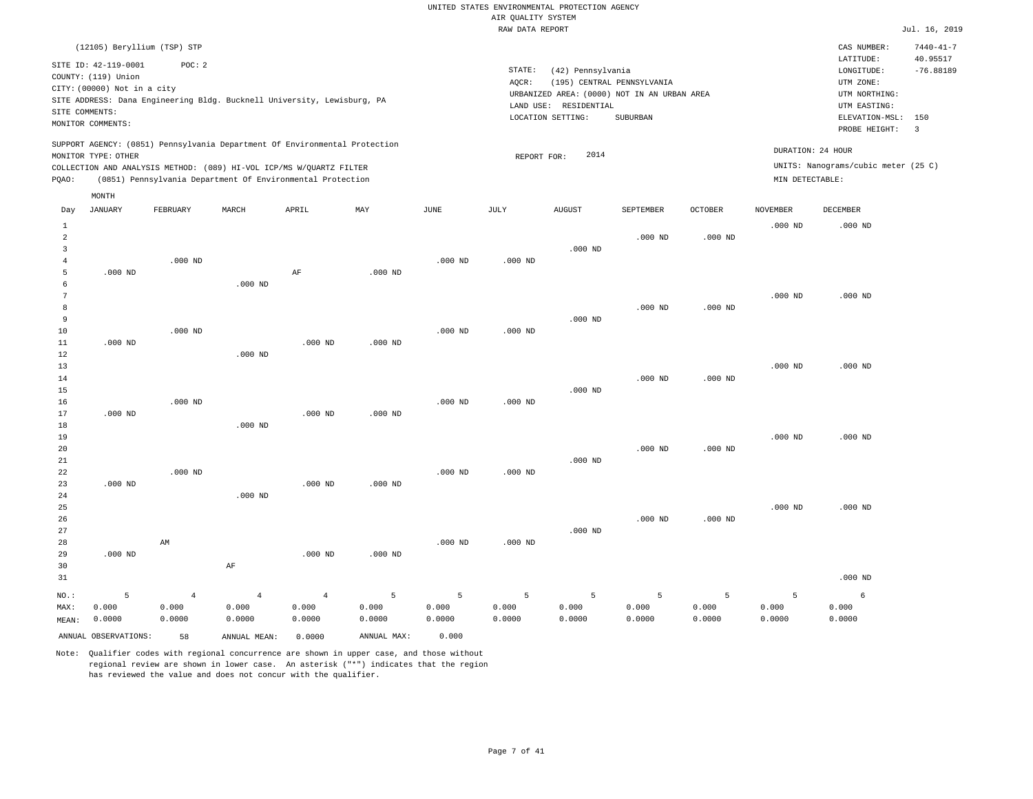UNITED STATES ENVIRONMENTAL PROTECTION AGENCY
AIR QUALITY SYSTEM
RAW DATA REPORT

Jul. 16, 2019

(12105) Beryllium (TSP) STP

SITE ID: 42-119-0001 POC: 2
COUNTY: (119) Union
CITY: (00000) Not in a city
SITE ADDRESS: Dana Engineering Bldg. Bucknell University, Lewisburg, PA
SITE COMMENTS:
MONITOR COMMENTS:

STATE: (42) Pennsylvania
AQCR: (195) CENTRAL PENNSYLVANIA
URBANIZED AREA: (0000) NOT IN AN URBAN AREA
LAND USE: RESIDENTIAL
LOCATION SETTING: SUBURBAN

CAS NUMBER: 7440-41-7
LATITUDE: 40.95517
LONGITUDE: -76.88189
UTM ZONE:
UTM NORTHING:
UTM EASTING:
ELEVATION-MSL: 150
PROBE HEIGHT: 3

SUPPORT AGENCY: (0851) Pennsylvania Department Of Environmental Protection
MONITOR TYPE: OTHER
COLLECTION AND ANALYSIS METHOD: (089) HI-VOL ICP/MS W/QUARTZ FILTER
PQAO: (0851) Pennsylvania Department Of Environmental Protection

REPORT FOR: 2014

DURATION: 24 HOUR
UNITS: Nanograms/cubic meter (25 C)
MIN DETECTABLE:

| Day | JANUARY | FEBRUARY | MARCH | APRIL | MAY | JUNE | JULY | AUGUST | SEPTEMBER | OCTOBER | NOVEMBER | DECEMBER |
|---|---|---|---|---|---|---|---|---|---|---|---|---|
| 1 | | | | | | | | | | | .000 ND | .000 ND |
| 2 | | | | | | | | | .000 ND | .000 ND | | |
| 3 | | | | | | | | .000 ND | | | | |
| 4 | | .000 ND | | | | .000 ND | .000 ND | | | | | |
| 5 | .000 ND | | | AF | .000 ND | | | | | | | |
| 6 | | | .000 ND | | | | | | | | | |
| 7 | | | | | | | | | | | .000 ND | .000 ND |
| 8 | | | | | | | | | .000 ND | .000 ND | | |
| 9 | | | | | | | | .000 ND | | | | |
| 10 | | .000 ND | | | | .000 ND | .000 ND | | | | | |
| 11 | .000 ND | | | .000 ND | .000 ND | | | | | | | |
| 12 | | | .000 ND | | | | | | | | | |
| 13 | | | | | | | | | | | .000 ND | .000 ND |
| 14 | | | | | | | | | .000 ND | .000 ND | | |
| 15 | | | | | | | | .000 ND | | | | |
| 16 | | .000 ND | | | | .000 ND | .000 ND | | | | | |
| 17 | .000 ND | | | .000 ND | .000 ND | | | | | | | |
| 18 | | | .000 ND | | | | | | | | | |
| 19 | | | | | | | | | | | .000 ND | .000 ND |
| 20 | | | | | | | | | .000 ND | .000 ND | | |
| 21 | | | | | | | | .000 ND | | | | |
| 22 | | .000 ND | | | | .000 ND | .000 ND | | | | | |
| 23 | .000 ND | | | .000 ND | .000 ND | | | | | | | |
| 24 | | | .000 ND | | | | | | | | | |
| 25 | | | | | | | | | | | .000 ND | .000 ND |
| 26 | | | | | | | | | .000 ND | .000 ND | | |
| 27 | | | | | | | | .000 ND | | | | |
| 28 | | AM | | | | .000 ND | .000 ND | | | | | |
| 29 | .000 ND | | | .000 ND | .000 ND | | | | | | | |
| 30 | | | AF | | | | | | | | | |
| 31 | | | | | | | | | | | | .000 ND |
| NO.: | 5 | 4 | 4 | 4 | 5 | 5 | 5 | 5 | 5 | 5 | 5 | 6 |
| MAX: | 0.000 | 0.000 | 0.000 | 0.000 | 0.000 | 0.000 | 0.000 | 0.000 | 0.000 | 0.000 | 0.000 | 0.000 |
| MEAN: | 0.0000 | 0.0000 | 0.0000 | 0.0000 | 0.0000 | 0.0000 | 0.0000 | 0.0000 | 0.0000 | 0.0000 | 0.0000 | 0.0000 |

ANNUAL OBSERVATIONS: 58 ANNUAL MEAN: 0.0000 ANNUAL MAX: 0.000

Note: Qualifier codes with regional concurrence are shown in upper case, and those without regional review are shown in lower case. An asterisk ("*") indicates that the region has reviewed the value and does not concur with the qualifier.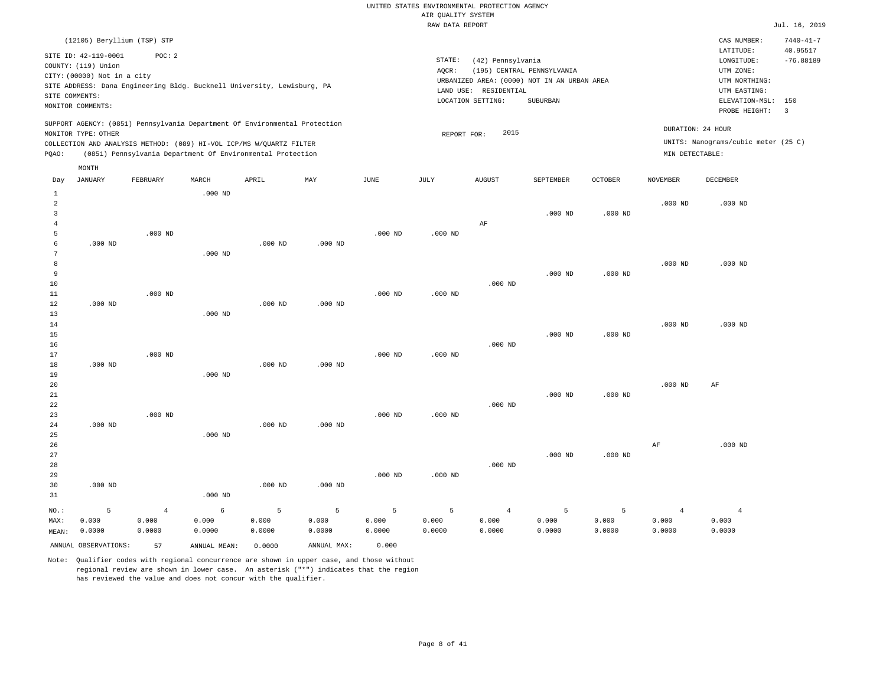UNITED STATES ENVIRONMENTAL PROTECTION AGENCY
AIR QUALITY SYSTEM
RAW DATA REPORT

Jul. 16, 2019

(12105) Beryllium (TSP) STP

SITE ID: 42-119-0001 POC: 2
COUNTY: (119) Union
CITY: (00000) Not in a city
SITE ADDRESS: Dana Engineering Bldg. Bucknell University, Lewisburg, PA
SITE COMMENTS:
MONITOR COMMENTS:

STATE: (42) Pennsylvania
AQCR: (195) CENTRAL PENNSYLVANIA
URBANIZED AREA: (0000) NOT IN AN URBAN AREA
LAND USE: RESIDENTIAL
LOCATION SETTING: SUBURBAN

CAS NUMBER: 7440-41-7
LATITUDE: 40.95517
LONGITUDE: -76.88189
UTM ZONE:
UTM NORTHING:
UTM EASTING:
ELEVATION-MSL: 150
PROBE HEIGHT: 3

SUPPORT AGENCY: (0851) Pennsylvania Department Of Environmental Protection
MONITOR TYPE: OTHER
COLLECTION AND ANALYSIS METHOD: (089) HI-VOL ICP/MS W/QUARTZ FILTER
PQAO: (0851) Pennsylvania Department Of Environmental Protection

REPORT FOR: 2015

DURATION: 24 HOUR
UNITS: Nanograms/cubic meter (25 C)
MIN DETECTABLE:

| Day | JANUARY | FEBRUARY | MARCH | APRIL | MAY | JUNE | JULY | AUGUST | SEPTEMBER | OCTOBER | NOVEMBER | DECEMBER |
|---|---|---|---|---|---|---|---|---|---|---|---|---|
| 1 | | | .000 ND | | | | | | | | | |
| 2 | | | | | | | | | | | .000 ND | .000 ND |
| 3 | | | | | | | | | .000 ND | .000 ND | | |
| 4 | | | | | | | | AF | | | | |
| 5 | | .000 ND | | | | .000 ND | .000 ND | | | | | |
| 6 | .000 ND | | | .000 ND | .000 ND | | | | | | | |
| 7 | | | .000 ND | | | | | | | | | |
| 8 | | | | | | | | | | | .000 ND | .000 ND |
| 9 | | | | | | | | | .000 ND | .000 ND | | |
| 10 | | | | | | | | .000 ND | | | | |
| 11 | | .000 ND | | | | .000 ND | .000 ND | | | | | |
| 12 | .000 ND | | | .000 ND | .000 ND | | | | | | | |
| 13 | | | .000 ND | | | | | | | | | |
| 14 | | | | | | | | | | | .000 ND | .000 ND |
| 15 | | | | | | | | | .000 ND | .000 ND | | |
| 16 | | | | | | | | .000 ND | | | | |
| 17 | | .000 ND | | | | .000 ND | .000 ND | | | | | |
| 18 | .000 ND | | | .000 ND | .000 ND | | | | | | | |
| 19 | | | .000 ND | | | | | | | | | |
| 20 | | | | | | | | | | | .000 ND | AF |
| 21 | | | | | | | | | .000 ND | .000 ND | | |
| 22 | | | | | | | | .000 ND | | | | |
| 23 | | .000 ND | | | | .000 ND | .000 ND | | | | | |
| 24 | .000 ND | | | .000 ND | .000 ND | | | | | | | |
| 25 | | | .000 ND | | | | | | | | | |
| 26 | | | | | | | | | | | AF | .000 ND |
| 27 | | | | | | | | | .000 ND | .000 ND | | |
| 28 | | | | | | | | .000 ND | | | | |
| 29 | | | | | | .000 ND | .000 ND | | | | | |
| 30 | .000 ND | | | .000 ND | .000 ND | | | | | | | |
| 31 | | | .000 ND | | | | | | | | | |
| NO.: | 5 | 4 | 6 | 5 | 5 | 5 | 5 | 4 | 5 | 5 | 4 | 4 |
| MAX: | 0.000 | 0.000 | 0.000 | 0.000 | 0.000 | 0.000 | 0.000 | 0.000 | 0.000 | 0.000 | 0.000 | 0.000 |
| MEAN: | 0.0000 | 0.0000 | 0.0000 | 0.0000 | 0.0000 | 0.0000 | 0.0000 | 0.0000 | 0.0000 | 0.0000 | 0.0000 | 0.0000 |

ANNUAL OBSERVATIONS: 57 ANNUAL MEAN: 0.0000 ANNUAL MAX: 0.000

Note: Qualifier codes with regional concurrence are shown in upper case, and those without regional review are shown in lower case. An asterisk ("*") indicates that the region has reviewed the value and does not concur with the qualifier.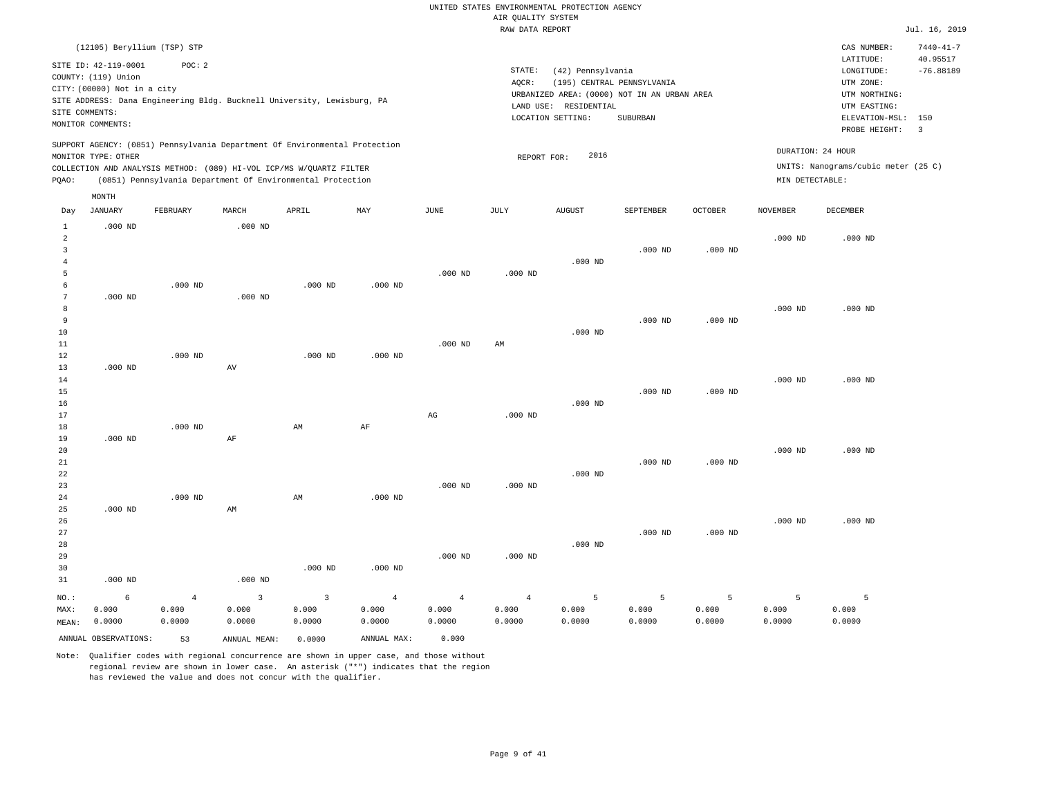UNITED STATES ENVIRONMENTAL PROTECTION AGENCY
AIR QUALITY SYSTEM
RAW DATA REPORT

Jul. 16, 2019

(12105) Beryllium (TSP) STP

SITE ID: 42-119-0001 POC: 2
COUNTY: (119) Union
CITY: (00000) Not in a city
SITE ADDRESS: Dana Engineering Bldg. Bucknell University, Lewisburg, PA
SITE COMMENTS:
MONITOR COMMENTS:

STATE: (42) Pennsylvania
AQCR: (195) CENTRAL PENNSYLVANIA
URBANIZED AREA: (0000) NOT IN AN URBAN AREA
LAND USE: RESIDENTIAL
LOCATION SETTING: SUBURBAN

CAS NUMBER: 7440-41-7
LATITUDE: 40.95517
LONGITUDE: -76.88189
UTM ZONE:
UTM NORTHING:
UTM EASTING:
ELEVATION-MSL: 150
PROBE HEIGHT: 3

SUPPORT AGENCY: (0851) Pennsylvania Department Of Environmental Protection
MONITOR TYPE: OTHER
COLLECTION AND ANALYSIS METHOD: (089) HI-VOL ICP/MS W/QUARTZ FILTER
PQAO: (0851) Pennsylvania Department Of Environmental Protection

REPORT FOR: 2016

DURATION: 24 HOUR
UNITS: Nanograms/cubic meter (25 C)
MIN DETECTABLE:

| Day | JANUARY | FEBRUARY | MARCH | APRIL | MAY | JUNE | JULY | AUGUST | SEPTEMBER | OCTOBER | NOVEMBER | DECEMBER |
|---|---|---|---|---|---|---|---|---|---|---|---|---|
| 1 | .000 ND | | .000 ND | | | | | | | | | |
| 2 | | | | | | | | | | | .000 ND | .000 ND |
| 3 | | | | | | | | | .000 ND | .000 ND | | |
| 4 | | | | | | | | .000 ND | | | | |
| 5 | | | | | | .000 ND | .000 ND | | | | | |
| 6 | | .000 ND | | .000 ND | .000 ND | | | | | | | |
| 7 | .000 ND | | .000 ND | | | | | | | | | |
| 8 | | | | | | | | | | | .000 ND | .000 ND |
| 9 | | | | | | | | | .000 ND | .000 ND | | |
| 10 | | | | | | | | .000 ND | | | | |
| 11 | | | | | | .000 ND | AM | | | | | |
| 12 | | .000 ND | | .000 ND | .000 ND | | | | | | | |
| 13 | .000 ND | | AV | | | | | | | | | |
| 14 | | | | | | | | | | | .000 ND | .000 ND |
| 15 | | | | | | | | | .000 ND | .000 ND | | |
| 16 | | | | | | | | .000 ND | | | | |
| 17 | | | | | | AG | .000 ND | | | | | |
| 18 | | .000 ND | | AM | AF | | | | | | | |
| 19 | .000 ND | | AF | | | | | | | | | |
| 20 | | | | | | | | | | | .000 ND | .000 ND |
| 21 | | | | | | | | | .000 ND | .000 ND | | |
| 22 | | | | | | | | .000 ND | | | | |
| 23 | | | | | | .000 ND | .000 ND | | | | | |
| 24 | | .000 ND | | AM | .000 ND | | | | | | | |
| 25 | .000 ND | | AM | | | | | | | | | |
| 26 | | | | | | | | | | | .000 ND | .000 ND |
| 27 | | | | | | | | | .000 ND | .000 ND | | |
| 28 | | | | | | | | .000 ND | | | | |
| 29 | | | | | | .000 ND | .000 ND | | | | | |
| 30 | | | | .000 ND | .000 ND | | | | | | | |
| 31 | .000 ND | | .000 ND | | | | | | | | | |
| NO.: | 6 | 4 | 3 | 3 | 4 | 4 | 4 | 5 | 5 | 5 | 5 | 5 |
| MAX: | 0.000 | 0.000 | 0.000 | 0.000 | 0.000 | 0.000 | 0.000 | 0.000 | 0.000 | 0.000 | 0.000 | 0.000 |
| MEAN: | 0.0000 | 0.0000 | 0.0000 | 0.0000 | 0.0000 | 0.0000 | 0.0000 | 0.0000 | 0.0000 | 0.0000 | 0.0000 | 0.0000 |

ANNUAL OBSERVATIONS: 53 ANNUAL MEAN: 0.0000 ANNUAL MAX: 0.000

Note: Qualifier codes with regional concurrence are shown in upper case, and those without regional review are shown in lower case. An asterisk ("*") indicates that the region has reviewed the value and does not concur with the qualifier.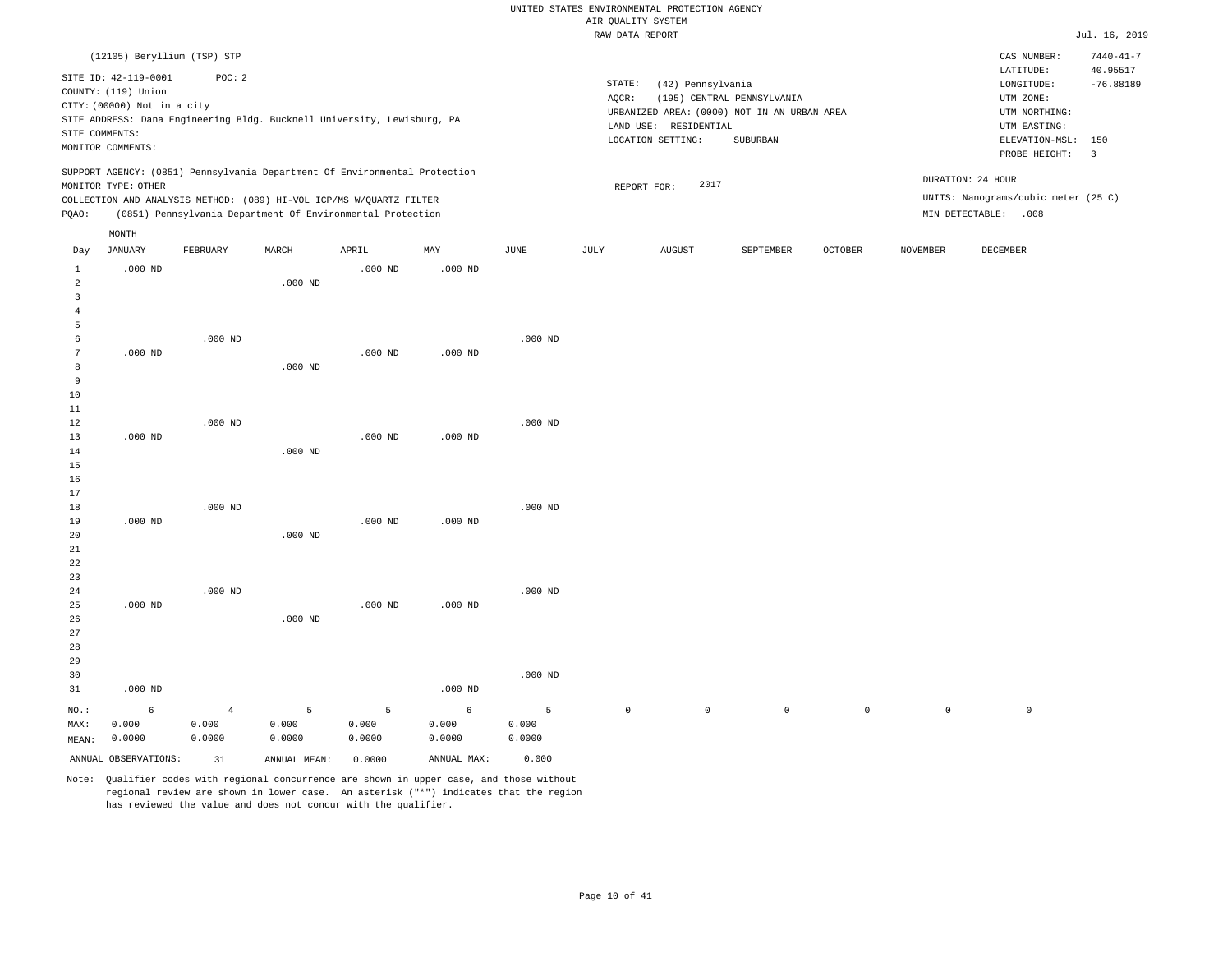UNITED STATES ENVIRONMENTAL PROTECTION AGENCY
AIR QUALITY SYSTEM
RAW DATA REPORT

Jul. 16, 2019

(12105) Beryllium (TSP) STP

SITE ID: 42-119-0001 POC: 2
COUNTY: (119) Union
CITY: (00000) Not in a city
SITE ADDRESS: Dana Engineering Bldg. Bucknell University, Lewisburg, PA
SITE COMMENTS:
MONITOR COMMENTS:

STATE: (42) Pennsylvania
AQCR: (195) CENTRAL PENNSYLVANIA
URBANIZED AREA: (0000) NOT IN AN URBAN AREA
LAND USE: RESIDENTIAL
LOCATION SETTING: SUBURBAN

CAS NUMBER: 7440-41-7
LATITUDE: 40.95517
LONGITUDE: -76.88189
UTM ZONE:
UTM NORTHING:
UTM EASTING:
ELEVATION-MSL: 150
PROBE HEIGHT: 3

SUPPORT AGENCY: (0851) Pennsylvania Department Of Environmental Protection
MONITOR TYPE: OTHER
COLLECTION AND ANALYSIS METHOD: (089) HI-VOL ICP/MS W/QUARTZ FILTER
PQAO: (0851) Pennsylvania Department Of Environmental Protection

REPORT FOR: 2017

DURATION: 24 HOUR
UNITS: Nanograms/cubic meter (25 C)
MIN DETECTABLE: .008

| Day | JANUARY | FEBRUARY | MARCH | APRIL | MAY | JUNE | JULY | AUGUST | SEPTEMBER | OCTOBER | NOVEMBER | DECEMBER |
|---|---|---|---|---|---|---|---|---|---|---|---|---|
| 1 | .000 ND | | | .000 ND | .000 ND | | | | | | | |
| 2 | | | .000 ND | | | | | | | | | |
| 3 | | | | | | | | | | | | |
| 4 | | | | | | | | | | | | |
| 5 | | | | | | | | | | | | |
| 6 | | .000 ND | | | | .000 ND | | | | | | |
| 7 | .000 ND | | | .000 ND | .000 ND | | | | | | | |
| 8 | | | .000 ND | | | | | | | | | |
| 9 | | | | | | | | | | | | |
| 10 | | | | | | | | | | | | |
| 11 | | | | | | | | | | | | |
| 12 | | .000 ND | | | | .000 ND | | | | | | |
| 13 | .000 ND | | | .000 ND | .000 ND | | | | | | | |
| 14 | | | .000 ND | | | | | | | | | |
| 15 | | | | | | | | | | | | |
| 16 | | | | | | | | | | | | |
| 17 | | | | | | | | | | | | |
| 18 | | .000 ND | | | | .000 ND | | | | | | |
| 19 | .000 ND | | | .000 ND | .000 ND | | | | | | | |
| 20 | | | .000 ND | | | | | | | | | |
| 21 | | | | | | | | | | | | |
| 22 | | | | | | | | | | | | |
| 23 | | | | | | | | | | | | |
| 24 | | .000 ND | | | | .000 ND | | | | | | |
| 25 | .000 ND | | | .000 ND | .000 ND | | | | | | | |
| 26 | | | .000 ND | | | | | | | | | |
| 27 | | | | | | | | | | | | |
| 28 | | | | | | | | | | | | |
| 29 | | | | | | | | | | | | |
| 30 | | | | | | .000 ND | | | | | | |
| 31 | .000 ND | | | | .000 ND | | | | | | | |
| NO.: | 6 | 4 | 5 | 5 | 6 | 5 | 0 | 0 | 0 | 0 | 0 | 0 |
| MAX: | 0.000 | 0.000 | 0.000 | 0.000 | 0.000 | 0.000 | | | | | | |
| MEAN: | 0.0000 | 0.0000 | 0.0000 | 0.0000 | 0.0000 | 0.0000 | | | | | | |

ANNUAL OBSERVATIONS: 31 ANNUAL MEAN: 0.0000 ANNUAL MAX: 0.000

Note: Qualifier codes with regional concurrence are shown in upper case, and those without regional review are shown in lower case. An asterisk ("*") indicates that the region has reviewed the value and does not concur with the qualifier.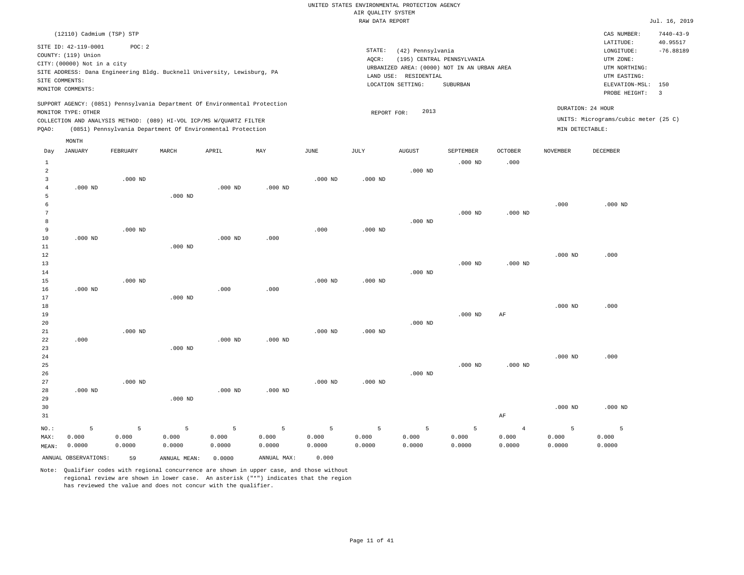UNITED STATES ENVIRONMENTAL PROTECTION AGENCY
AIR QUALITY SYSTEM
RAW DATA REPORT

Jul. 16, 2019

(12110) Cadmium (TSP) STP

SITE ID: 42-119-0001 POC: 2
COUNTY: (119) Union
CITY: (00000) Not in a city
SITE ADDRESS: Dana Engineering Bldg. Bucknell University, Lewisburg, PA
SITE COMMENTS:
MONITOR COMMENTS:

STATE: (42) Pennsylvania
AQCR: (195) CENTRAL PENNSYLVANIA
URBANIZED AREA: (0000) NOT IN AN URBAN AREA
LAND USE: RESIDENTIAL
LOCATION SETTING: SUBURBAN

CAS NUMBER: 7440-43-9
LATITUDE: 40.95517
LONGITUDE: -76.88189
UTM ZONE:
UTM NORTHING:
UTM EASTING:
ELEVATION-MSL: 150
PROBE HEIGHT: 3

SUPPORT AGENCY: (0851) Pennsylvania Department Of Environmental Protection
MONITOR TYPE: OTHER
COLLECTION AND ANALYSIS METHOD: (089) HI-VOL ICP/MS W/QUARTZ FILTER
PQAO: (0851) Pennsylvania Department Of Environmental Protection

REPORT FOR: 2013

DURATION: 24 HOUR
UNITS: Micrograms/cubic meter (25 C)
MIN DETECTABLE:

| Day | JANUARY | FEBRUARY | MARCH | APRIL | MAY | JUNE | JULY | AUGUST | SEPTEMBER | OCTOBER | NOVEMBER | DECEMBER |
|---|---|---|---|---|---|---|---|---|---|---|---|---|
| 1 | | | | | | | | | .000 ND | .000 | | |
| 2 | | | | | | | | .000 ND | | | | |
| 3 | | .000 ND | | | | .000 ND | .000 ND | | | | | |
| 4 | .000 ND | | | .000 ND | .000 ND | | | | | | | |
| 5 | | | .000 ND | | | | | | | | | |
| 6 | | | | | | | | | | | .000 | .000 ND |
| 7 | | | | | | | | | .000 ND | .000 ND | | |
| 8 | | | | | | | | .000 ND | | | | |
| 9 | | .000 ND | | | | .000 | .000 ND | | | | | |
| 10 | .000 ND | | | .000 ND | .000 | | | | | | | |
| 11 | | | .000 ND | | | | | | | | | |
| 12 | | | | | | | | | | | .000 ND | .000 |
| 13 | | | | | | | | | .000 ND | .000 ND | | |
| 14 | | | | | | | | .000 ND | | | | |
| 15 | | .000 ND | | | | .000 ND | .000 ND | | | | | |
| 16 | .000 ND | | | .000 | .000 | | | | | | | |
| 17 | | | .000 ND | | | | | | | | | |
| 18 | | | | | | | | | | | .000 ND | .000 |
| 19 | | | | | | | | | .000 ND | AF | | |
| 20 | | | | | | | | .000 ND | | | | |
| 21 | | .000 ND | | | | .000 ND | .000 ND | | | | | |
| 22 | .000 | | | .000 ND | .000 ND | | | | | | | |
| 23 | | | .000 ND | | | | | | | | | |
| 24 | | | | | | | | | | | .000 ND | .000 |
| 25 | | | | | | | | | .000 ND | .000 ND | | |
| 26 | | | | | | | | .000 ND | | | | |
| 27 | | .000 ND | | | | .000 ND | .000 ND | | | | | |
| 28 | .000 ND | | | .000 ND | .000 ND | | | | | | | |
| 29 | | | .000 ND | | | | | | | | | |
| 30 | | | | | | | | | | | .000 ND | .000 ND |
| 31 | | | | | | | | | | AF | | |
| NO.: | 5 | 5 | 5 | 5 | 5 | 5 | 5 | 5 | 5 | 4 | 5 | 5 |
| MAX: | 0.000 | 0.000 | 0.000 | 0.000 | 0.000 | 0.000 | 0.000 | 0.000 | 0.000 | 0.000 | 0.000 | 0.000 |
| MEAN: | 0.0000 | 0.0000 | 0.0000 | 0.0000 | 0.0000 | 0.0000 | 0.0000 | 0.0000 | 0.0000 | 0.0000 | 0.0000 | 0.0000 |

ANNUAL OBSERVATIONS: 59 ANNUAL MEAN: 0.0000 ANNUAL MAX: 0.000

Note: Qualifier codes with regional concurrence are shown in upper case, and those without regional review are shown in lower case. An asterisk ("*") indicates that the region has reviewed the value and does not concur with the qualifier.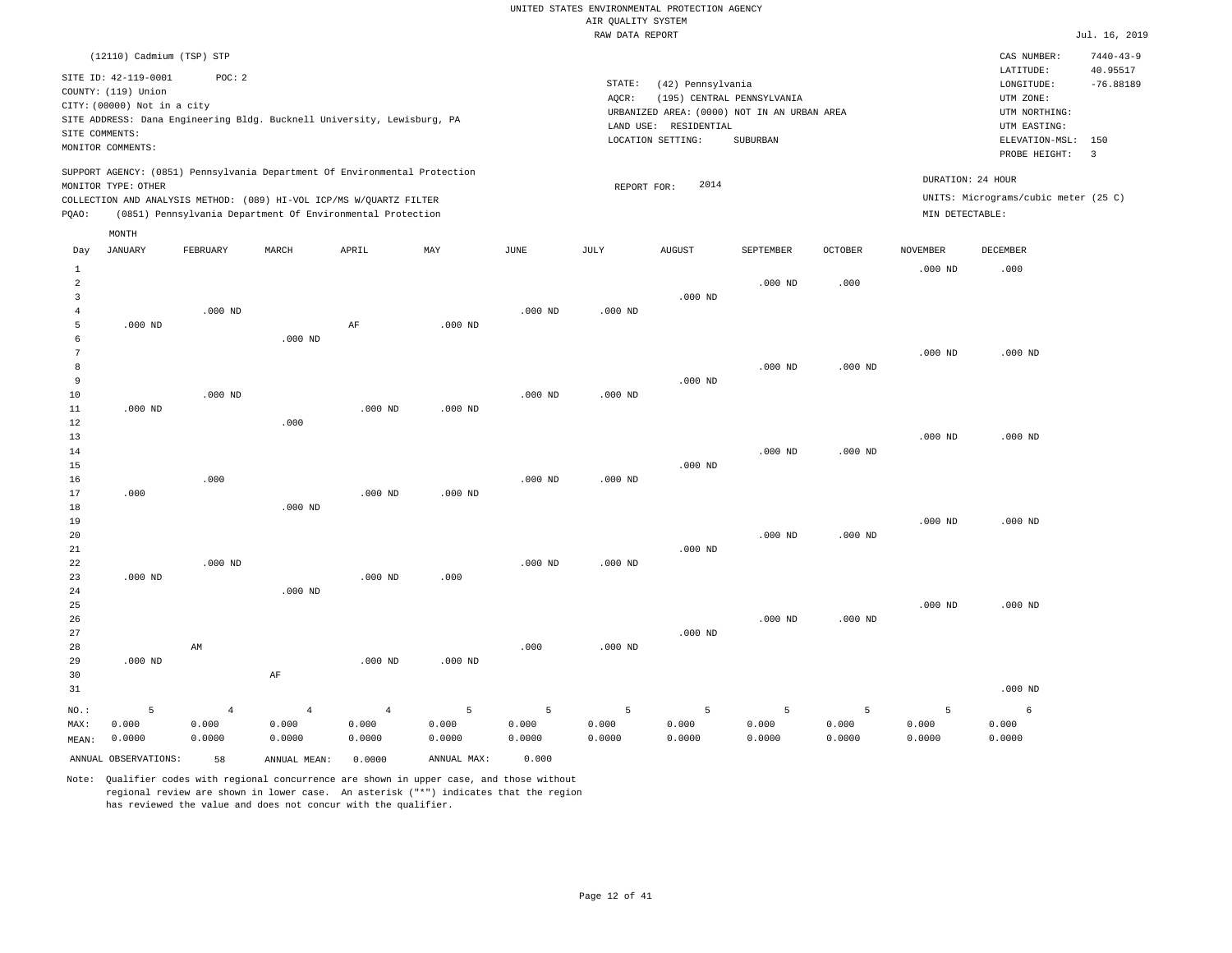UNITED STATES ENVIRONMENTAL PROTECTION AGENCY
AIR QUALITY SYSTEM
RAW DATA REPORT

Jul. 16, 2019

(12110) Cadmium (TSP) STP

SITE ID: 42-119-0001 POC: 2
COUNTY: (119) Union
CITY: (00000) Not in a city
SITE ADDRESS: Dana Engineering Bldg. Bucknell University, Lewisburg, PA
SITE COMMENTS:
MONITOR COMMENTS:

STATE: (42) Pennsylvania
AQCR: (195) CENTRAL PENNSYLVANIA
URBANIZED AREA: (0000) NOT IN AN URBAN AREA
LAND USE: RESIDENTIAL
LOCATION SETTING: SUBURBAN

CAS NUMBER: 7440-43-9
LATITUDE: 40.95517
LONGITUDE: -76.88189
UTM ZONE:
UTM NORTHING:
UTM EASTING:
ELEVATION-MSL: 150
PROBE HEIGHT: 3

SUPPORT AGENCY: (0851) Pennsylvania Department Of Environmental Protection
MONITOR TYPE: OTHER
COLLECTION AND ANALYSIS METHOD: (089) HI-VOL ICP/MS W/QUARTZ FILTER
PQAO: (0851) Pennsylvania Department Of Environmental Protection

REPORT FOR: 2014

DURATION: 24 HOUR
UNITS: Micrograms/cubic meter (25 C)
MIN DETECTABLE:

| Day | JANUARY | FEBRUARY | MARCH | APRIL | MAY | JUNE | JULY | AUGUST | SEPTEMBER | OCTOBER | NOVEMBER | DECEMBER |
|---|---|---|---|---|---|---|---|---|---|---|---|---|
| 1 | | | | | | | | | | | .000 ND | .000 |
| 2 | | | | | | | | | .000 ND | .000 | | |
| 3 | | | | | | | | .000 ND | | | | |
| 4 | | .000 ND | | | | .000 ND | .000 ND | | | | | |
| 5 | .000 ND | | | AF | .000 ND | | | | | | | |
| 6 | | | .000 ND | | | | | | | | | |
| 7 | | | | | | | | | | | .000 ND | .000 ND |
| 8 | | | | | | | | | .000 ND | .000 ND | | |
| 9 | | | | | | | | .000 ND | | | | |
| 10 | | .000 ND | | | | .000 ND | .000 ND | | | | | |
| 11 | .000 ND | | | .000 ND | .000 ND | | | | | | | |
| 12 | | | .000 | | | | | | | | | |
| 13 | | | | | | | | | | | .000 ND | .000 ND |
| 14 | | | | | | | | | .000 ND | .000 ND | | |
| 15 | | | | | | | | .000 ND | | | | |
| 16 | | .000 | | | | .000 ND | .000 ND | | | | | |
| 17 | .000 | | | .000 ND | .000 ND | | | | | | | |
| 18 | | | .000 ND | | | | | | | | | |
| 19 | | | | | | | | | | | .000 ND | .000 ND |
| 20 | | | | | | | | | .000 ND | .000 ND | | |
| 21 | | | | | | | | .000 ND | | | | |
| 22 | | .000 ND | | | | .000 ND | .000 ND | | | | | |
| 23 | .000 ND | | | .000 ND | .000 | | | | | | | |
| 24 | | | .000 ND | | | | | | | | | |
| 25 | | | | | | | | | | | .000 ND | .000 ND |
| 26 | | | | | | | | | .000 ND | .000 ND | | |
| 27 | | | | | | | | .000 ND | | | | |
| 28 | | AM | | | | .000 | .000 ND | | | | | |
| 29 | .000 ND | | | .000 ND | .000 ND | | | | | | | |
| 30 | | | AF | | | | | | | | | |
| 31 | | | | | | | | | | | | .000 ND |
| NO.: | 5 | 4 | 4 | 4 | 5 | 5 | 5 | 5 | 5 | 5 | 5 | 6 |
| MAX: | 0.000 | 0.000 | 0.000 | 0.000 | 0.000 | 0.000 | 0.000 | 0.000 | 0.000 | 0.000 | 0.000 | 0.000 |
| MEAN: | 0.0000 | 0.0000 | 0.0000 | 0.0000 | 0.0000 | 0.0000 | 0.0000 | 0.0000 | 0.0000 | 0.0000 | 0.0000 | 0.0000 |

ANNUAL OBSERVATIONS: 58 ANNUAL MEAN: 0.0000 ANNUAL MAX: 0.000

Note: Qualifier codes with regional concurrence are shown in upper case, and those without regional review are shown in lower case. An asterisk ("*") indicates that the region has reviewed the value and does not concur with the qualifier.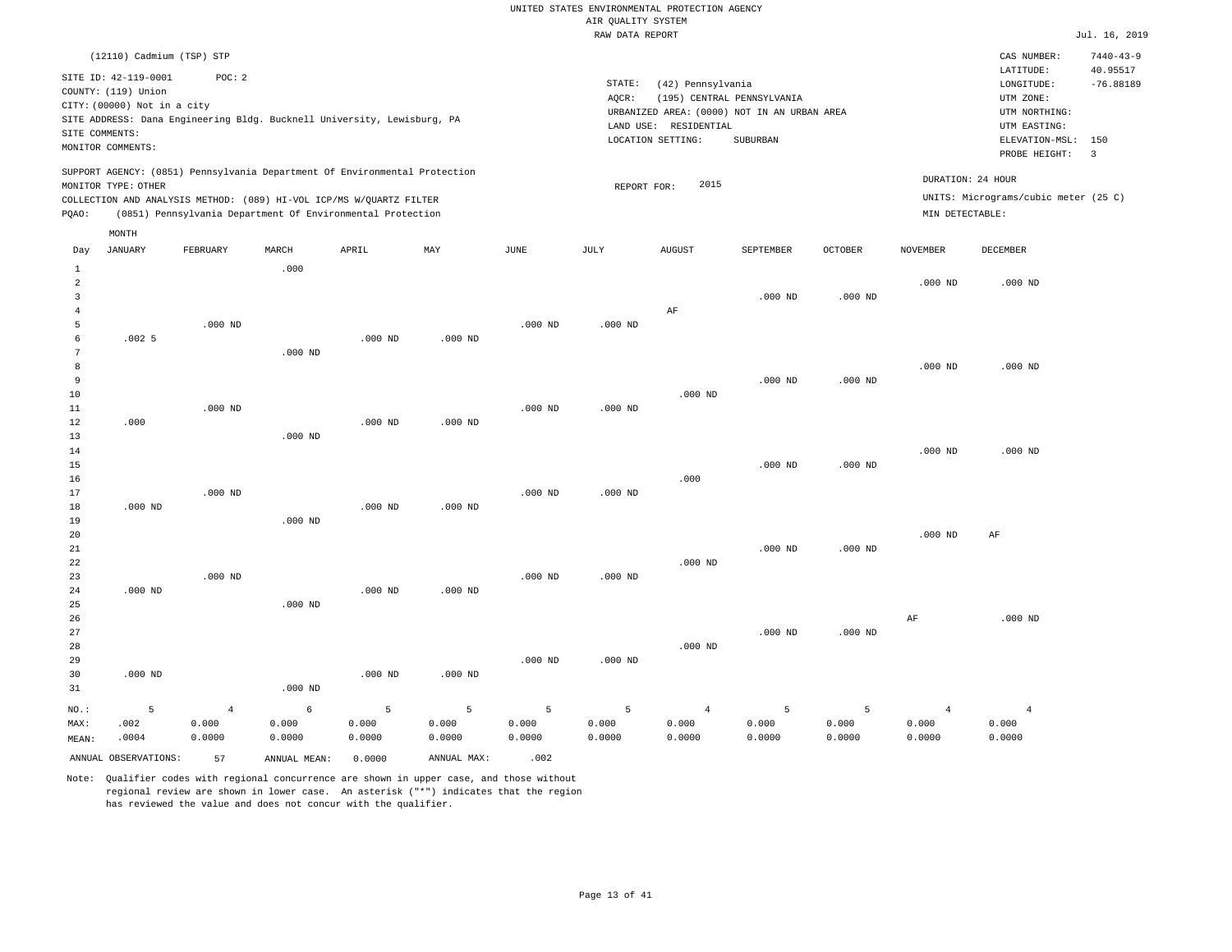UNITED STATES ENVIRONMENTAL PROTECTION AGENCY
AIR QUALITY SYSTEM
RAW DATA REPORT

Jul. 16, 2019

(12110) Cadmium (TSP) STP

SITE ID: 42-119-0001 POC: 2
COUNTY: (119) Union
CITY: (00000) Not in a city
SITE ADDRESS: Dana Engineering Bldg. Bucknell University, Lewisburg, PA
SITE COMMENTS:
MONITOR COMMENTS:

STATE: (42) Pennsylvania
AQCR: (195) CENTRAL PENNSYLVANIA
URBANIZED AREA: (0000) NOT IN AN URBAN AREA
LAND USE: RESIDENTIAL
LOCATION SETTING: SUBURBAN

CAS NUMBER: 7440-43-9
LATITUDE: 40.95517
LONGITUDE: -76.88189
UTM ZONE:
UTM NORTHING:
UTM EASTING:
ELEVATION-MSL: 150
PROBE HEIGHT: 3

SUPPORT AGENCY: (0851) Pennsylvania Department Of Environmental Protection
MONITOR TYPE: OTHER
COLLECTION AND ANALYSIS METHOD: (089) HI-VOL ICP/MS W/QUARTZ FILTER
PQAO: (0851) Pennsylvania Department Of Environmental Protection

REPORT FOR: 2015

DURATION: 24 HOUR
UNITS: Micrograms/cubic meter (25 C)
MIN DETECTABLE:

| Day | JANUARY | FEBRUARY | MARCH | APRIL | MAY | JUNE | JULY | AUGUST | SEPTEMBER | OCTOBER | NOVEMBER | DECEMBER |
|---|---|---|---|---|---|---|---|---|---|---|---|---|
| 1 | | | .000 | | | | | | | | | |
| 2 | | | | | | | | | | | .000 ND | .000 ND |
| 3 | | | | | | | | | .000 ND | .000 ND | | |
| 4 | | | | | | | | AF | | | | |
| 5 | | .000 ND | | | | .000 ND | .000 ND | | | | | |
| 6 | .002 5 | | | .000 ND | .000 ND | | | | | | | |
| 7 | | | .000 ND | | | | | | | | | |
| 8 | | | | | | | | | | | .000 ND | .000 ND |
| 9 | | | | | | | | | .000 ND | .000 ND | | |
| 10 | | | | | | | | .000 ND | | | | |
| 11 | | .000 ND | | | | .000 ND | .000 ND | | | | | |
| 12 | .000 | | | .000 ND | .000 ND | | | | | | | |
| 13 | | | .000 ND | | | | | | | | | |
| 14 | | | | | | | | | | | .000 ND | .000 ND |
| 15 | | | | | | | | | .000 ND | .000 ND | | |
| 16 | | | | | | | | .000 | | | | |
| 17 | | .000 ND | | | | .000 ND | .000 ND | | | | | |
| 18 | .000 ND | | | .000 ND | .000 ND | | | | | | | |
| 19 | | | .000 ND | | | | | | | | | |
| 20 | | | | | | | | | | | .000 ND | AF |
| 21 | | | | | | | | | .000 ND | .000 ND | | |
| 22 | | | | | | | | .000 ND | | | | |
| 23 | | .000 ND | | | | .000 ND | .000 ND | | | | | |
| 24 | .000 ND | | | .000 ND | .000 ND | | | | | | | |
| 25 | | | .000 ND | | | | | | | | | |
| 26 | | | | | | | | | | | AF | .000 ND |
| 27 | | | | | | | | | .000 ND | .000 ND | | |
| 28 | | | | | | | | .000 ND | | | | |
| 29 | | | | | | .000 ND | .000 ND | | | | | |
| 30 | .000 ND | | | .000 ND | .000 ND | | | | | | | |
| 31 | | | .000 ND | | | | | | | | | |
| NO.: | 5 | 4 | 6 | 5 | 5 | 5 | 5 | 4 | 5 | 5 | 4 | 4 |
| MAX: | .002 | 0.000 | 0.000 | 0.000 | 0.000 | 0.000 | 0.000 | 0.000 | 0.000 | 0.000 | 0.000 | 0.000 |
| MEAN: | .0004 | 0.0000 | 0.0000 | 0.0000 | 0.0000 | 0.0000 | 0.0000 | 0.0000 | 0.0000 | 0.0000 | 0.0000 | 0.0000 |

ANNUAL OBSERVATIONS: 57 ANNUAL MEAN: 0.0000 ANNUAL MAX: .002

Note: Qualifier codes with regional concurrence are shown in upper case, and those without regional review are shown in lower case. An asterisk ("*") indicates that the region has reviewed the value and does not concur with the qualifier.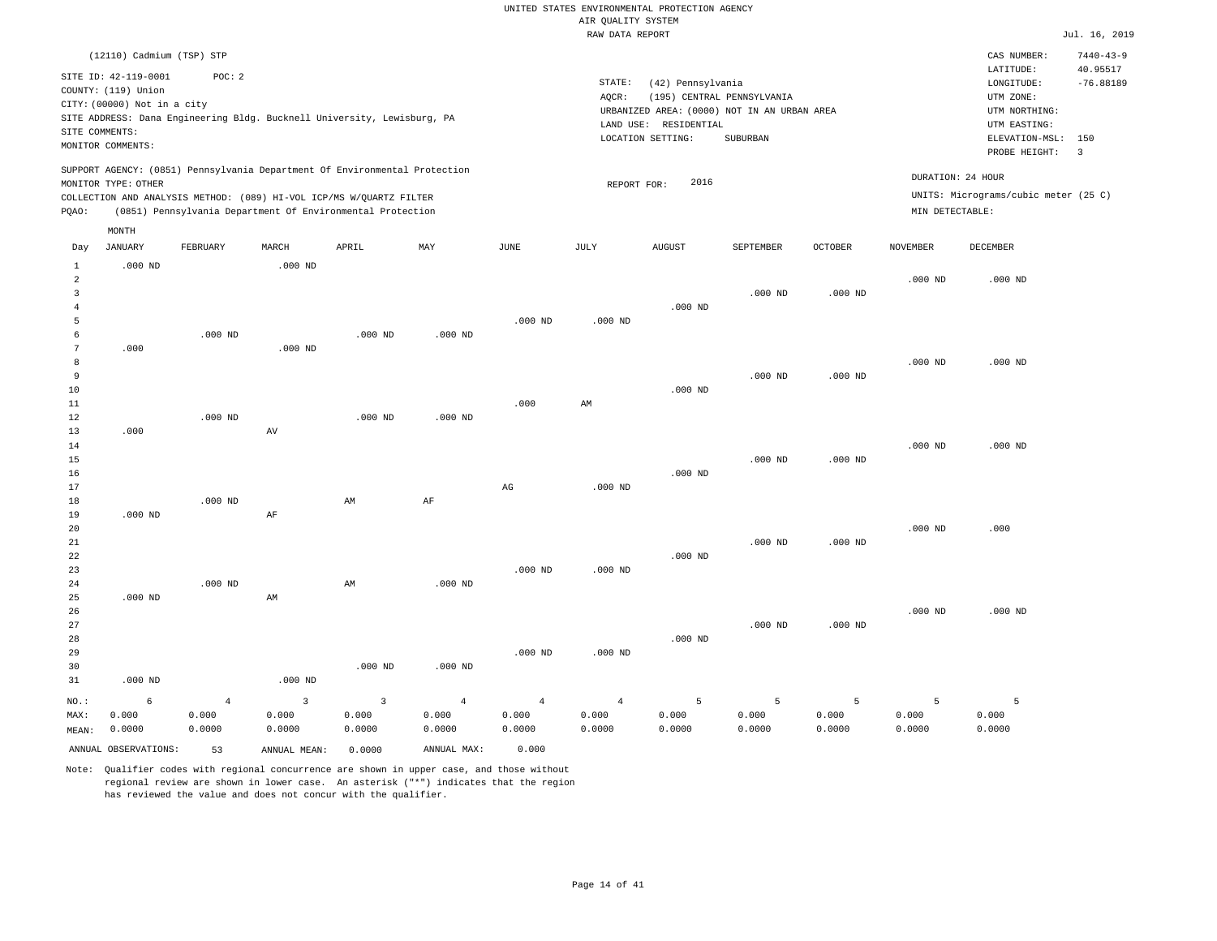UNITED STATES ENVIRONMENTAL PROTECTION AGENCY
AIR QUALITY SYSTEM
RAW DATA REPORT

Jul. 16, 2019

(12110) Cadmium (TSP) STP

SITE ID: 42-119-0001 POC: 2
COUNTY: (119) Union
CITY: (00000) Not in a city
SITE ADDRESS: Dana Engineering Bldg. Bucknell University, Lewisburg, PA
SITE COMMENTS:
MONITOR COMMENTS:

STATE: (42) Pennsylvania
AQCR: (195) CENTRAL PENNSYLVANIA
URBANIZED AREA: (0000) NOT IN AN URBAN AREA
LAND USE: RESIDENTIAL
LOCATION SETTING: SUBURBAN

CAS NUMBER: 7440-43-9
LATITUDE: 40.95517
LONGITUDE: -76.88189
UTM ZONE:
UTM NORTHING:
UTM EASTING:
ELEVATION-MSL: 150
PROBE HEIGHT: 3

SUPPORT AGENCY: (0851) Pennsylvania Department Of Environmental Protection
MONITOR TYPE: OTHER
COLLECTION AND ANALYSIS METHOD: (089) HI-VOL ICP/MS W/QUARTZ FILTER
PQAO: (0851) Pennsylvania Department Of Environmental Protection

REPORT FOR: 2016

DURATION: 24 HOUR
UNITS: Micrograms/cubic meter (25 C)
MIN DETECTABLE:

| Day | JANUARY | FEBRUARY | MARCH | APRIL | MAY | JUNE | JULY | AUGUST | SEPTEMBER | OCTOBER | NOVEMBER | DECEMBER |
|---|---|---|---|---|---|---|---|---|---|---|---|---|
| 1 | .000 ND | | .000 ND | | | | | | | | | |
| 2 | | | | | | | | | | | .000 ND | .000 ND |
| 3 | | | | | | | | | .000 ND | .000 ND | | |
| 4 | | | | | | | | .000 ND | | | | |
| 5 | | | | | | .000 ND | .000 ND | | | | | |
| 6 | | .000 ND | | .000 ND | .000 ND | | | | | | | |
| 7 | .000 | | .000 ND | | | | | | | | | |
| 8 | | | | | | | | | | | .000 ND | .000 ND |
| 9 | | | | | | | | | .000 ND | .000 ND | | |
| 10 | | | | | | | | .000 ND | | | | |
| 11 | | | | | | .000 | AM | | | | | |
| 12 | | .000 ND | | .000 ND | .000 ND | | | | | | | |
| 13 | .000 | | AV | | | | | | | | | |
| 14 | | | | | | | | | | | .000 ND | .000 ND |
| 15 | | | | | | | | | .000 ND | .000 ND | | |
| 16 | | | | | | | | .000 ND | | | | |
| 17 | | | | | | AG | .000 ND | | | | | |
| 18 | | .000 ND | | AM | AF | | | | | | | |
| 19 | .000 ND | | AF | | | | | | | | | |
| 20 | | | | | | | | | | | .000 ND | .000 |
| 21 | | | | | | | | | .000 ND | .000 ND | | |
| 22 | | | | | | | | .000 ND | | | | |
| 23 | | | | | | .000 ND | .000 ND | | | | | |
| 24 | | .000 ND | | AM | .000 ND | | | | | | | |
| 25 | .000 ND | | AM | | | | | | | | | |
| 26 | | | | | | | | | | | .000 ND | .000 ND |
| 27 | | | | | | | | | .000 ND | .000 ND | | |
| 28 | | | | | | | | .000 ND | | | | |
| 29 | | | | | | .000 ND | .000 ND | | | | | |
| 30 | | | | .000 ND | .000 ND | | | | | | | |
| 31 | .000 ND | | .000 ND | | | | | | | | | |
| NO.: | 6 | 4 | 3 | 3 | 4 | 4 | 4 | 5 | 5 | 5 | 5 | 5 |
| MAX: | 0.000 | 0.000 | 0.000 | 0.000 | 0.000 | 0.000 | 0.000 | 0.000 | 0.000 | 0.000 | 0.000 | 0.000 |
| MEAN: | 0.0000 | 0.0000 | 0.0000 | 0.0000 | 0.0000 | 0.0000 | 0.0000 | 0.0000 | 0.0000 | 0.0000 | 0.0000 | 0.0000 |

ANNUAL OBSERVATIONS: 53 ANNUAL MEAN: 0.0000 ANNUAL MAX: 0.000

Note: Qualifier codes with regional concurrence are shown in upper case, and those without regional review are shown in lower case. An asterisk ("*") indicates that the region has reviewed the value and does not concur with the qualifier.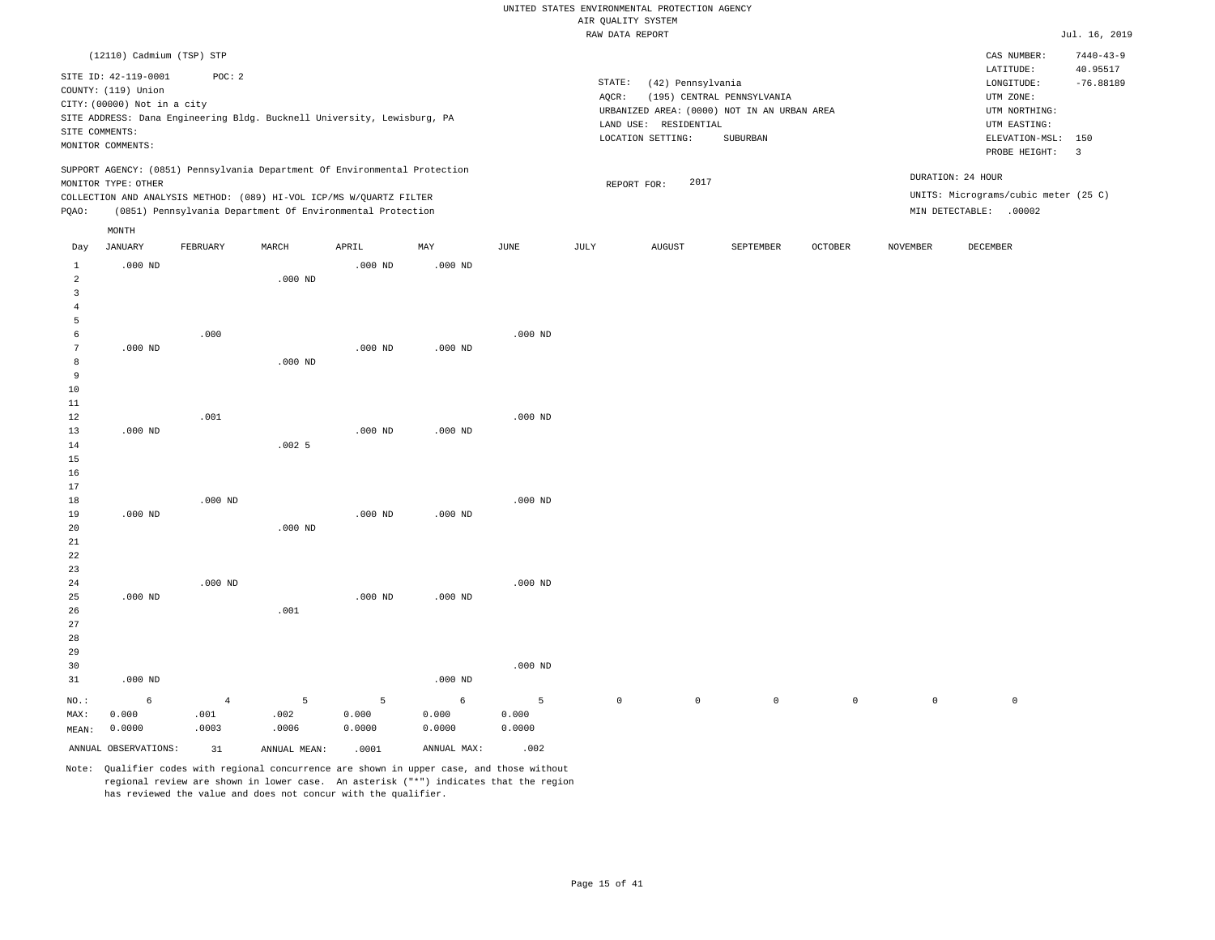UNITED STATES ENVIRONMENTAL PROTECTION AGENCY
AIR QUALITY SYSTEM
RAW DATA REPORT

Jul. 16, 2019

(12110) Cadmium (TSP) STP

SITE ID: 42-119-0001 POC: 2
COUNTY: (119) Union
CITY: (00000) Not in a city
SITE ADDRESS: Dana Engineering Bldg. Bucknell University, Lewisburg, PA
SITE COMMENTS:
MONITOR COMMENTS:

STATE: (42) Pennsylvania
AQCR: (195) CENTRAL PENNSYLVANIA
URBANIZED AREA: (0000) NOT IN AN URBAN AREA
LAND USE: RESIDENTIAL
LOCATION SETTING: SUBURBAN

CAS NUMBER: 7440-43-9
LATITUDE: 40.95517
LONGITUDE: -76.88189
UTM ZONE:
UTM NORTHING:
UTM EASTING:
ELEVATION-MSL: 150
PROBE HEIGHT: 3

SUPPORT AGENCY: (0851) Pennsylvania Department Of Environmental Protection
MONITOR TYPE: OTHER
COLLECTION AND ANALYSIS METHOD: (089) HI-VOL ICP/MS W/QUARTZ FILTER
PQAO: (0851) Pennsylvania Department Of Environmental Protection

REPORT FOR: 2017

DURATION: 24 HOUR
UNITS: Micrograms/cubic meter (25 C)
MIN DETECTABLE: .00002

| Day | JANUARY | FEBRUARY | MARCH | APRIL | MAY | JUNE | JULY | AUGUST | SEPTEMBER | OCTOBER | NOVEMBER | DECEMBER |
|---|---|---|---|---|---|---|---|---|---|---|---|---|
| 1 | .000 ND | | | .000 ND | .000 ND | | | | | | | |
| 2 | | | .000 ND | | | | | | | | | |
| 3 | | | | | | | | | | | | |
| 4 | | | | | | | | | | | | |
| 5 | | | | | | | | | | | | |
| 6 | | .000 | | | | .000 ND | | | | | | |
| 7 | .000 ND | | | .000 ND | .000 ND | | | | | | | |
| 8 | | | .000 ND | | | | | | | | | |
| 9 | | | | | | | | | | | | |
| 10 | | | | | | | | | | | | |
| 11 | | | | | | | | | | | | |
| 12 | | .001 | | | | .000 ND | | | | | | |
| 13 | .000 ND | | | .000 ND | .000 ND | | | | | | | |
| 14 | | | .002 5 | | | | | | | | | |
| 15 | | | | | | | | | | | | |
| 16 | | | | | | | | | | | | |
| 17 | | | | | | | | | | | | |
| 18 | | .000 ND | | | | .000 ND | | | | | | |
| 19 | .000 ND | | | .000 ND | .000 ND | | | | | | | |
| 20 | | | .000 ND | | | | | | | | | |
| 21 | | | | | | | | | | | | |
| 22 | | | | | | | | | | | | |
| 23 | | | | | | | | | | | | |
| 24 | | .000 ND | | | | .000 ND | | | | | | |
| 25 | .000 ND | | | .000 ND | .000 ND | | | | | | | |
| 26 | | | .001 | | | | | | | | | |
| 27 | | | | | | | | | | | | |
| 28 | | | | | | | | | | | | |
| 29 | | | | | | | | | | | | |
| 30 | | | | | | .000 ND | | | | | | |
| 31 | .000 ND | | | | .000 ND | | | | | | | |
| NO.: | 6 | 4 | 5 | 5 | 6 | 5 | 0 | 0 | 0 | 0 | 0 | 0 |
| MAX: | 0.000 | .001 | .002 | 0.000 | 0.000 | 0.000 | | | | | | |
| MEAN: | 0.0000 | .0003 | .0006 | 0.0000 | 0.0000 | 0.0000 | | | | | | |

ANNUAL OBSERVATIONS: 31 ANNUAL MEAN: .0001 ANNUAL MAX: .002

Note: Qualifier codes with regional concurrence are shown in upper case, and those without regional review are shown in lower case. An asterisk ("*") indicates that the region has reviewed the value and does not concur with the qualifier.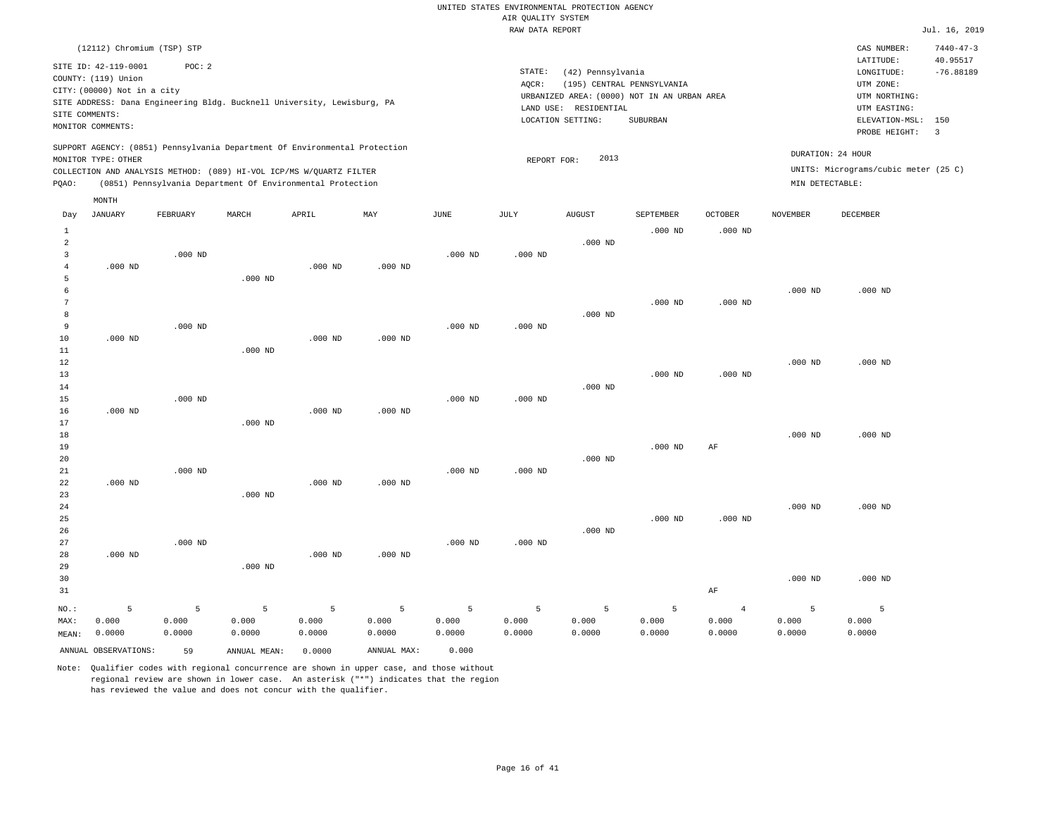UNITED STATES ENVIRONMENTAL PROTECTION AGENCY
AIR QUALITY SYSTEM
RAW DATA REPORT

Jul. 16, 2019

(12112) Chromium (TSP) STP

SITE ID: 42-119-0001 POC: 2
COUNTY: (119) Union
CITY: (00000) Not in a city
SITE ADDRESS: Dana Engineering Bldg. Bucknell University, Lewisburg, PA
SITE COMMENTS:
MONITOR COMMENTS:

STATE: (42) Pennsylvania
AQCR: (195) CENTRAL PENNSYLVANIA
URBANIZED AREA: (0000) NOT IN AN URBAN AREA
LAND USE: RESIDENTIAL
LOCATION SETTING: SUBURBAN

CAS NUMBER: 7440-47-3
LATITUDE: 40.95517
LONGITUDE: -76.88189
UTM ZONE:
UTM NORTHING:
UTM EASTING:
ELEVATION-MSL: 150
PROBE HEIGHT: 3

SUPPORT AGENCY: (0851) Pennsylvania Department Of Environmental Protection
MONITOR TYPE: OTHER
COLLECTION AND ANALYSIS METHOD: (089) HI-VOL ICP/MS W/QUARTZ FILTER
PQAO: (0851) Pennsylvania Department Of Environmental Protection

REPORT FOR: 2013

DURATION: 24 HOUR
UNITS: Micrograms/cubic meter (25 C)
MIN DETECTABLE:

| Day | JANUARY | FEBRUARY | MARCH | APRIL | MAY | JUNE | JULY | AUGUST | SEPTEMBER | OCTOBER | NOVEMBER | DECEMBER |
|---|---|---|---|---|---|---|---|---|---|---|---|---|
| 1 | | | | | | | | | .000 ND | .000 ND | | |
| 2 | | | | | | | | .000 ND | | | | |
| 3 | | .000 ND | | | | .000 ND | .000 ND | | | | | |
| 4 | .000 ND | | | .000 ND | .000 ND | | | | | | | |
| 5 | | | .000 ND | | | | | | | | | |
| 6 | | | | | | | | | | | .000 ND | .000 ND |
| 7 | | | | | | | | | .000 ND | .000 ND | | |
| 8 | | | | | | | | .000 ND | | | | |
| 9 | | .000 ND | | | | .000 ND | .000 ND | | | | | |
| 10 | .000 ND | | | .000 ND | .000 ND | | | | | | | |
| 11 | | | .000 ND | | | | | | | | | |
| 12 | | | | | | | | | | | .000 ND | .000 ND |
| 13 | | | | | | | | | .000 ND | .000 ND | | |
| 14 | | | | | | | | .000 ND | | | | |
| 15 | | .000 ND | | | | .000 ND | .000 ND | | | | | |
| 16 | .000 ND | | | .000 ND | .000 ND | | | | | | | |
| 17 | | | .000 ND | | | | | | | | | |
| 18 | | | | | | | | | | | .000 ND | .000 ND |
| 19 | | | | | | | | | .000 ND | AF | | |
| 20 | | | | | | | | .000 ND | | | | |
| 21 | | .000 ND | | | | .000 ND | .000 ND | | | | | |
| 22 | .000 ND | | | .000 ND | .000 ND | | | | | | | |
| 23 | | | .000 ND | | | | | | | | | |
| 24 | | | | | | | | | | | .000 ND | .000 ND |
| 25 | | | | | | | | | .000 ND | .000 ND | | |
| 26 | | | | | | | | .000 ND | | | | |
| 27 | | .000 ND | | | | .000 ND | .000 ND | | | | | |
| 28 | .000 ND | | | .000 ND | .000 ND | | | | | | | |
| 29 | | | .000 ND | | | | | | | | | |
| 30 | | | | | | | | | | | .000 ND | .000 ND |
| 31 | | | | | | | | | | AF | | |
| NO.: | 5 | 5 | 5 | 5 | 5 | 5 | 5 | 5 | 5 | 4 | 5 | 5 |
| MAX: | 0.000 | 0.000 | 0.000 | 0.000 | 0.000 | 0.000 | 0.000 | 0.000 | 0.000 | 0.000 | 0.000 | 0.000 |
| MEAN: | 0.0000 | 0.0000 | 0.0000 | 0.0000 | 0.0000 | 0.0000 | 0.0000 | 0.0000 | 0.0000 | 0.0000 | 0.0000 | 0.0000 |

ANNUAL OBSERVATIONS: 59 ANNUAL MEAN: 0.0000 ANNUAL MAX: 0.000

Note: Qualifier codes with regional concurrence are shown in upper case, and those without regional review are shown in lower case. An asterisk ("*") indicates that the region has reviewed the value and does not concur with the qualifier.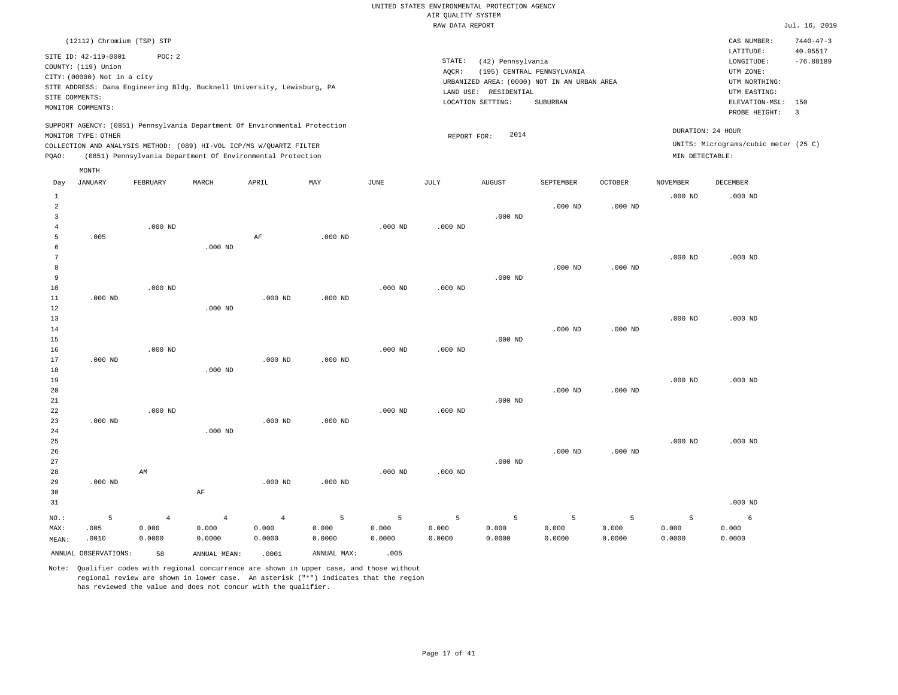UNITED STATES ENVIRONMENTAL PROTECTION AGENCY
AIR QUALITY SYSTEM
RAW DATA REPORT

Jul. 16, 2019

(12112) Chromium (TSP) STP

SITE ID: 42-119-0001 POC: 2
COUNTY: (119) Union
CITY: (00000) Not in a city
SITE ADDRESS: Dana Engineering Bldg. Bucknell University, Lewisburg, PA
SITE COMMENTS:
MONITOR COMMENTS:

STATE: (42) Pennsylvania
AQCR: (195) CENTRAL PENNSYLVANIA
URBANIZED AREA: (0000) NOT IN AN URBAN AREA
LAND USE: RESIDENTIAL
LOCATION SETTING: SUBURBAN

CAS NUMBER: 7440-47-3
LATITUDE: 40.95517
LONGITUDE: -76.88189
UTM ZONE:
UTM NORTHING:
UTM EASTING:
ELEVATION-MSL: 150
PROBE HEIGHT: 3

SUPPORT AGENCY: (0851) Pennsylvania Department Of Environmental Protection
MONITOR TYPE: OTHER
COLLECTION AND ANALYSIS METHOD: (089) HI-VOL ICP/MS W/QUARTZ FILTER
PQAO: (0851) Pennsylvania Department Of Environmental Protection

REPORT FOR: 2014

DURATION: 24 HOUR
UNITS: Micrograms/cubic meter (25 C)
MIN DETECTABLE:

| Day | JANUARY | FEBRUARY | MARCH | APRIL | MAY | JUNE | JULY | AUGUST | SEPTEMBER | OCTOBER | NOVEMBER | DECEMBER |
|---|---|---|---|---|---|---|---|---|---|---|---|---|
| 1 | | | | | | | | | | | .000 ND | .000 ND |
| 2 | | | | | | | | | .000 ND | .000 ND | | |
| 3 | | | | | | | | .000 ND | | | | |
| 4 | | .000 ND | | | | .000 ND | .000 ND | | | | | |
| 5 | .005 | | | AF | .000 ND | | | | | | | |
| 6 | | | .000 ND | | | | | | | | | |
| 7 | | | | | | | | | | | .000 ND | .000 ND |
| 8 | | | | | | | | | .000 ND | .000 ND | | |
| 9 | | | | | | | | .000 ND | | | | |
| 10 | | .000 ND | | | | .000 ND | .000 ND | | | | | |
| 11 | .000 ND | | | .000 ND | .000 ND | | | | | | | |
| 12 | | | .000 ND | | | | | | | | | |
| 13 | | | | | | | | | | | .000 ND | .000 ND |
| 14 | | | | | | | | | .000 ND | .000 ND | | |
| 15 | | | | | | | | .000 ND | | | | |
| 16 | | .000 ND | | | | .000 ND | .000 ND | | | | | |
| 17 | .000 ND | | | .000 ND | .000 ND | | | | | | | |
| 18 | | | .000 ND | | | | | | | | | |
| 19 | | | | | | | | | | | .000 ND | .000 ND |
| 20 | | | | | | | | | .000 ND | .000 ND | | |
| 21 | | | | | | | | .000 ND | | | | |
| 22 | | .000 ND | | | | .000 ND | .000 ND | | | | | |
| 23 | .000 ND | | | .000 ND | .000 ND | | | | | | | |
| 24 | | | .000 ND | | | | | | | | | |
| 25 | | | | | | | | | | | .000 ND | .000 ND |
| 26 | | | | | | | | | .000 ND | .000 ND | | |
| 27 | | | | | | | | .000 ND | | | | |
| 28 | | AM | | | | .000 ND | .000 ND | | | | | |
| 29 | .000 ND | | | .000 ND | .000 ND | | | | | | | |
| 30 | | | AF | | | | | | | | | |
| 31 | | | | | | | | | | | | .000 ND |
| NO.: | 5 | 4 | 4 | 4 | 5 | 5 | 5 | 5 | 5 | 5 | 5 | 6 |
| MAX: | .005 | 0.000 | 0.000 | 0.000 | 0.000 | 0.000 | 0.000 | 0.000 | 0.000 | 0.000 | 0.000 | 0.000 |
| MEAN: | .0010 | 0.0000 | 0.0000 | 0.0000 | 0.0000 | 0.0000 | 0.0000 | 0.0000 | 0.0000 | 0.0000 | 0.0000 | 0.0000 |

ANNUAL OBSERVATIONS: 58 ANNUAL MEAN: .0001 ANNUAL MAX: .005

Note: Qualifier codes with regional concurrence are shown in upper case, and those without regional review are shown in lower case. An asterisk ("*") indicates that the region has reviewed the value and does not concur with the qualifier.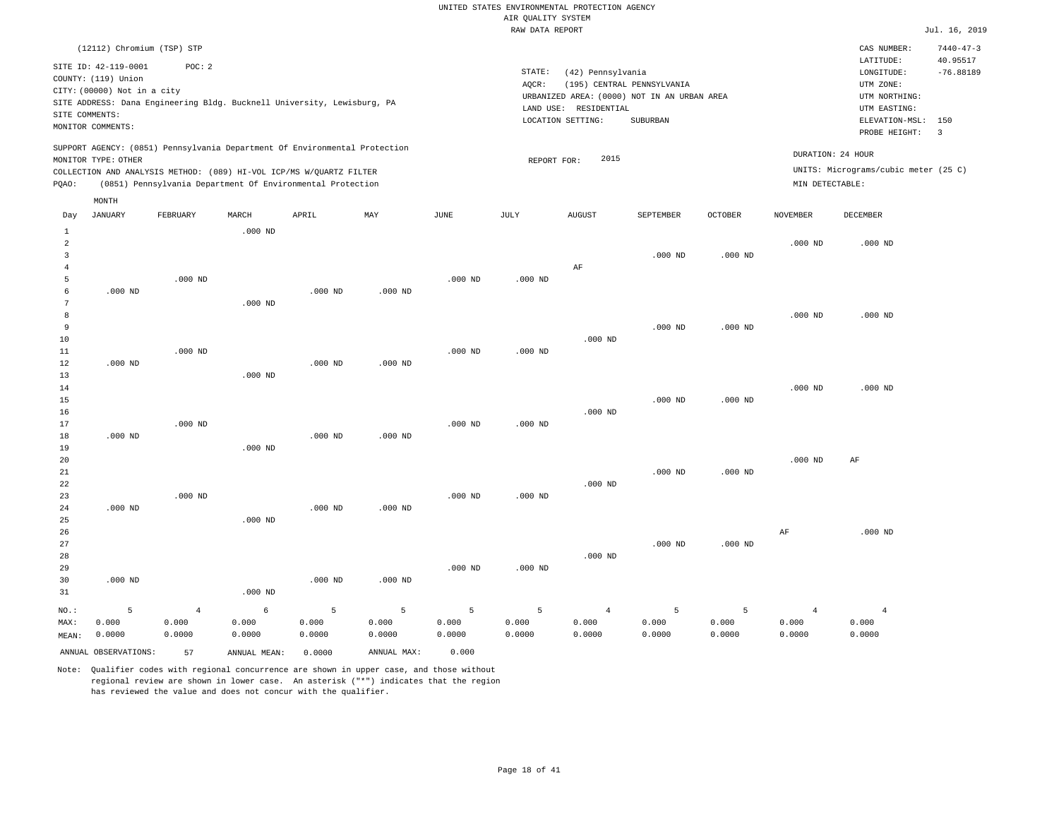UNITED STATES ENVIRONMENTAL PROTECTION AGENCY
AIR QUALITY SYSTEM
RAW DATA REPORT

Jul. 16, 2019

(12112) Chromium (TSP) STP

SITE ID: 42-119-0001 POC: 2
COUNTY: (119) Union
CITY: (00000) Not in a city
SITE ADDRESS: Dana Engineering Bldg. Bucknell University, Lewisburg, PA
SITE COMMENTS:
MONITOR COMMENTS:

STATE: (42) Pennsylvania
AQCR: (195) CENTRAL PENNSYLVANIA
URBANIZED AREA: (0000) NOT IN AN URBAN AREA
LAND USE: RESIDENTIAL
LOCATION SETTING: SUBURBAN

CAS NUMBER: 7440-47-3
LATITUDE: 40.95517
LONGITUDE: -76.88189
UTM ZONE:
UTM NORTHING:
UTM EASTING:
ELEVATION-MSL: 150
PROBE HEIGHT: 3

SUPPORT AGENCY: (0851) Pennsylvania Department Of Environmental Protection
MONITOR TYPE: OTHER
COLLECTION AND ANALYSIS METHOD: (089) HI-VOL ICP/MS W/QUARTZ FILTER
PQAO: (0851) Pennsylvania Department Of Environmental Protection

REPORT FOR: 2015

DURATION: 24 HOUR
UNITS: Micrograms/cubic meter (25 C)
MIN DETECTABLE:

| Day | JANUARY | FEBRUARY | MARCH | APRIL | MAY | JUNE | JULY | AUGUST | SEPTEMBER | OCTOBER | NOVEMBER | DECEMBER |
|---|---|---|---|---|---|---|---|---|---|---|---|---|
| 1 | | | .000 ND | | | | | | | | | |
| 2 | | | | | | | | | | | .000 ND | .000 ND |
| 3 | | | | | | | | | .000 ND | .000 ND | | |
| 4 | | | | | | | | AF | | | | |
| 5 | | .000 ND | | | | .000 ND | .000 ND | | | | | |
| 6 | .000 ND | | | .000 ND | .000 ND | | | | | | | |
| 7 | | | .000 ND | | | | | | | | | |
| 8 | | | | | | | | | | | .000 ND | .000 ND |
| 9 | | | | | | | | | .000 ND | .000 ND | | |
| 10 | | | | | | | | .000 ND | | | | |
| 11 | | .000 ND | | | | .000 ND | .000 ND | | | | | |
| 12 | .000 ND | | | .000 ND | .000 ND | | | | | | | |
| 13 | | | .000 ND | | | | | | | | | |
| 14 | | | | | | | | | | | .000 ND | .000 ND |
| 15 | | | | | | | | | .000 ND | .000 ND | | |
| 16 | | | | | | | | .000 ND | | | | |
| 17 | | .000 ND | | | | .000 ND | .000 ND | | | | | |
| 18 | .000 ND | | | .000 ND | .000 ND | | | | | | | |
| 19 | | | .000 ND | | | | | | | | | |
| 20 | | | | | | | | | | | .000 ND | AF |
| 21 | | | | | | | | | .000 ND | .000 ND | | |
| 22 | | | | | | | | .000 ND | | | | |
| 23 | | .000 ND | | | | .000 ND | .000 ND | | | | | |
| 24 | .000 ND | | | .000 ND | .000 ND | | | | | | | |
| 25 | | | .000 ND | | | | | | | | | |
| 26 | | | | | | | | | | | AF | .000 ND |
| 27 | | | | | | | | | .000 ND | .000 ND | | |
| 28 | | | | | | | | .000 ND | | | | |
| 29 | | | | | | .000 ND | .000 ND | | | | | |
| 30 | .000 ND | | | .000 ND | .000 ND | | | | | | | |
| 31 | | | .000 ND | | | | | | | | | |
| NO.: | 5 | 4 | 6 | 5 | 5 | 5 | 5 | 4 | 5 | 5 | 4 | 4 |
| MAX: | 0.000 | 0.000 | 0.000 | 0.000 | 0.000 | 0.000 | 0.000 | 0.000 | 0.000 | 0.000 | 0.000 | 0.000 |
| MEAN: | 0.0000 | 0.0000 | 0.0000 | 0.0000 | 0.0000 | 0.0000 | 0.0000 | 0.0000 | 0.0000 | 0.0000 | 0.0000 | 0.0000 |

ANNUAL OBSERVATIONS: 57  ANNUAL MEAN: 0.0000  ANNUAL MAX: 0.000

Note: Qualifier codes with regional concurrence are shown in upper case, and those without regional review are shown in lower case. An asterisk ("*") indicates that the region has reviewed the value and does not concur with the qualifier.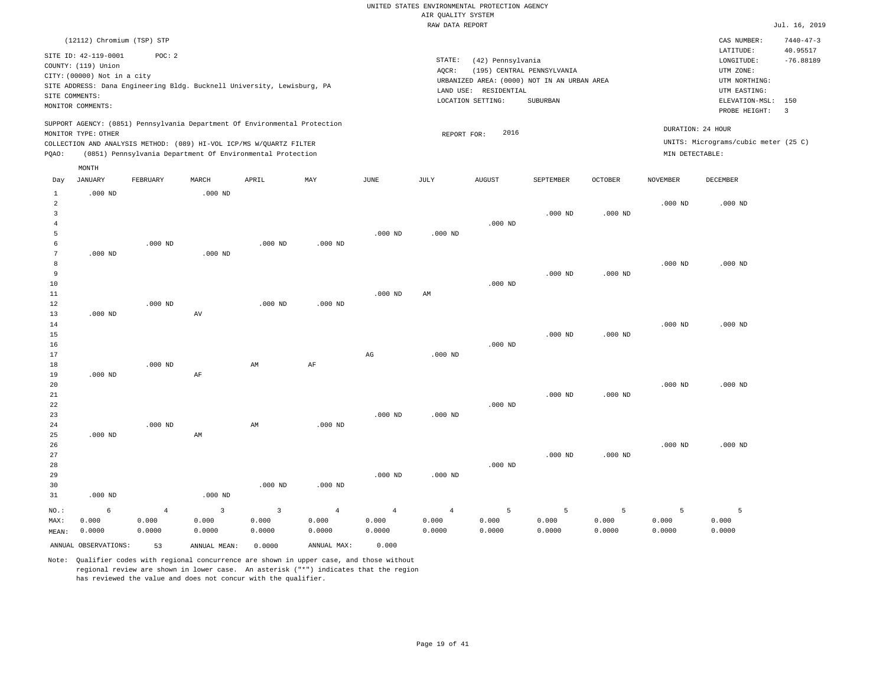UNITED STATES ENVIRONMENTAL PROTECTION AGENCY
AIR QUALITY SYSTEM
RAW DATA REPORT

Jul. 16, 2019

(12112) Chromium (TSP) STP

SITE ID: 42-119-0001 POC: 2
COUNTY: (119) Union
CITY: (00000) Not in a city
SITE ADDRESS: Dana Engineering Bldg. Bucknell University, Lewisburg, PA
SITE COMMENTS:
MONITOR COMMENTS:

STATE: (42) Pennsylvania
AQCR: (195) CENTRAL PENNSYLVANIA
URBANIZED AREA: (0000) NOT IN AN URBAN AREA
LAND USE: RESIDENTIAL
LOCATION SETTING: SUBURBAN

CAS NUMBER: 7440-47-3
LATITUDE: 40.95517
LONGITUDE: -76.88189
UTM ZONE:
UTM NORTHING:
UTM EASTING:
ELEVATION-MSL: 150
PROBE HEIGHT: 3

SUPPORT AGENCY: (0851) Pennsylvania Department Of Environmental Protection
MONITOR TYPE: OTHER
COLLECTION AND ANALYSIS METHOD: (089) HI-VOL ICP/MS W/QUARTZ FILTER
PQAO: (0851) Pennsylvania Department Of Environmental Protection

REPORT FOR: 2016

DURATION: 24 HOUR
UNITS: Micrograms/cubic meter (25 C)
MIN DETECTABLE:

| Day | JANUARY | FEBRUARY | MARCH | APRIL | MAY | JUNE | JULY | AUGUST | SEPTEMBER | OCTOBER | NOVEMBER | DECEMBER |
|---|---|---|---|---|---|---|---|---|---|---|---|---|
| 1 | .000 ND | | .000 ND | | | | | | | | | |
| 2 | | | | | | | | | | | .000 ND | .000 ND |
| 3 | | | | | | | | | .000 ND | .000 ND | | |
| 4 | | | | | | | | .000 ND | | | | |
| 5 | | | | | | .000 ND | .000 ND | | | | | |
| 6 | | .000 ND | | .000 ND | .000 ND | | | | | | | |
| 7 | .000 ND | | .000 ND | | | | | | | | | |
| 8 | | | | | | | | | | | .000 ND | .000 ND |
| 9 | | | | | | | | | .000 ND | .000 ND | | |
| 10 | | | | | | | | .000 ND | | | | |
| 11 | | | | | | .000 ND | AM | | | | | |
| 12 | | .000 ND | | .000 ND | .000 ND | | | | | | | |
| 13 | .000 ND | | AV | | | | | | | | | |
| 14 | | | | | | | | | | | .000 ND | .000 ND |
| 15 | | | | | | | | | .000 ND | .000 ND | | |
| 16 | | | | | | | | .000 ND | | | | |
| 17 | | | | | | AG | .000 ND | | | | | |
| 18 | | .000 ND | | AM | AF | | | | | | | |
| 19 | .000 ND | | AF | | | | | | | | | |
| 20 | | | | | | | | | | | .000 ND | .000 ND |
| 21 | | | | | | | | | .000 ND | .000 ND | | |
| 22 | | | | | | | | .000 ND | | | | |
| 23 | | | | | | .000 ND | .000 ND | | | | | |
| 24 | | .000 ND | | AM | .000 ND | | | | | | | |
| 25 | .000 ND | | AM | | | | | | | | | |
| 26 | | | | | | | | | | | .000 ND | .000 ND |
| 27 | | | | | | | | | .000 ND | .000 ND | | |
| 28 | | | | | | | | .000 ND | | | | |
| 29 | | | | | | .000 ND | .000 ND | | | | | |
| 30 | | | | .000 ND | .000 ND | | | | | | | |
| 31 | .000 ND | | .000 ND | | | | | | | | | |
| NO.: | 6 | 4 | 3 | 3 | 4 | 4 | 4 | 5 | 5 | 5 | 5 | 5 |
| MAX: | 0.000 | 0.000 | 0.000 | 0.000 | 0.000 | 0.000 | 0.000 | 0.000 | 0.000 | 0.000 | 0.000 | 0.000 |
| MEAN: | 0.0000 | 0.0000 | 0.0000 | 0.0000 | 0.0000 | 0.0000 | 0.0000 | 0.0000 | 0.0000 | 0.0000 | 0.0000 | 0.0000 |

ANNUAL OBSERVATIONS: 53 ANNUAL MEAN: 0.0000 ANNUAL MAX: 0.000

Note: Qualifier codes with regional concurrence are shown in upper case, and those without regional review are shown in lower case. An asterisk ("*") indicates that the region has reviewed the value and does not concur with the qualifier.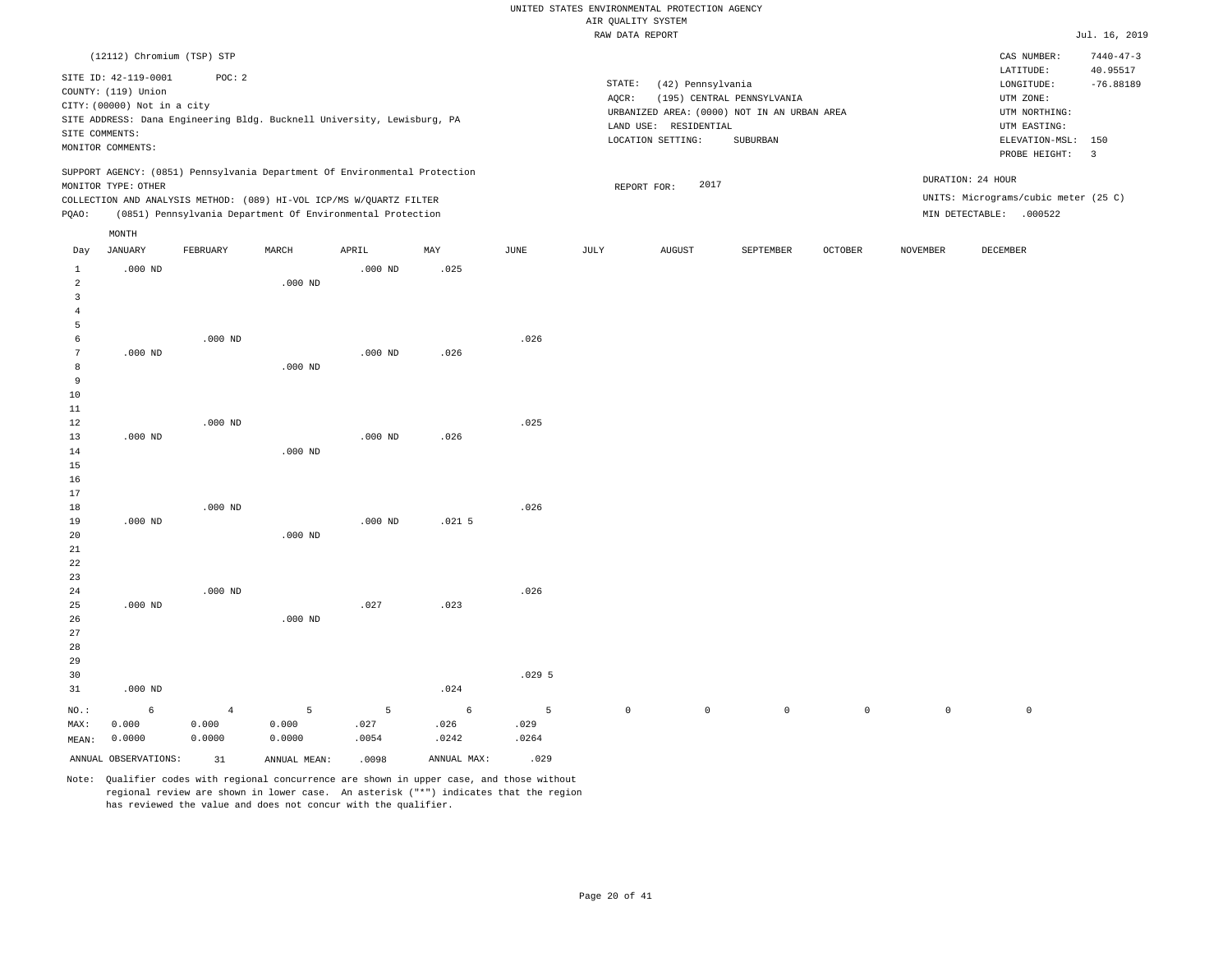UNITED STATES ENVIRONMENTAL PROTECTION AGENCY
AIR QUALITY SYSTEM
RAW DATA REPORT

Jul. 16, 2019

(12112) Chromium (TSP) STP

SITE ID: 42-119-0001 POC: 2
COUNTY: (119) Union
CITY: (00000) Not in a city
SITE ADDRESS: Dana Engineering Bldg. Bucknell University, Lewisburg, PA
SITE COMMENTS:
MONITOR COMMENTS:

STATE: (42) Pennsylvania
AQCR: (195) CENTRAL PENNSYLVANIA
URBANIZED AREA: (0000) NOT IN AN URBAN AREA
LAND USE: RESIDENTIAL
LOCATION SETTING: SUBURBAN

CAS NUMBER: 7440-47-3
LATITUDE: 40.95517
LONGITUDE: -76.88189
UTM ZONE:
UTM NORTHING:
UTM EASTING:
ELEVATION-MSL: 150
PROBE HEIGHT: 3

SUPPORT AGENCY: (0851) Pennsylvania Department Of Environmental Protection
MONITOR TYPE: OTHER
COLLECTION AND ANALYSIS METHOD: (089) HI-VOL ICP/MS W/QUARTZ FILTER
PQAO: (0851) Pennsylvania Department Of Environmental Protection

REPORT FOR: 2017

DURATION: 24 HOUR
UNITS: Micrograms/cubic meter (25 C)
MIN DETECTABLE: .000522

| Day | JANUARY | FEBRUARY | MARCH | APRIL | MAY | JUNE | JULY | AUGUST | SEPTEMBER | OCTOBER | NOVEMBER | DECEMBER |
|---|---|---|---|---|---|---|---|---|---|---|---|---|
| 1 | .000 ND | | | .000 ND | .025 | | | | | | | |
| 2 | | | .000 ND | | | | | | | | | |
| 3 | | | | | | | | | | | | |
| 4 | | | | | | | | | | | | |
| 5 | | | | | | | | | | | | |
| 6 | | .000 ND | | | | .026 | | | | | | |
| 7 | .000 ND | | | .000 ND | .026 | | | | | | | |
| 8 | | | .000 ND | | | | | | | | | |
| 9 | | | | | | | | | | | | |
| 10 | | | | | | | | | | | | |
| 11 | | | | | | | | | | | | |
| 12 | | .000 ND | | | | .025 | | | | | | |
| 13 | .000 ND | | | .000 ND | .026 | | | | | | | |
| 14 | | | .000 ND | | | | | | | | | |
| 15 | | | | | | | | | | | | |
| 16 | | | | | | | | | | | | |
| 17 | | | | | | | | | | | | |
| 18 | | .000 ND | | | | .026 | | | | | | |
| 19 | .000 ND | | | .000 ND | .021 5 | | | | | | | |
| 20 | | | .000 ND | | | | | | | | | |
| 21 | | | | | | | | | | | | |
| 22 | | | | | | | | | | | | |
| 23 | | | | | | | | | | | | |
| 24 | | .000 ND | | | | .026 | | | | | | |
| 25 | .000 ND | | | .027 | .023 | | | | | | | |
| 26 | | | .000 ND | | | | | | | | | |
| 27 | | | | | | | | | | | | |
| 28 | | | | | | | | | | | | |
| 29 | | | | | | | | | | | | |
| 30 | | | | | | .029 5 | | | | | | |
| 31 | .000 ND | | | | .024 | | | | | | | |
| NO.: | 6 | 4 | 5 | 5 | 6 | 5 | 0 | 0 | 0 | 0 | 0 | 0 |
| MAX: | 0.000 | 0.000 | 0.000 | .027 | .026 | .029 | | | | | | |
| MEAN: | 0.0000 | 0.0000 | 0.0000 | .0054 | .0242 | .0264 | | | | | | |

ANNUAL OBSERVATIONS: 31 ANNUAL MEAN: .0098 ANNUAL MAX: .029

Note: Qualifier codes with regional concurrence are shown in upper case, and those without regional review are shown in lower case. An asterisk ("*") indicates that the region has reviewed the value and does not concur with the qualifier.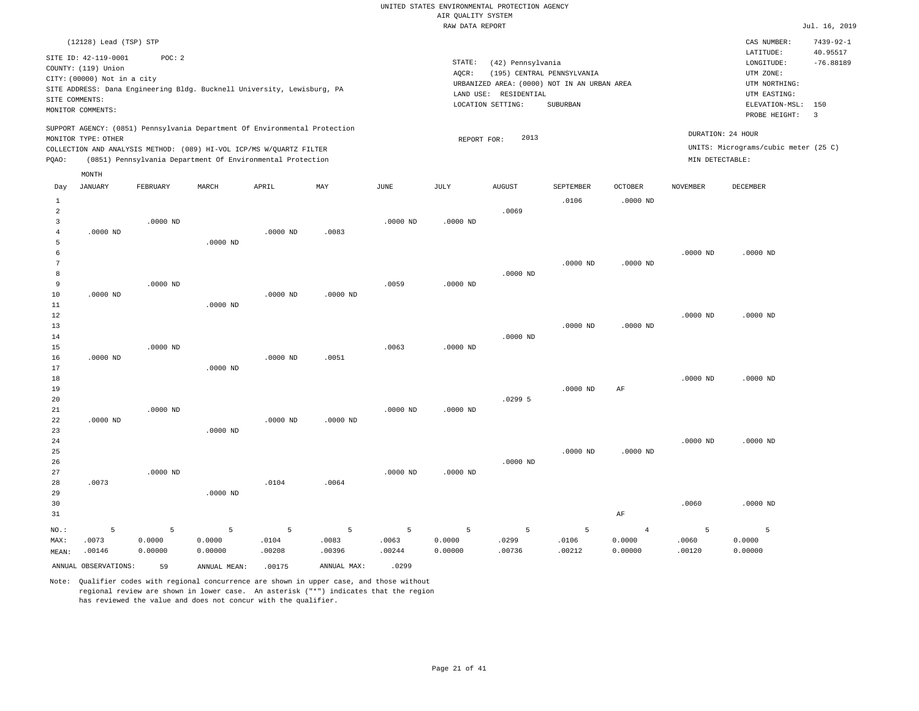UNITED STATES ENVIRONMENTAL PROTECTION AGENCY
AIR QUALITY SYSTEM
RAW DATA REPORT

Jul. 16, 2019

(12128) Lead (TSP) STP

SITE ID: 42-119-0001 POC: 2
COUNTY: (119) Union
CITY: (00000) Not in a city
SITE ADDRESS: Dana Engineering Bldg. Bucknell University, Lewisburg, PA
SITE COMMENTS:
MONITOR COMMENTS:

STATE: (42) Pennsylvania
AQCR: (195) CENTRAL PENNSYLVANIA
URBANIZED AREA: (0000) NOT IN AN URBAN AREA
LAND USE: RESIDENTIAL
LOCATION SETTING: SUBURBAN

CAS NUMBER: 7439-92-1
LATITUDE: 40.95517
LONGITUDE: -76.88189
UTM ZONE:
UTM NORTHING:
UTM EASTING:
ELEVATION-MSL: 150
PROBE HEIGHT: 3

SUPPORT AGENCY: (0851) Pennsylvania Department Of Environmental Protection
MONITOR TYPE: OTHER
COLLECTION AND ANALYSIS METHOD: (089) HI-VOL ICP/MS W/QUARTZ FILTER
PQAO: (0851) Pennsylvania Department Of Environmental Protection

REPORT FOR: 2013

DURATION: 24 HOUR
UNITS: Micrograms/cubic meter (25 C)
MIN DETECTABLE:

| Day | JANUARY | FEBRUARY | MARCH | APRIL | MAY | JUNE | JULY | AUGUST | SEPTEMBER | OCTOBER | NOVEMBER | DECEMBER |
|---|---|---|---|---|---|---|---|---|---|---|---|---|
| 1 | | | | | | | | | .0106 | .0000 ND | | |
| 2 | | | | | | | | .0069 | | | | |
| 3 | | .0000 ND | | | | .0000 ND | .0000 ND | | | | | |
| 4 | .0000 ND | | | .0000 ND | .0083 | | | | | | | |
| 5 | | | .0000 ND | | | | | | | | | |
| 6 | | | | | | | | | | | .0000 ND | .0000 ND |
| 7 | | | | | | | | | .0000 ND | .0000 ND | | |
| 8 | | | | | | | | .0000 ND | | | | |
| 9 | | .0000 ND | | | | .0059 | .0000 ND | | | | | |
| 10 | .0000 ND | | | .0000 ND | .0000 ND | | | | | | | |
| 11 | | | .0000 ND | | | | | | | | | |
| 12 | | | | | | | | | | | .0000 ND | .0000 ND |
| 13 | | | | | | | | | .0000 ND | .0000 ND | | |
| 14 | | | | | | | | .0000 ND | | | | |
| 15 | | .0000 ND | | | | .0063 | .0000 ND | | | | | |
| 16 | .0000 ND | | | .0000 ND | .0051 | | | | | | | |
| 17 | | | .0000 ND | | | | | | | | | |
| 18 | | | | | | | | | | | .0000 ND | .0000 ND |
| 19 | | | | | | | | | .0000 ND | AF | | |
| 20 | | | | | | | | .0299 5 | | | | |
| 21 | | .0000 ND | | | | .0000 ND | .0000 ND | | | | | |
| 22 | .0000 ND | | | .0000 ND | .0000 ND | | | | | | | |
| 23 | | | .0000 ND | | | | | | | | | |
| 24 | | | | | | | | | | | .0000 ND | .0000 ND |
| 25 | | | | | | | | | .0000 ND | .0000 ND | | |
| 26 | | | | | | | | .0000 ND | | | | |
| 27 | | .0000 ND | | | | .0000 ND | .0000 ND | | | | | |
| 28 | .0073 | | | .0104 | .0064 | | | | | | | |
| 29 | | | .0000 ND | | | | | | | | | |
| 30 | | | | | | | | | | | .0060 | .0000 ND |
| 31 | | | | | | | | | | AF | | |
| NO.: | 5 | 5 | 5 | 5 | 5 | 5 | 5 | 5 | 5 | 4 | 5 | 5 |
| MAX: | .0073 | 0.0000 | 0.0000 | .0104 | .0083 | .0063 | 0.0000 | .0299 | .0106 | 0.0000 | .0060 | 0.0000 |
| MEAN: | .00146 | 0.00000 | 0.00000 | .00208 | .00396 | .00244 | 0.00000 | .00736 | .00212 | 0.00000 | .00120 | 0.00000 |

ANNUAL OBSERVATIONS: 59 ANNUAL MEAN: .00175 ANNUAL MAX: .0299

Note: Qualifier codes with regional concurrence are shown in upper case, and those without regional review are shown in lower case. An asterisk ("*") indicates that the region has reviewed the value and does not concur with the qualifier.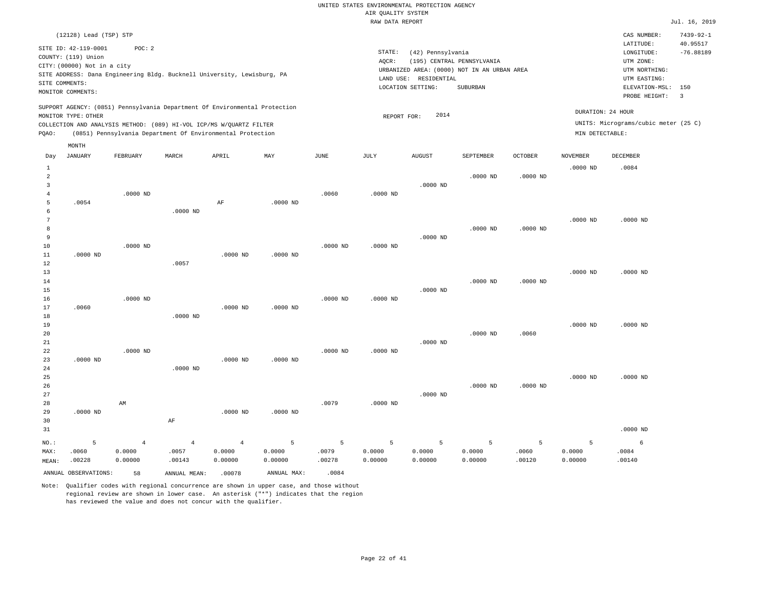UNITED STATES ENVIRONMENTAL PROTECTION AGENCY
AIR QUALITY SYSTEM
RAW DATA REPORT

Jul. 16, 2019

(12128) Lead (TSP) STP

SITE ID: 42-119-0001 POC: 2
COUNTY: (119) Union
CITY: (00000) Not in a city
SITE ADDRESS: Dana Engineering Bldg. Bucknell University, Lewisburg, PA
SITE COMMENTS:
MONITOR COMMENTS:

STATE: (42) Pennsylvania
AQCR: (195) CENTRAL PENNSYLVANIA
URBANIZED AREA: (0000) NOT IN AN URBAN AREA
LAND USE: RESIDENTIAL
LOCATION SETTING: SUBURBAN

CAS NUMBER: 7439-92-1
LATITUDE: 40.95517
LONGITUDE: -76.88189
UTM ZONE:
UTM NORTHING:
UTM EASTING:
ELEVATION-MSL: 150
PROBE HEIGHT: 3

SUPPORT AGENCY: (0851) Pennsylvania Department Of Environmental Protection
MONITOR TYPE: OTHER
COLLECTION AND ANALYSIS METHOD: (089) HI-VOL ICP/MS W/QUARTZ FILTER
PQAO: (0851) Pennsylvania Department Of Environmental Protection

REPORT FOR: 2014

DURATION: 24 HOUR
UNITS: Micrograms/cubic meter (25 C)
MIN DETECTABLE:

| Day | JANUARY | FEBRUARY | MARCH | APRIL | MAY | JUNE | JULY | AUGUST | SEPTEMBER | OCTOBER | NOVEMBER | DECEMBER |
|---|---|---|---|---|---|---|---|---|---|---|---|---|
| 1 | | | | | | | | | | | .0000 ND | .0084 |
| 2 | | | | | | | | | .0000 ND | .0000 ND | | |
| 3 | | | | | | | | .0000 ND | | | | |
| 4 | | .0000 ND | | | | .0060 | .0000 ND | | | | | |
| 5 | .0054 | | | AF | .0000 ND | | | | | | | |
| 6 | | | .0000 ND | | | | | | | | | |
| 7 | | | | | | | | | | | .0000 ND | .0000 ND |
| 8 | | | | | | | | | .0000 ND | .0000 ND | | |
| 9 | | | | | | | | .0000 ND | | | | |
| 10 | | .0000 ND | | | | .0000 ND | .0000 ND | | | | | |
| 11 | .0000 ND | | | .0000 ND | .0000 ND | | | | | | | |
| 12 | | | .0057 | | | | | | | | | |
| 13 | | | | | | | | | | | .0000 ND | .0000 ND |
| 14 | | | | | | | | | .0000 ND | .0000 ND | | |
| 15 | | | | | | | | .0000 ND | | | | |
| 16 | | .0000 ND | | | | .0000 ND | .0000 ND | | | | | |
| 17 | .0060 | | | .0000 ND | .0000 ND | | | | | | | |
| 18 | | | .0000 ND | | | | | | | | | |
| 19 | | | | | | | | | | | .0000 ND | .0000 ND |
| 20 | | | | | | | | | .0000 ND | .0060 | | |
| 21 | | | | | | | | .0000 ND | | | | |
| 22 | | .0000 ND | | | | .0000 ND | .0000 ND | | | | | |
| 23 | .0000 ND | | | .0000 ND | .0000 ND | | | | | | | |
| 24 | | | .0000 ND | | | | | | | | | |
| 25 | | | | | | | | | | | .0000 ND | .0000 ND |
| 26 | | | | | | | | | .0000 ND | .0000 ND | | |
| 27 | | | | | | | | .0000 ND | | | | |
| 28 | | AM | | | | .0079 | .0000 ND | | | | | |
| 29 | .0000 ND | | | .0000 ND | .0000 ND | | | | | | | |
| 30 | | | AF | | | | | | | | | |
| 31 | | | | | | | | | | | | .0000 ND |
| NO.: | 5 | 4 | 4 | 4 | 5 | 5 | 5 | 5 | 5 | 5 | 5 | 6 |
| MAX: | .0060 | 0.0000 | .0057 | 0.0000 | 0.0000 | .0079 | 0.0000 | 0.0000 | 0.0000 | .0060 | 0.0000 | .0084 |
| MEAN: | .00228 | 0.00000 | .00143 | 0.00000 | 0.00000 | .00278 | 0.00000 | 0.00000 | 0.00000 | .00120 | 0.00000 | .00140 |

ANNUAL OBSERVATIONS: 58 ANNUAL MEAN: .00078 ANNUAL MAX: .0084

Note: Qualifier codes with regional concurrence are shown in upper case, and those without regional review are shown in lower case. An asterisk ("*") indicates that the region has reviewed the value and does not concur with the qualifier.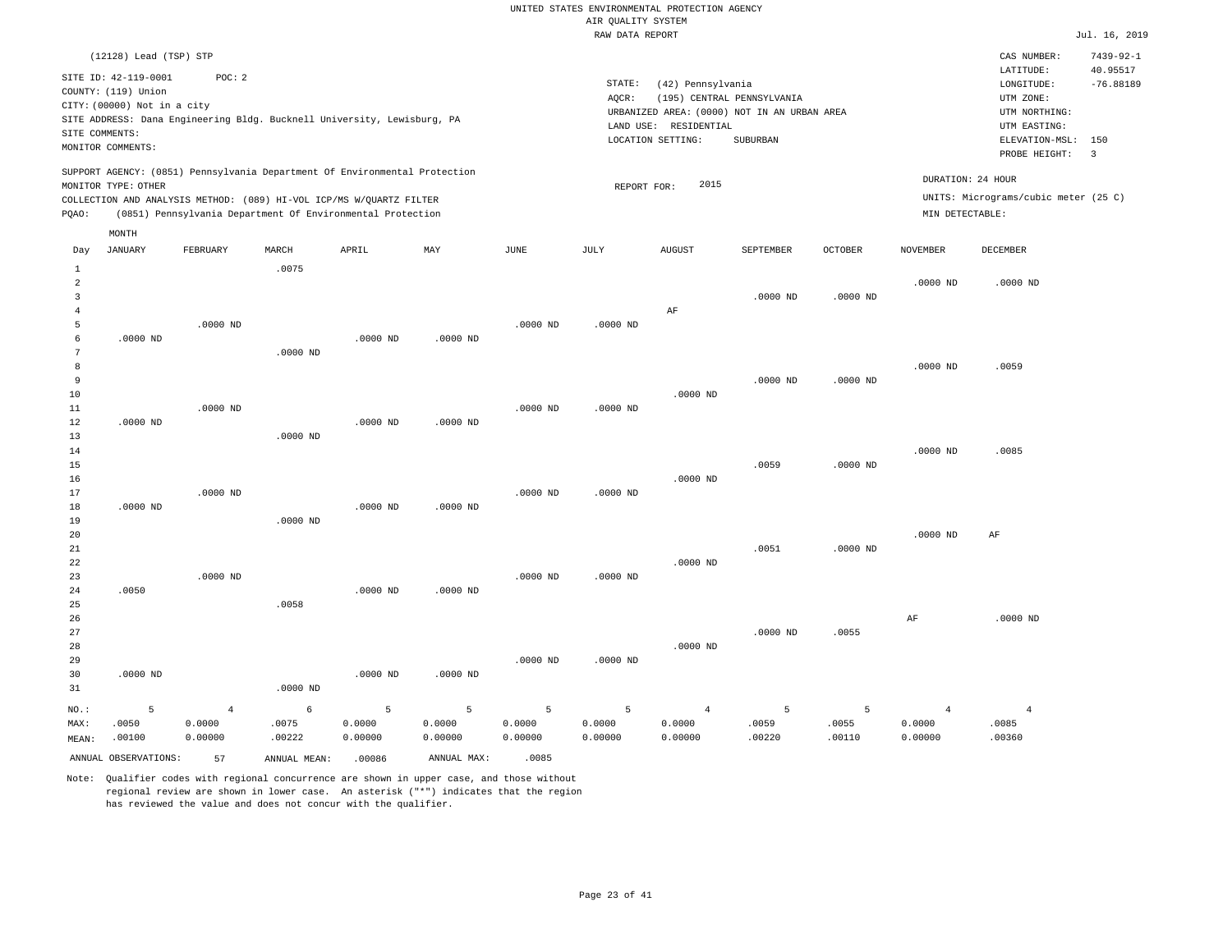UNITED STATES ENVIRONMENTAL PROTECTION AGENCY
AIR QUALITY SYSTEM
RAW DATA REPORT

Jul. 16, 2019

(12128) Lead (TSP) STP

SITE ID: 42-119-0001 POC: 2
COUNTY: (119) Union
CITY: (00000) Not in a city
SITE ADDRESS: Dana Engineering Bldg. Bucknell University, Lewisburg, PA
SITE COMMENTS:
MONITOR COMMENTS:

STATE: (42) Pennsylvania
AQCR: (195) CENTRAL PENNSYLVANIA
URBANIZED AREA: (0000) NOT IN AN URBAN AREA
LAND USE: RESIDENTIAL
LOCATION SETTING: SUBURBAN

CAS NUMBER: 7439-92-1
LATITUDE: 40.95517
LONGITUDE: -76.88189
UTM ZONE:
UTM NORTHING:
UTM EASTING:
ELEVATION-MSL: 150
PROBE HEIGHT: 3

SUPPORT AGENCY: (0851) Pennsylvania Department Of Environmental Protection
MONITOR TYPE: OTHER
COLLECTION AND ANALYSIS METHOD: (089) HI-VOL ICP/MS W/QUARTZ FILTER
PQAO: (0851) Pennsylvania Department Of Environmental Protection

REPORT FOR: 2015

DURATION: 24 HOUR
UNITS: Micrograms/cubic meter (25 C)
MIN DETECTABLE:

| Day | JANUARY | FEBRUARY | MARCH | APRIL | MAY | JUNE | JULY | AUGUST | SEPTEMBER | OCTOBER | NOVEMBER | DECEMBER |
|---|---|---|---|---|---|---|---|---|---|---|---|---|
| 1 | | | .0075 | | | | | | | | | |
| 2 | | | | | | | | | | | .0000 ND | .0000 ND |
| 3 | | | | | | | | | .0000 ND | .0000 ND | | |
| 4 | | | | | | | | AF | | | | |
| 5 | | .0000 ND | | | | .0000 ND | .0000 ND | | | | | |
| 6 | .0000 ND | | | .0000 ND | .0000 ND | | | | | | | |
| 7 | | | .0000 ND | | | | | | | | | |
| 8 | | | | | | | | | | | .0000 ND | .0059 |
| 9 | | | | | | | | | .0000 ND | .0000 ND | | |
| 10 | | | | | | | | .0000 ND | | | | |
| 11 | | .0000 ND | | | | .0000 ND | .0000 ND | | | | | |
| 12 | .0000 ND | | | .0000 ND | .0000 ND | | | | | | | |
| 13 | | | .0000 ND | | | | | | | | | |
| 14 | | | | | | | | | | | .0000 ND | .0085 |
| 15 | | | | | | | | | .0059 | .0000 ND | | |
| 16 | | | | | | | | .0000 ND | | | | |
| 17 | | .0000 ND | | | | .0000 ND | .0000 ND | | | | | |
| 18 | .0000 ND | | | .0000 ND | .0000 ND | | | | | | | |
| 19 | | | .0000 ND | | | | | | | | | |
| 20 | | | | | | | | | | | .0000 ND | AF |
| 21 | | | | | | | | | .0051 | .0000 ND | | |
| 22 | | | | | | | | .0000 ND | | | | |
| 23 | | .0000 ND | | | | .0000 ND | .0000 ND | | | | | |
| 24 | .0050 | | | .0000 ND | .0000 ND | | | | | | | |
| 25 | | | .0058 | | | | | | | | | |
| 26 | | | | | | | | | | | AF | .0000 ND |
| 27 | | | | | | | | | .0000 ND | .0055 | | |
| 28 | | | | | | | | .0000 ND | | | | |
| 29 | | | | | | .0000 ND | .0000 ND | | | | | |
| 30 | .0000 ND | | | .0000 ND | .0000 ND | | | | | | | |
| 31 | | | .0000 ND | | | | | | | | | |
| NO.: | 5 | 4 | 6 | 5 | 5 | 5 | 5 | 4 | 5 | 5 | 4 | 4 |
| MAX: | .0050 | 0.0000 | .0075 | 0.0000 | 0.0000 | 0.0000 | 0.0000 | 0.0000 | .0059 | .0055 | 0.0000 | .0085 |
| MEAN: | .00100 | 0.00000 | .00222 | 0.00000 | 0.00000 | 0.00000 | 0.00000 | 0.00000 | .00220 | .00110 | 0.00000 | .00360 |

ANNUAL OBSERVATIONS: 57 ANNUAL MEAN: .00086 ANNUAL MAX: .0085

Note: Qualifier codes with regional concurrence are shown in upper case, and those without regional review are shown in lower case. An asterisk ("*") indicates that the region has reviewed the value and does not concur with the qualifier.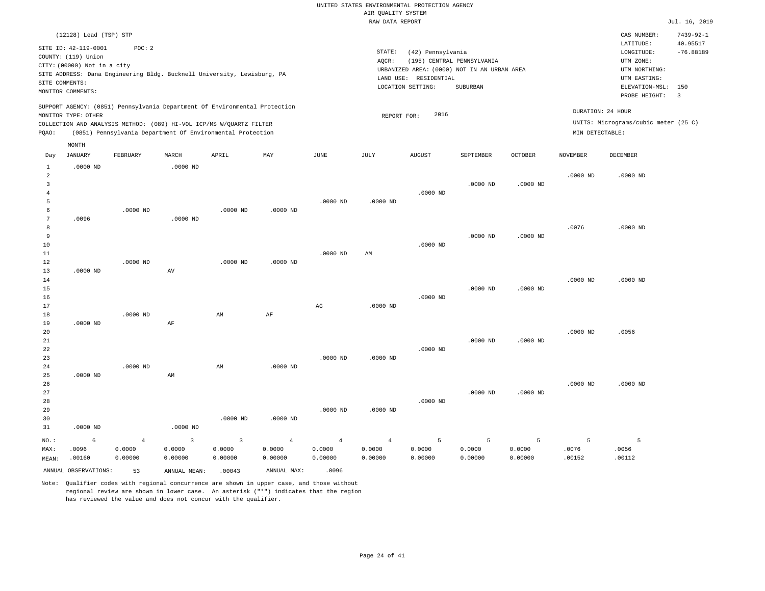UNITED STATES ENVIRONMENTAL PROTECTION AGENCY
AIR QUALITY SYSTEM
RAW DATA REPORT

Jul. 16, 2019

(12128) Lead (TSP) STP

SITE ID: 42-119-0001 POC: 2
COUNTY: (119) Union
CITY: (00000) Not in a city
SITE ADDRESS: Dana Engineering Bldg. Bucknell University, Lewisburg, PA
SITE COMMENTS:
MONITOR COMMENTS:

STATE: (42) Pennsylvania
AQCR: (195) CENTRAL PENNSYLVANIA
URBANIZED AREA: (0000) NOT IN AN URBAN AREA
LAND USE: RESIDENTIAL
LOCATION SETTING: SUBURBAN

CAS NUMBER: 7439-92-1
LATITUDE: 40.95517
LONGITUDE: -76.88189
UTM ZONE:
UTM NORTHING:
UTM EASTING:
ELEVATION-MSL: 150
PROBE HEIGHT: 3

SUPPORT AGENCY: (0851) Pennsylvania Department Of Environmental Protection
MONITOR TYPE: OTHER
COLLECTION AND ANALYSIS METHOD: (089) HI-VOL ICP/MS W/QUARTZ FILTER
PQAO: (0851) Pennsylvania Department Of Environmental Protection

REPORT FOR: 2016

DURATION: 24 HOUR
UNITS: Micrograms/cubic meter (25 C)
MIN DETECTABLE:

| Day | JANUARY | FEBRUARY | MARCH | APRIL | MAY | JUNE | JULY | AUGUST | SEPTEMBER | OCTOBER | NOVEMBER | DECEMBER |
|---|---|---|---|---|---|---|---|---|---|---|---|---|
| 1 | .0000 ND | | .0000 ND | | | | | | | | | |
| 2 | | | | | | | | | | | .0000 ND | .0000 ND |
| 3 | | | | | | | | | .0000 ND | .0000 ND | | |
| 4 | | | | | | | | .0000 ND | | | | |
| 5 | | | | | | .0000 ND | .0000 ND | | | | | |
| 6 | | .0000 ND | | .0000 ND | .0000 ND | | | | | | | |
| 7 | .0096 | | .0000 ND | | | | | | | | | |
| 8 | | | | | | | | | | | .0076 | .0000 ND |
| 9 | | | | | | | | | .0000 ND | .0000 ND | | |
| 10 | | | | | | | | .0000 ND | | | | |
| 11 | | | | | | .0000 ND | AM | | | | | |
| 12 | | .0000 ND | | .0000 ND | .0000 ND | | | | | | | |
| 13 | .0000 ND | | AV | | | | | | | | | |
| 14 | | | | | | | | | | | .0000 ND | .0000 ND |
| 15 | | | | | | | | | .0000 ND | .0000 ND | | |
| 16 | | | | | | | | .0000 ND | | | | |
| 17 | | | | | | AG | .0000 ND | | | | | |
| 18 | | .0000 ND | | AM | AF | | | | | | | |
| 19 | .0000 ND | | AF | | | | | | | | | |
| 20 | | | | | | | | | | | .0000 ND | .0056 |
| 21 | | | | | | | | | .0000 ND | .0000 ND | | |
| 22 | | | | | | | | .0000 ND | | | | |
| 23 | | | | | | .0000 ND | .0000 ND | | | | | |
| 24 | | .0000 ND | | AM | .0000 ND | | | | | | | |
| 25 | .0000 ND | | AM | | | | | | | | | |
| 26 | | | | | | | | | | | .0000 ND | .0000 ND |
| 27 | | | | | | | | | .0000 ND | .0000 ND | | |
| 28 | | | | | | | | .0000 ND | | | | |
| 29 | | | | | | .0000 ND | .0000 ND | | | | | |
| 30 | | | | .0000 ND | .0000 ND | | | | | | | |
| 31 | .0000 ND | | .0000 ND | | | | | | | | | |
| NO.: | 6 | 4 | 3 | 3 | 4 | 4 | 4 | 5 | 5 | 5 | 5 | 5 |
| MAX: | .0096 | 0.0000 | 0.0000 | 0.0000 | 0.0000 | 0.0000 | 0.0000 | 0.0000 | 0.0000 | 0.0000 | .0076 | .0056 |
| MEAN: | .00160 | 0.00000 | 0.00000 | 0.00000 | 0.00000 | 0.00000 | 0.00000 | 0.00000 | 0.00000 | 0.00000 | .00152 | .00112 |

ANNUAL OBSERVATIONS: 53 ANNUAL MEAN: .00043 ANNUAL MAX: .0096

Note: Qualifier codes with regional concurrence are shown in upper case, and those without regional review are shown in lower case. An asterisk ("*") indicates that the region has reviewed the value and does not concur with the qualifier.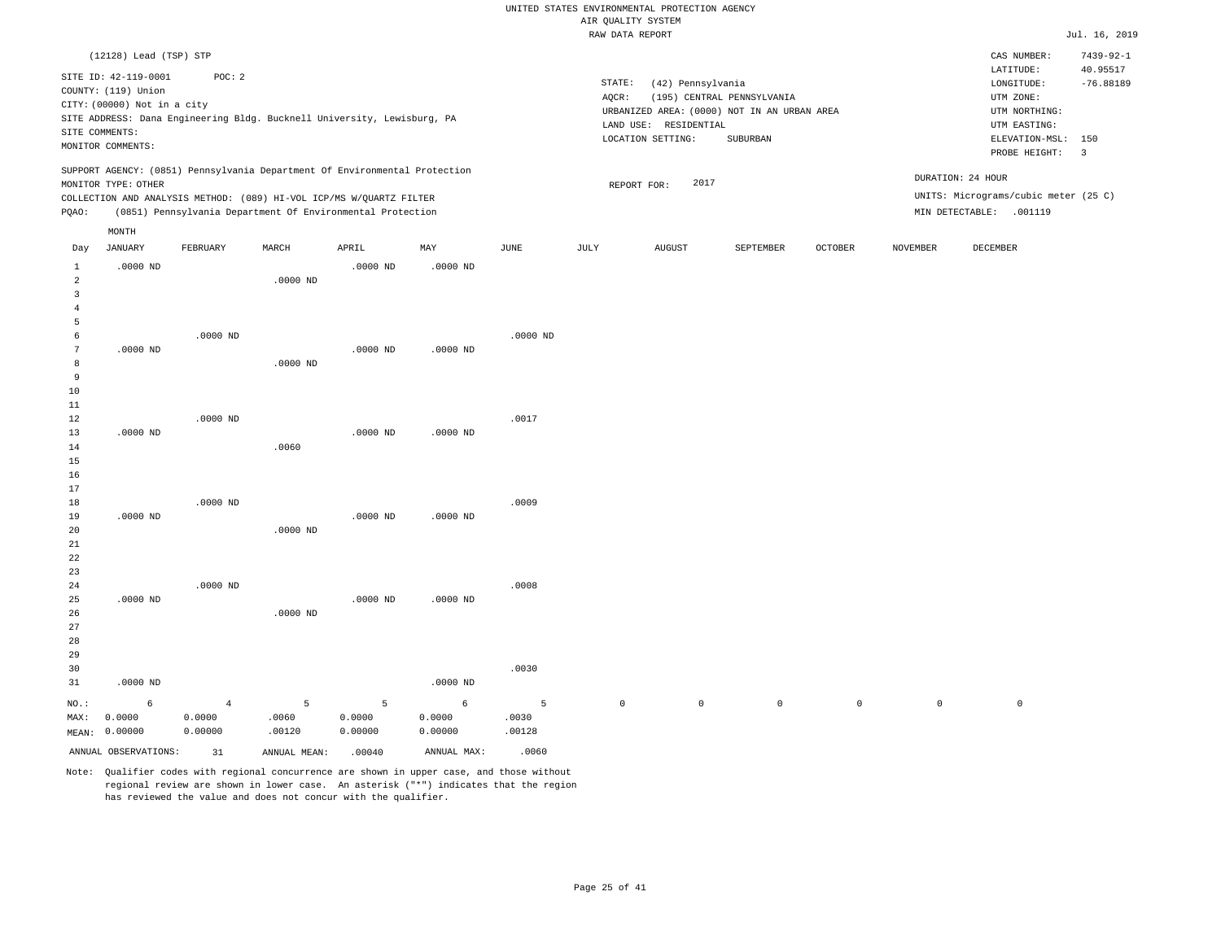UNITED STATES ENVIRONMENTAL PROTECTION AGENCY
AIR QUALITY SYSTEM
RAW DATA REPORT

Jul. 16, 2019

(12128) Lead (TSP) STP

SITE ID: 42-119-0001 POC: 2
COUNTY: (119) Union
CITY: (00000) Not in a city
SITE ADDRESS: Dana Engineering Bldg. Bucknell University, Lewisburg, PA
SITE COMMENTS:
MONITOR COMMENTS:

STATE: (42) Pennsylvania
AQCR: (195) CENTRAL PENNSYLVANIA
URBANIZED AREA: (0000) NOT IN AN URBAN AREA
LAND USE: RESIDENTIAL
LOCATION SETTING: SUBURBAN

CAS NUMBER: 7439-92-1
LATITUDE: 40.95517
LONGITUDE: -76.88189
UTM ZONE:
UTM NORTHING:
UTM EASTING:
ELEVATION-MSL: 150
PROBE HEIGHT: 3

SUPPORT AGENCY: (0851) Pennsylvania Department Of Environmental Protection
MONITOR TYPE: OTHER
COLLECTION AND ANALYSIS METHOD: (089) HI-VOL ICP/MS W/QUARTZ FILTER
PQAO: (0851) Pennsylvania Department Of Environmental Protection

REPORT FOR: 2017

DURATION: 24 HOUR
UNITS: Micrograms/cubic meter (25 C)
MIN DETECTABLE: .001119

| Day | JANUARY | FEBRUARY | MARCH | APRIL | MAY | JUNE | JULY | AUGUST | SEPTEMBER | OCTOBER | NOVEMBER | DECEMBER |
|---|---|---|---|---|---|---|---|---|---|---|---|---|
| 1 | .0000 ND | | | .0000 ND | .0000 ND | | | | | | | |
| 2 | | | .0000 ND | | | | | | | | | |
| 3 | | | | | | | | | | | | |
| 4 | | | | | | | | | | | | |
| 5 | | | | | | | | | | | | |
| 6 | | .0000 ND | | | | .0000 ND | | | | | | |
| 7 | .0000 ND | | | .0000 ND | .0000 ND | | | | | | | |
| 8 | | | .0000 ND | | | | | | | | | |
| 9 | | | | | | | | | | | | |
| 10 | | | | | | | | | | | | |
| 11 | | | | | | | | | | | | |
| 12 | | .0000 ND | | | | .0017 | | | | | | |
| 13 | .0000 ND | | | .0000 ND | .0000 ND | | | | | | | |
| 14 | | | .0060 | | | | | | | | | |
| 15 | | | | | | | | | | | | |
| 16 | | | | | | | | | | | | |
| 17 | | | | | | | | | | | | |
| 18 | | .0000 ND | | | | .0009 | | | | | | |
| 19 | .0000 ND | | | .0000 ND | .0000 ND | | | | | | | |
| 20 | | | .0000 ND | | | | | | | | | |
| 21 | | | | | | | | | | | | |
| 22 | | | | | | | | | | | | |
| 23 | | | | | | | | | | | | |
| 24 | | .0000 ND | | | | .0008 | | | | | | |
| 25 | .0000 ND | | | .0000 ND | .0000 ND | | | | | | | |
| 26 | | | .0000 ND | | | | | | | | | |
| 27 | | | | | | | | | | | | |
| 28 | | | | | | | | | | | | |
| 29 | | | | | | | | | | | | |
| 30 | | | | | | .0030 | | | | | | |
| 31 | .0000 ND | | | | .0000 ND | | | | | | | |
| NO.: | 6 | 4 | 5 | 5 | 6 | 5 | 0 | 0 | 0 | 0 | 0 | 0 |
| MAX: | 0.0000 | 0.0000 | .0060 | 0.0000 | 0.0000 | .0030 | | | | | | |
| MEAN: | 0.00000 | 0.00000 | .00120 | 0.00000 | 0.00000 | .00128 | | | | | | |

ANNUAL OBSERVATIONS: 31 ANNUAL MEAN: .00040 ANNUAL MAX: .0060

Note: Qualifier codes with regional concurrence are shown in upper case, and those without regional review are shown in lower case. An asterisk ("*") indicates that the region has reviewed the value and does not concur with the qualifier.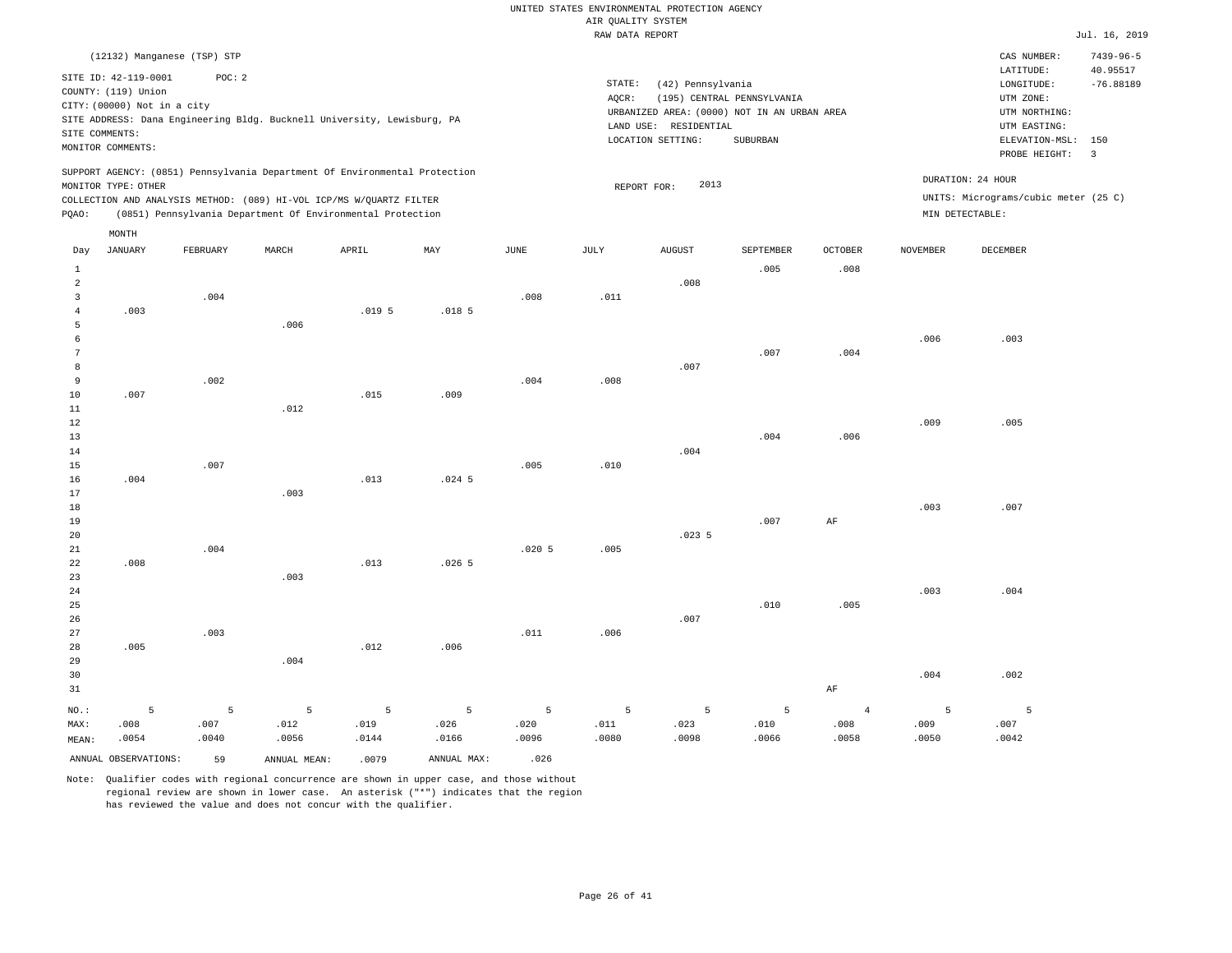UNITED STATES ENVIRONMENTAL PROTECTION AGENCY
AIR QUALITY SYSTEM
RAW DATA REPORT

Jul. 16, 2019

(12132) Manganese (TSP) STP

SITE ID: 42-119-0001 POC: 2
COUNTY: (119) Union
CITY: (00000) Not in a city
SITE ADDRESS: Dana Engineering Bldg. Bucknell University, Lewisburg, PA
SITE COMMENTS:
MONITOR COMMENTS:

STATE: (42) Pennsylvania
AQCR: (195) CENTRAL PENNSYLVANIA
URBANIZED AREA: (0000) NOT IN AN URBAN AREA
LAND USE: RESIDENTIAL
LOCATION SETTING: SUBURBAN

CAS NUMBER: 7439-96-5
LATITUDE: 40.95517
LONGITUDE: -76.88189
UTM ZONE:
UTM NORTHING:
UTM EASTING:
ELEVATION-MSL: 150
PROBE HEIGHT: 3

SUPPORT AGENCY: (0851) Pennsylvania Department Of Environmental Protection
MONITOR TYPE: OTHER
COLLECTION AND ANALYSIS METHOD: (089) HI-VOL ICP/MS W/QUARTZ FILTER
PQAO: (0851) Pennsylvania Department Of Environmental Protection

REPORT FOR: 2013

DURATION: 24 HOUR
UNITS: Micrograms/cubic meter (25 C)
MIN DETECTABLE:

| Day | JANUARY | FEBRUARY | MARCH | APRIL | MAY | JUNE | JULY | AUGUST | SEPTEMBER | OCTOBER | NOVEMBER | DECEMBER |
|---|---|---|---|---|---|---|---|---|---|---|---|---|
| 1 | | | | | | | | | .005 | .008 | | |
| 2 | | | | | | | | .008 | | | | |
| 3 | | .004 | | | | .008 | .011 | | | | | |
| 4 | .003 | | | .019 5 | .018 5 | | | | | | | |
| 5 | | | .006 | | | | | | | | | |
| 6 | | | | | | | | | | | .006 | .003 |
| 7 | | | | | | | | | .007 | .004 | | |
| 8 | | | | | | | | .007 | | | | |
| 9 | | .002 | | | | .004 | .008 | | | | | |
| 10 | .007 | | | .015 | .009 | | | | | | | |
| 11 | | | .012 | | | | | | | | | |
| 12 | | | | | | | | | | | .009 | .005 |
| 13 | | | | | | | | | .004 | .006 | | |
| 14 | | | | | | | | .004 | | | | |
| 15 | | .007 | | | | .005 | .010 | | | | | |
| 16 | .004 | | | .013 | .024 5 | | | | | | | |
| 17 | | | .003 | | | | | | | | | |
| 18 | | | | | | | | | | | .003 | .007 |
| 19 | | | | | | | | | .007 | AF | | |
| 20 | | | | | | | | .023 5 | | | | |
| 21 | | .004 | | | | .020 5 | .005 | | | | | |
| 22 | .008 | | | .013 | .026 5 | | | | | | | |
| 23 | | | .003 | | | | | | | | | |
| 24 | | | | | | | | | | | .003 | .004 |
| 25 | | | | | | | | | .010 | .005 | | |
| 26 | | | | | | | | .007 | | | | |
| 27 | | .003 | | | | .011 | .006 | | | | | |
| 28 | .005 | | | .012 | .006 | | | | | | | |
| 29 | | | .004 | | | | | | | | | |
| 30 | | | | | | | | | | | .004 | .002 |
| 31 | | | | | | | | | | AF | | |
| NO.: | 5 | 5 | 5 | 5 | 5 | 5 | 5 | 5 | 5 | 4 | 5 | 5 |
| MAX: | .008 | .007 | .012 | .019 | .026 | .020 | .011 | .023 | .010 | .008 | .009 | .007 |
| MEAN: | .0054 | .0040 | .0056 | .0144 | .0166 | .0096 | .0080 | .0098 | .0066 | .0058 | .0050 | .0042 |

ANNUAL OBSERVATIONS: 59 ANNUAL MEAN: .0079 ANNUAL MAX: .026

Note: Qualifier codes with regional concurrence are shown in upper case, and those without regional review are shown in lower case. An asterisk ("*") indicates that the region has reviewed the value and does not concur with the qualifier.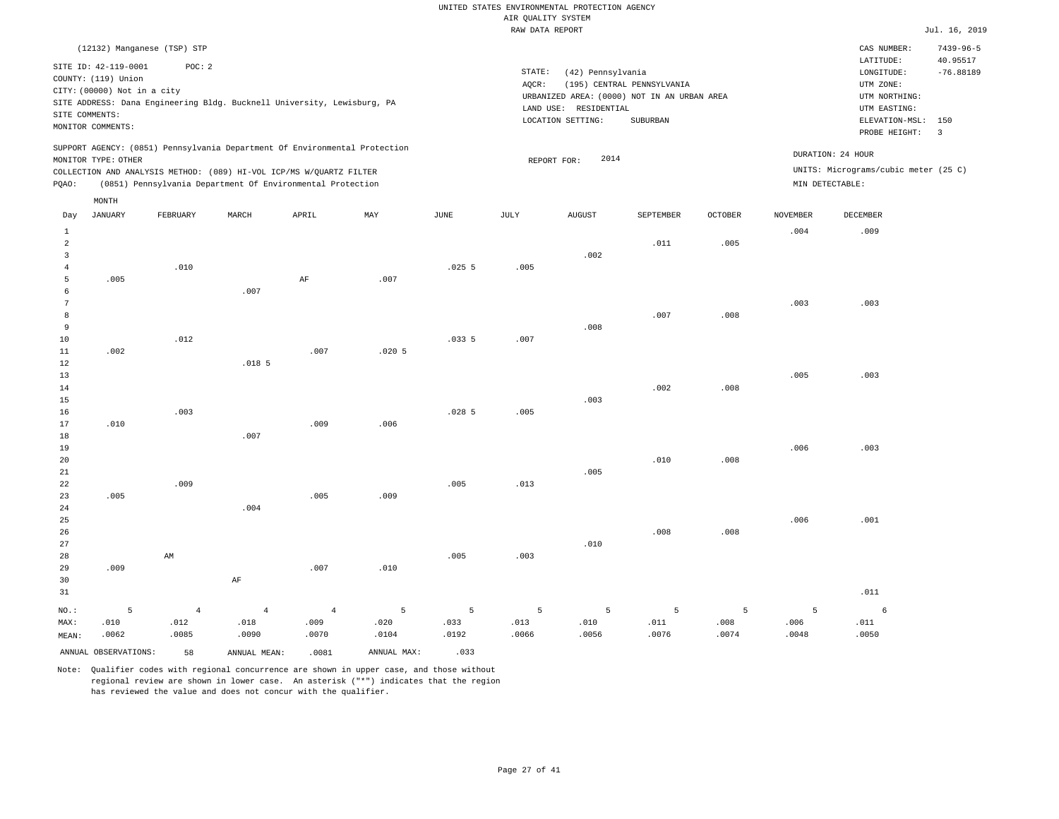UNITED STATES ENVIRONMENTAL PROTECTION AGENCY
AIR QUALITY SYSTEM
RAW DATA REPORT

Jul. 16, 2019

(12132) Manganese (TSP) STP

SITE ID: 42-119-0001 POC: 2
COUNTY: (119) Union
CITY: (00000) Not in a city
SITE ADDRESS: Dana Engineering Bldg. Bucknell University, Lewisburg, PA
SITE COMMENTS:
MONITOR COMMENTS:

STATE: (42) Pennsylvania
AQCR: (195) CENTRAL PENNSYLVANIA
URBANIZED AREA: (0000) NOT IN AN URBAN AREA
LAND USE: RESIDENTIAL
LOCATION SETTING: SUBURBAN

CAS NUMBER: 7439-96-5
LATITUDE: 40.95517
LONGITUDE: -76.88189
UTM ZONE:
UTM NORTHING:
UTM EASTING:
ELEVATION-MSL: 150
PROBE HEIGHT: 3

SUPPORT AGENCY: (0851) Pennsylvania Department Of Environmental Protection
MONITOR TYPE: OTHER
COLLECTION AND ANALYSIS METHOD: (089) HI-VOL ICP/MS W/QUARTZ FILTER
PQAO: (0851) Pennsylvania Department Of Environmental Protection

REPORT FOR: 2014

DURATION: 24 HOUR
UNITS: Micrograms/cubic meter (25 C)
MIN DETECTABLE:

| Day | JANUARY | FEBRUARY | MARCH | APRIL | MAY | JUNE | JULY | AUGUST | SEPTEMBER | OCTOBER | NOVEMBER | DECEMBER |
|---|---|---|---|---|---|---|---|---|---|---|---|---|
| 1 | | | | | | | | | | | .004 | .009 |
| 2 | | | | | | | | | .011 | .005 | | |
| 3 | | | | | | | | .002 | | | | |
| 4 | | .010 | | | | .025 5 | .005 | | | | | |
| 5 | .005 | | | AF | .007 | | | | | | | |
| 6 | | | .007 | | | | | | | | | |
| 7 | | | | | | | | | | | .003 | .003 |
| 8 | | | | | | | | | .007 | .008 | | |
| 9 | | | | | | | | .008 | | | | |
| 10 | | .012 | | | | .033 5 | .007 | | | | | |
| 11 | .002 | | | .007 | .020 5 | | | | | | | |
| 12 | | | .018 5 | | | | | | | | | |
| 13 | | | | | | | | | | | .005 | .003 |
| 14 | | | | | | | | | .002 | .008 | | |
| 15 | | | | | | | | .003 | | | | |
| 16 | | .003 | | | | .028 5 | .005 | | | | | |
| 17 | .010 | | | .009 | .006 | | | | | | | |
| 18 | | | .007 | | | | | | | | | |
| 19 | | | | | | | | | | | .006 | .003 |
| 20 | | | | | | | | | .010 | .008 | | |
| 21 | | | | | | | | .005 | | | | |
| 22 | | .009 | | | | .005 | .013 | | | | | |
| 23 | .005 | | | .005 | .009 | | | | | | | |
| 24 | | | .004 | | | | | | | | | |
| 25 | | | | | | | | | | | .006 | .001 |
| 26 | | | | | | | | | .008 | .008 | | |
| 27 | | | | | | | | .010 | | | | |
| 28 | | AM | | | | .005 | .003 | | | | | |
| 29 | .009 | | | .007 | .010 | | | | | | | |
| 30 | | | AF | | | | | | | | | |
| 31 | | | | | | | | | | | | .011 |
| NO.: | 5 | 4 | 4 | 4 | 5 | 5 | 5 | 5 | 5 | 5 | 5 | 6 |
| MAX: | .010 | .012 | .018 | .009 | .020 | .033 | .013 | .010 | .011 | .008 | .006 | .011 |
| MEAN: | .0062 | .0085 | .0090 | .0070 | .0104 | .0192 | .0066 | .0056 | .0076 | .0074 | .0048 | .0050 |

ANNUAL OBSERVATIONS: 58 ANNUAL MEAN: .0081 ANNUAL MAX: .033

Note: Qualifier codes with regional concurrence are shown in upper case, and those without regional review are shown in lower case. An asterisk ("*") indicates that the region has reviewed the value and does not concur with the qualifier.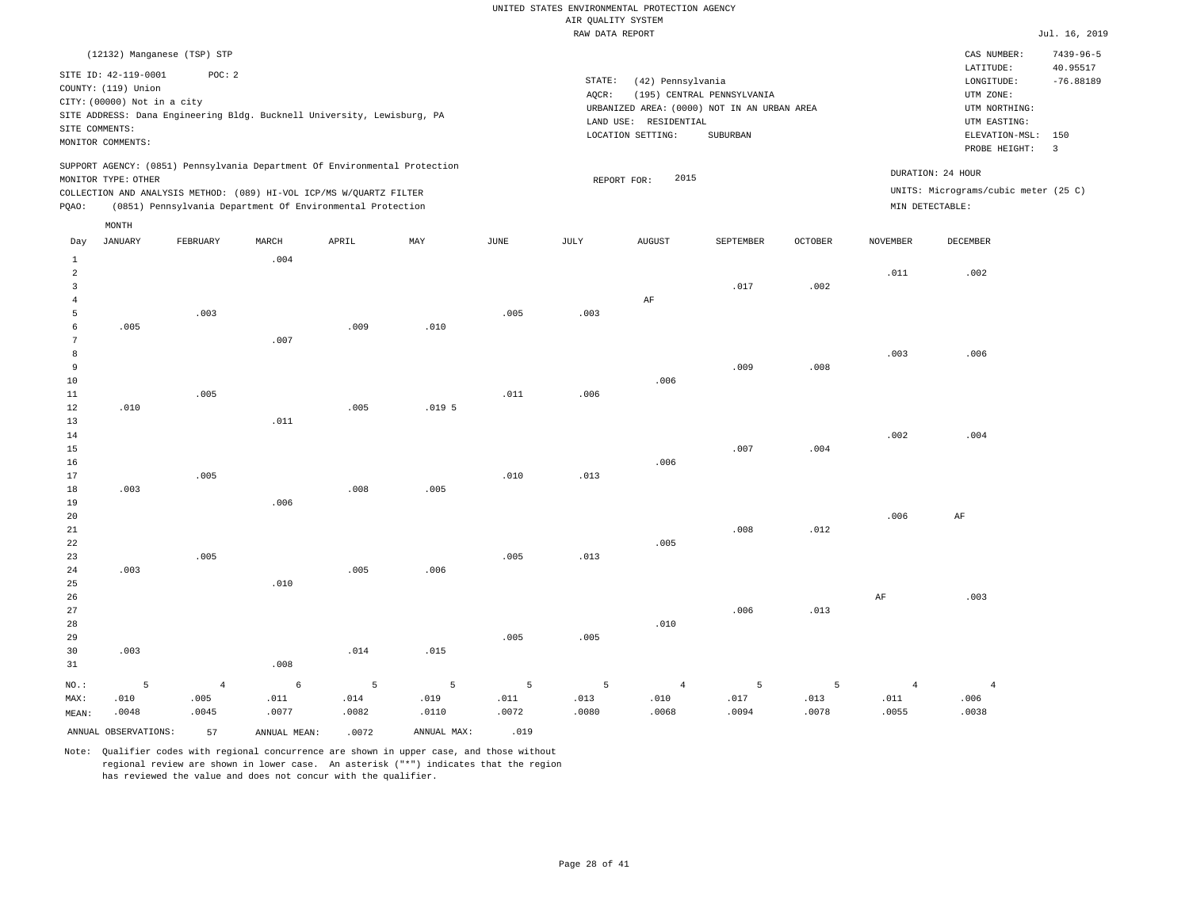UNITED STATES ENVIRONMENTAL PROTECTION AGENCY
AIR QUALITY SYSTEM
RAW DATA REPORT

Jul. 16, 2019

(12132) Manganese (TSP) STP

SITE ID: 42-119-0001 POC: 2
COUNTY: (119) Union
CITY: (00000) Not in a city
SITE ADDRESS: Dana Engineering Bldg. Bucknell University, Lewisburg, PA
SITE COMMENTS:
MONITOR COMMENTS:

STATE: (42) Pennsylvania
AQCR: (195) CENTRAL PENNSYLVANIA
URBANIZED AREA: (0000) NOT IN AN URBAN AREA
LAND USE: RESIDENTIAL
LOCATION SETTING: SUBURBAN

CAS NUMBER: 7439-96-5
LATITUDE: 40.95517
LONGITUDE: -76.88189
UTM ZONE:
UTM NORTHING:
UTM EASTING:
ELEVATION-MSL: 150
PROBE HEIGHT: 3

SUPPORT AGENCY: (0851) Pennsylvania Department Of Environmental Protection
MONITOR TYPE: OTHER
COLLECTION AND ANALYSIS METHOD: (089) HI-VOL ICP/MS W/QUARTZ FILTER
PQAO: (0851) Pennsylvania Department Of Environmental Protection

REPORT FOR: 2015

DURATION: 24 HOUR
UNITS: Micrograms/cubic meter (25 C)
MIN DETECTABLE:

| Day | JANUARY | FEBRUARY | MARCH | APRIL | MAY | JUNE | JULY | AUGUST | SEPTEMBER | OCTOBER | NOVEMBER | DECEMBER |
|---|---|---|---|---|---|---|---|---|---|---|---|---|
| 1 | | | .004 | | | | | | | | | |
| 2 | | | | | | | | | | | .011 | .002 |
| 3 | | | | | | | | | .017 | .002 | | |
| 4 | | | | | | | | AF | | | | |
| 5 | | .003 | | | | .005 | .003 | | | | | |
| 6 | .005 | | | .009 | .010 | | | | | | | |
| 7 | | | .007 | | | | | | | | | |
| 8 | | | | | | | | | | | .003 | .006 |
| 9 | | | | | | | | | .009 | .008 | | |
| 10 | | | | | | | | .006 | | | | |
| 11 | | .005 | | | | .011 | .006 | | | | | |
| 12 | .010 | | | .005 | .019 5 | | | | | | | |
| 13 | | | .011 | | | | | | | | | |
| 14 | | | | | | | | | | | .002 | .004 |
| 15 | | | | | | | | | .007 | .004 | | |
| 16 | | | | | | | | .006 | | | | |
| 17 | | .005 | | | | .010 | .013 | | | | | |
| 18 | .003 | | | .008 | .005 | | | | | | | |
| 19 | | | .006 | | | | | | | | | |
| 20 | | | | | | | | | | | .006 | AF |
| 21 | | | | | | | | | .008 | .012 | | |
| 22 | | | | | | | | .005 | | | | |
| 23 | | .005 | | | | .005 | .013 | | | | | |
| 24 | .003 | | | .005 | .006 | | | | | | | |
| 25 | | | .010 | | | | | | | | | |
| 26 | | | | | | | | | | | AF | .003 |
| 27 | | | | | | | | | .006 | .013 | | |
| 28 | | | | | | | | .010 | | | | |
| 29 | | | | | | .005 | .005 | | | | | |
| 30 | .003 | | | .014 | .015 | | | | | | | |
| 31 | | | .008 | | | | | | | | | |
| NO.: | 5 | 4 | 6 | 5 | 5 | 5 | 5 | 4 | 5 | 5 | 4 | 4 |
| MAX: | .010 | .005 | .011 | .014 | .019 | .011 | .013 | .010 | .017 | .013 | .011 | .006 |
| MEAN: | .0048 | .0045 | .0077 | .0082 | .0110 | .0072 | .0080 | .0068 | .0094 | .0078 | .0055 | .0038 |

ANNUAL OBSERVATIONS: 57 ANNUAL MEAN: .0072 ANNUAL MAX: .019

Note: Qualifier codes with regional concurrence are shown in upper case, and those without regional review are shown in lower case. An asterisk ("*") indicates that the region has reviewed the value and does not concur with the qualifier.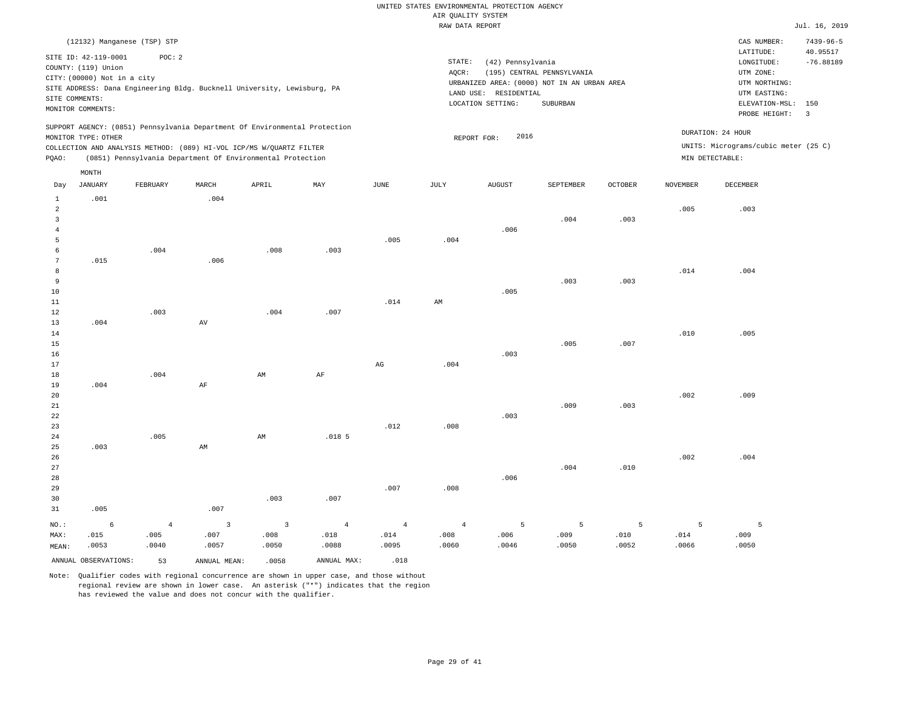UNITED STATES ENVIRONMENTAL PROTECTION AGENCY
AIR QUALITY SYSTEM
RAW DATA REPORT

Jul. 16, 2019

(12132) Manganese (TSP) STP

SITE ID: 42-119-0001 POC: 2
COUNTY: (119) Union
CITY: (00000) Not in a city
SITE ADDRESS: Dana Engineering Bldg. Bucknell University, Lewisburg, PA
SITE COMMENTS:
MONITOR COMMENTS:

STATE: (42) Pennsylvania
AQCR: (195) CENTRAL PENNSYLVANIA
URBANIZED AREA: (0000) NOT IN AN URBAN AREA
LAND USE: RESIDENTIAL
LOCATION SETTING: SUBURBAN

CAS NUMBER: 7439-96-5
LATITUDE: 40.95517
LONGITUDE: -76.88189
UTM ZONE:
UTM NORTHING:
UTM EASTING:
ELEVATION-MSL: 150
PROBE HEIGHT: 3

SUPPORT AGENCY: (0851) Pennsylvania Department Of Environmental Protection
MONITOR TYPE: OTHER
COLLECTION AND ANALYSIS METHOD: (089) HI-VOL ICP/MS W/QUARTZ FILTER
PQAO: (0851) Pennsylvania Department Of Environmental Protection

REPORT FOR: 2016

DURATION: 24 HOUR
UNITS: Micrograms/cubic meter (25 C)
MIN DETECTABLE:

| Day | JANUARY | FEBRUARY | MARCH | APRIL | MAY | JUNE | JULY | AUGUST | SEPTEMBER | OCTOBER | NOVEMBER | DECEMBER |
|---|---|---|---|---|---|---|---|---|---|---|---|---|
| 1 | .001 | | .004 | | | | | | | | | |
| 2 | | | | | | | | | | | .005 | .003 |
| 3 | | | | | | | | | .004 | .003 | | |
| 4 | | | | | | | | .006 | | | | |
| 5 | | | | | | .005 | .004 | | | | | |
| 6 | | .004 | | .008 | .003 | | | | | | | |
| 7 | .015 | | .006 | | | | | | | | | |
| 8 | | | | | | | | | | | .014 | .004 |
| 9 | | | | | | | | | .003 | .003 | | |
| 10 | | | | | | | | .005 | | | | |
| 11 | | | | | | .014 | AM | | | | | |
| 12 | | .003 | | .004 | .007 | | | | | | | |
| 13 | .004 | | AV | | | | | | | | | |
| 14 | | | | | | | | | | | .010 | .005 |
| 15 | | | | | | | | | .005 | .007 | | |
| 16 | | | | | | | | .003 | | | | |
| 17 | | | | | | AG | .004 | | | | | |
| 18 | | .004 | | AM | AF | | | | | | | |
| 19 | .004 | | AF | | | | | | | | | |
| 20 | | | | | | | | | | | .002 | .009 |
| 21 | | | | | | | | | .009 | .003 | | |
| 22 | | | | | | | | .003 | | | | |
| 23 | | | | | | .012 | .008 | | | | | |
| 24 | | .005 | | AM | .018 5 | | | | | | | |
| 25 | .003 | | AM | | | | | | | | | |
| 26 | | | | | | | | | | | .002 | .004 |
| 27 | | | | | | | | | .004 | .010 | | |
| 28 | | | | | | | | .006 | | | | |
| 29 | | | | | | .007 | .008 | | | | | |
| 30 | | | | .003 | .007 | | | | | | | |
| 31 | .005 | | .007 | | | | | | | | | |
| NO.: | 6 | 4 | 3 | 3 | 4 | 4 | 4 | 5 | 5 | 5 | 5 | 5 |
| MAX: | .015 | .005 | .007 | .008 | .018 | .014 | .008 | .006 | .009 | .010 | .014 | .009 |
| MEAN: | .0053 | .0040 | .0057 | .0050 | .0088 | .0095 | .0060 | .0046 | .0050 | .0052 | .0066 | .0050 |

ANNUAL OBSERVATIONS: 53 ANNUAL MEAN: .0058 ANNUAL MAX: .018

Note: Qualifier codes with regional concurrence are shown in upper case, and those without regional review are shown in lower case. An asterisk ("*") indicates that the region has reviewed the value and does not concur with the qualifier.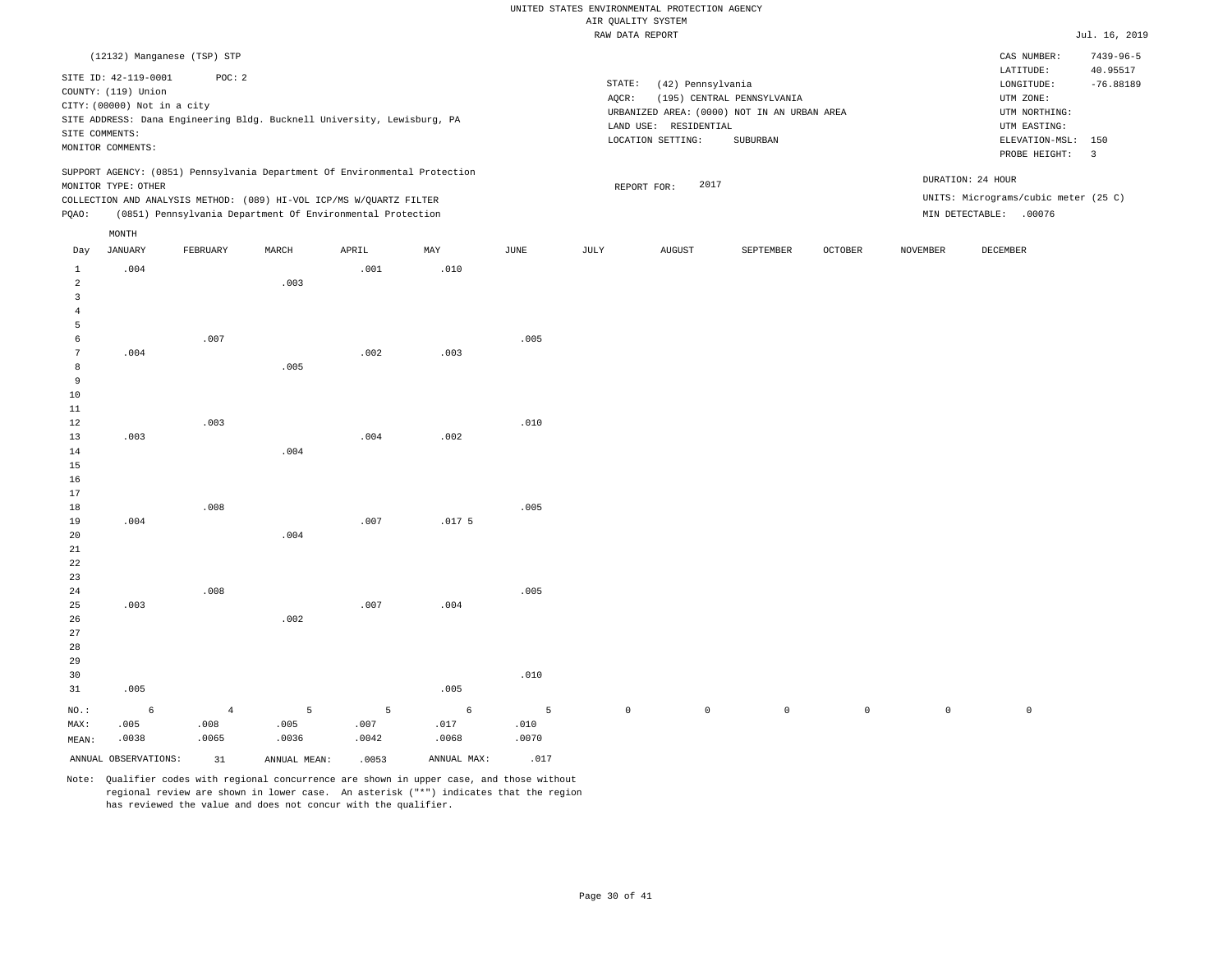UNITED STATES ENVIRONMENTAL PROTECTION AGENCY
AIR QUALITY SYSTEM
RAW DATA REPORT

Jul. 16, 2019

(12132) Manganese (TSP) STP

SITE ID: 42-119-0001 POC: 2
COUNTY: (119) Union
CITY: (00000) Not in a city
SITE ADDRESS: Dana Engineering Bldg. Bucknell University, Lewisburg, PA
SITE COMMENTS:
MONITOR COMMENTS:

STATE: (42) Pennsylvania
AQCR: (195) CENTRAL PENNSYLVANIA
URBANIZED AREA: (0000) NOT IN AN URBAN AREA
LAND USE: RESIDENTIAL
LOCATION SETTING: SUBURBAN

CAS NUMBER: 7439-96-5
LATITUDE: 40.95517
LONGITUDE: -76.88189
UTM ZONE:
UTM NORTHING:
UTM EASTING:
ELEVATION-MSL: 150
PROBE HEIGHT: 3

SUPPORT AGENCY: (0851) Pennsylvania Department Of Environmental Protection
MONITOR TYPE: OTHER
COLLECTION AND ANALYSIS METHOD: (089) HI-VOL ICP/MS W/QUARTZ FILTER
PQAO: (0851) Pennsylvania Department Of Environmental Protection

REPORT FOR: 2017

DURATION: 24 HOUR
UNITS: Micrograms/cubic meter (25 C)
MIN DETECTABLE: .00076

| Day | JANUARY | FEBRUARY | MARCH | APRIL | MAY | JUNE | JULY | AUGUST | SEPTEMBER | OCTOBER | NOVEMBER | DECEMBER |
|---|---|---|---|---|---|---|---|---|---|---|---|---|
| 1 | .004 | | | .001 | .010 | | | | | | | |
| 2 | | | .003 | | | | | | | | | |
| 3 | | | | | | | | | | | | |
| 4 | | | | | | | | | | | | |
| 5 | | | | | | | | | | | | |
| 6 | | .007 | | | | .005 | | | | | | |
| 7 | .004 | | | .002 | .003 | | | | | | | |
| 8 | | | .005 | | | | | | | | | |
| 9 | | | | | | | | | | | | |
| 10 | | | | | | | | | | | | |
| 11 | | | | | | | | | | | | |
| 12 | | .003 | | | | .010 | | | | | | |
| 13 | .003 | | | .004 | .002 | | | | | | | |
| 14 | | | .004 | | | | | | | | | |
| 15 | | | | | | | | | | | | |
| 16 | | | | | | | | | | | | |
| 17 | | | | | | | | | | | | |
| 18 | | .008 | | | | .005 | | | | | | |
| 19 | .004 | | | .007 | .017 5 | | | | | | | |
| 20 | | | .004 | | | | | | | | | |
| 21 | | | | | | | | | | | | |
| 22 | | | | | | | | | | | | |
| 23 | | | | | | | | | | | | |
| 24 | | .008 | | | | .005 | | | | | | |
| 25 | .003 | | | .007 | .004 | | | | | | | |
| 26 | | | .002 | | | | | | | | | |
| 27 | | | | | | | | | | | | |
| 28 | | | | | | | | | | | | |
| 29 | | | | | | | | | | | | |
| 30 | | | | | | .010 | | | | | | |
| 31 | .005 | | | | .005 | | | | | | | |
| NO.: | 6 | 4 | 5 | 5 | 6 | 5 | 0 | 0 | 0 | 0 | 0 | 0 |
| MAX: | .005 | .008 | .005 | .007 | .017 | .010 | | | | | | |
| MEAN: | .0038 | .0065 | .0036 | .0042 | .0068 | .0070 | | | | | | |

ANNUAL OBSERVATIONS: 31 ANNUAL MEAN: .0053 ANNUAL MAX: .017

Note: Qualifier codes with regional concurrence are shown in upper case, and those without regional review are shown in lower case. An asterisk ("*") indicates that the region has reviewed the value and does not concur with the qualifier.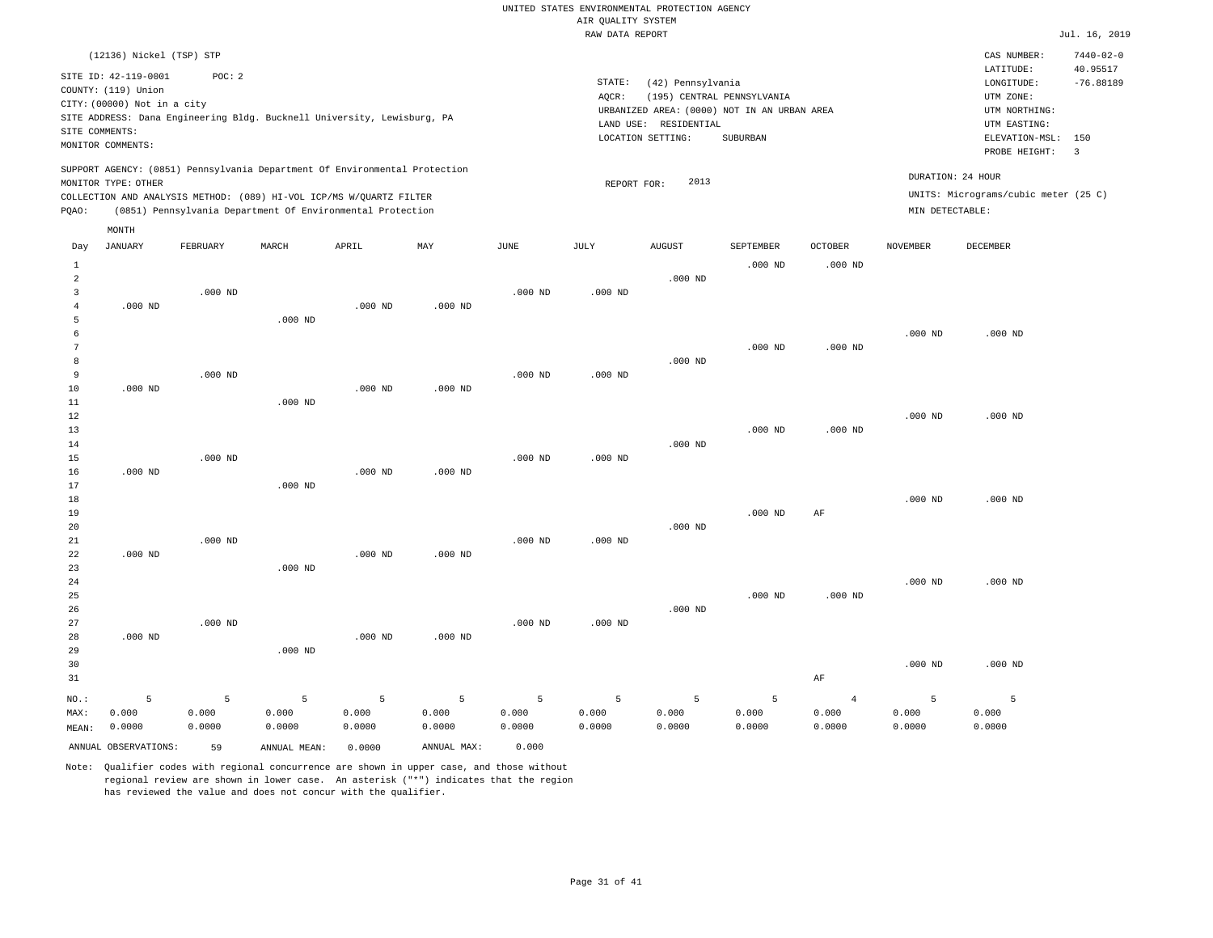UNITED STATES ENVIRONMENTAL PROTECTION AGENCY
AIR QUALITY SYSTEM
RAW DATA REPORT

Jul. 16, 2019

(12136) Nickel (TSP) STP

SITE ID: 42-119-0001 POC: 2
COUNTY: (119) Union
CITY: (00000) Not in a city
SITE ADDRESS: Dana Engineering Bldg. Bucknell University, Lewisburg, PA
SITE COMMENTS:
MONITOR COMMENTS:

STATE: (42) Pennsylvania
AQCR: (195) CENTRAL PENNSYLVANIA
URBANIZED AREA: (0000) NOT IN AN URBAN AREA
LAND USE: RESIDENTIAL
LOCATION SETTING: SUBURBAN

CAS NUMBER: 7440-02-0
LATITUDE: 40.95517
LONGITUDE: -76.88189
UTM ZONE:
UTM NORTHING:
UTM EASTING:
ELEVATION-MSL: 150
PROBE HEIGHT: 3

SUPPORT AGENCY: (0851) Pennsylvania Department Of Environmental Protection
MONITOR TYPE: OTHER
COLLECTION AND ANALYSIS METHOD: (089) HI-VOL ICP/MS W/QUARTZ FILTER
PQAO: (0851) Pennsylvania Department Of Environmental Protection

REPORT FOR: 2013

DURATION: 24 HOUR
UNITS: Micrograms/cubic meter (25 C)
MIN DETECTABLE:

| Day | JANUARY | FEBRUARY | MARCH | APRIL | MAY | JUNE | JULY | AUGUST | SEPTEMBER | OCTOBER | NOVEMBER | DECEMBER |
|---|---|---|---|---|---|---|---|---|---|---|---|---|
| 1 | | | | | | | | | .000 ND | .000 ND | | |
| 2 | | | | | | | | .000 ND | | | | |
| 3 | | .000 ND | | | | .000 ND | .000 ND | | | | | |
| 4 | .000 ND | | | .000 ND | .000 ND | | | | | | | |
| 5 | | | .000 ND | | | | | | | | | |
| 6 | | | | | | | | | | | .000 ND | .000 ND |
| 7 | | | | | | | | | .000 ND | .000 ND | | |
| 8 | | | | | | | | .000 ND | | | | |
| 9 | | .000 ND | | | | .000 ND | .000 ND | | | | | |
| 10 | .000 ND | | | .000 ND | .000 ND | | | | | | | |
| 11 | | | .000 ND | | | | | | | | | |
| 12 | | | | | | | | | | | .000 ND | .000 ND |
| 13 | | | | | | | | | .000 ND | .000 ND | | |
| 14 | | | | | | | | .000 ND | | | | |
| 15 | | .000 ND | | | | .000 ND | .000 ND | | | | | |
| 16 | .000 ND | | | .000 ND | .000 ND | | | | | | | |
| 17 | | | .000 ND | | | | | | | | | |
| 18 | | | | | | | | | | | .000 ND | .000 ND |
| 19 | | | | | | | | | .000 ND | AF | | |
| 20 | | | | | | | | .000 ND | | | | |
| 21 | | .000 ND | | | | .000 ND | .000 ND | | | | | |
| 22 | .000 ND | | | .000 ND | .000 ND | | | | | | | |
| 23 | | | .000 ND | | | | | | | | | |
| 24 | | | | | | | | | | | .000 ND | .000 ND |
| 25 | | | | | | | | | .000 ND | .000 ND | | |
| 26 | | | | | | | | .000 ND | | | | |
| 27 | | .000 ND | | | | .000 ND | .000 ND | | | | | |
| 28 | .000 ND | | | .000 ND | .000 ND | | | | | | | |
| 29 | | | .000 ND | | | | | | | | | |
| 30 | | | | | | | | | | | .000 ND | .000 ND |
| 31 | | | | | | | | | | AF | | |
| NO.: | 5 | 5 | 5 | 5 | 5 | 5 | 5 | 5 | 5 | 4 | 5 | 5 |
| MAX: | 0.000 | 0.000 | 0.000 | 0.000 | 0.000 | 0.000 | 0.000 | 0.000 | 0.000 | 0.000 | 0.000 | 0.000 |
| MEAN: | 0.0000 | 0.0000 | 0.0000 | 0.0000 | 0.0000 | 0.0000 | 0.0000 | 0.0000 | 0.0000 | 0.0000 | 0.0000 | 0.0000 |

ANNUAL OBSERVATIONS: 59 ANNUAL MEAN: 0.0000 ANNUAL MAX: 0.000

Note: Qualifier codes with regional concurrence are shown in upper case, and those without regional review are shown in lower case. An asterisk ("*") indicates that the region has reviewed the value and does not concur with the qualifier.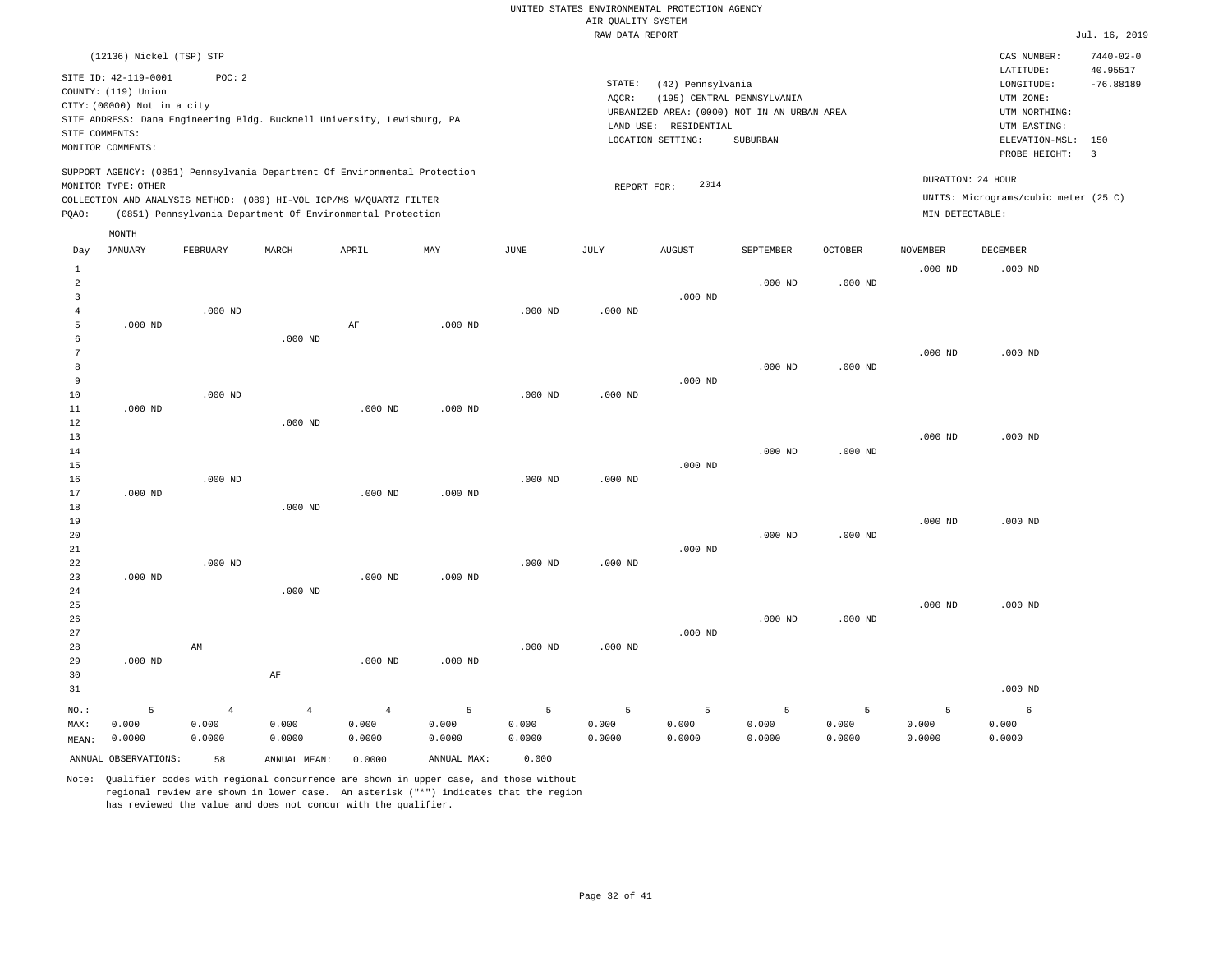UNITED STATES ENVIRONMENTAL PROTECTION AGENCY
AIR QUALITY SYSTEM
RAW DATA REPORT

Jul. 16, 2019

(12136) Nickel (TSP) STP

SITE ID: 42-119-0001 POC: 2
COUNTY: (119) Union
CITY: (00000) Not in a city
SITE ADDRESS: Dana Engineering Bldg. Bucknell University, Lewisburg, PA
SITE COMMENTS:
MONITOR COMMENTS:

STATE: (42) Pennsylvania
AQCR: (195) CENTRAL PENNSYLVANIA
URBANIZED AREA: (0000) NOT IN AN URBAN AREA
LAND USE: RESIDENTIAL
LOCATION SETTING: SUBURBAN

CAS NUMBER: 7440-02-0
LATITUDE: 40.95517
LONGITUDE: -76.88189
UTM ZONE:
UTM NORTHING:
UTM EASTING:
ELEVATION-MSL: 150
PROBE HEIGHT: 3

SUPPORT AGENCY: (0851) Pennsylvania Department Of Environmental Protection
MONITOR TYPE: OTHER
COLLECTION AND ANALYSIS METHOD: (089) HI-VOL ICP/MS W/QUARTZ FILTER
PQAO: (0851) Pennsylvania Department Of Environmental Protection

REPORT FOR: 2014

DURATION: 24 HOUR
UNITS: Micrograms/cubic meter (25 C)
MIN DETECTABLE:

| Day | JANUARY | FEBRUARY | MARCH | APRIL | MAY | JUNE | JULY | AUGUST | SEPTEMBER | OCTOBER | NOVEMBER | DECEMBER |
|---|---|---|---|---|---|---|---|---|---|---|---|---|
| 1 | | | | | | | | | | | .000 ND | .000 ND |
| 2 | | | | | | | | | .000 ND | .000 ND | | |
| 3 | | | | | | | | .000 ND | | | | |
| 4 | | .000 ND | | | | .000 ND | .000 ND | | | | | |
| 5 | .000 ND | | | AF | .000 ND | | | | | | | |
| 6 | | | .000 ND | | | | | | | | | |
| 7 | | | | | | | | | | | .000 ND | .000 ND |
| 8 | | | | | | | | | .000 ND | .000 ND | | |
| 9 | | | | | | | | .000 ND | | | | |
| 10 | | .000 ND | | | | .000 ND | .000 ND | | | | | |
| 11 | .000 ND | | | .000 ND | .000 ND | | | | | | | |
| 12 | | | .000 ND | | | | | | | | | |
| 13 | | | | | | | | | | | .000 ND | .000 ND |
| 14 | | | | | | | | | .000 ND | .000 ND | | |
| 15 | | | | | | | | .000 ND | | | | |
| 16 | | .000 ND | | | | .000 ND | .000 ND | | | | | |
| 17 | .000 ND | | | .000 ND | .000 ND | | | | | | | |
| 18 | | | .000 ND | | | | | | | | | |
| 19 | | | | | | | | | | | .000 ND | .000 ND |
| 20 | | | | | | | | | .000 ND | .000 ND | | |
| 21 | | | | | | | | .000 ND | | | | |
| 22 | | .000 ND | | | | .000 ND | .000 ND | | | | | |
| 23 | .000 ND | | | .000 ND | .000 ND | | | | | | | |
| 24 | | | .000 ND | | | | | | | | | |
| 25 | | | | | | | | | | | .000 ND | .000 ND |
| 26 | | | | | | | | | .000 ND | .000 ND | | |
| 27 | | | | | | | | .000 ND | | | | |
| 28 | | AM | | | | .000 ND | .000 ND | | | | | |
| 29 | .000 ND | | | .000 ND | .000 ND | | | | | | | |
| 30 | | | AF | | | | | | | | | |
| 31 | | | | | | | | | | | | .000 ND |
| NO.: | 5 | 4 | 4 | 4 | 5 | 5 | 5 | 5 | 5 | 5 | 5 | 6 |
| MAX: | 0.000 | 0.000 | 0.000 | 0.000 | 0.000 | 0.000 | 0.000 | 0.000 | 0.000 | 0.000 | 0.000 | 0.000 |
| MEAN: | 0.0000 | 0.0000 | 0.0000 | 0.0000 | 0.0000 | 0.0000 | 0.0000 | 0.0000 | 0.0000 | 0.0000 | 0.0000 | 0.0000 |

ANNUAL OBSERVATIONS: 58 ANNUAL MEAN: 0.0000 ANNUAL MAX: 0.000

Note: Qualifier codes with regional concurrence are shown in upper case, and those without regional review are shown in lower case. An asterisk ("*") indicates that the region has reviewed the value and does not concur with the qualifier.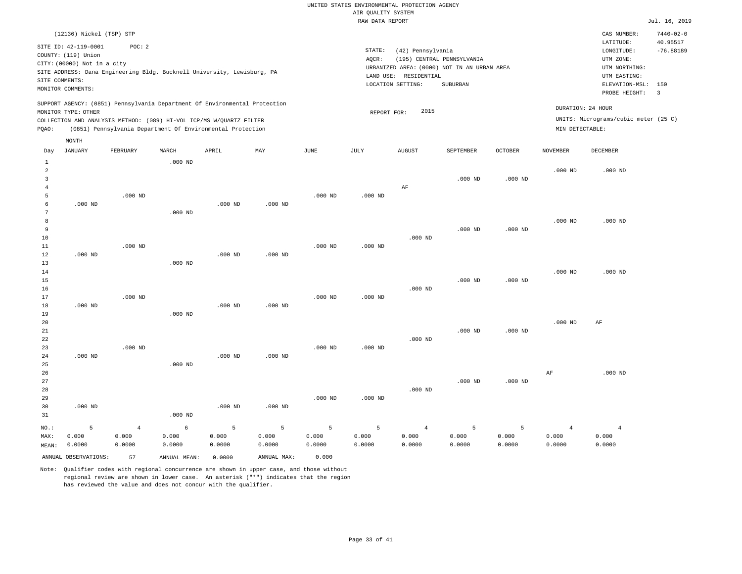UNITED STATES ENVIRONMENTAL PROTECTION AGENCY
AIR QUALITY SYSTEM
RAW DATA REPORT

Jul. 16, 2019

(12136) Nickel (TSP) STP

SITE ID: 42-119-0001 POC: 2
COUNTY: (119) Union
CITY: (00000) Not in a city
SITE ADDRESS: Dana Engineering Bldg. Bucknell University, Lewisburg, PA
SITE COMMENTS:
MONITOR COMMENTS:

STATE: (42) Pennsylvania
AQCR: (195) CENTRAL PENNSYLVANIA
URBANIZED AREA: (0000) NOT IN AN URBAN AREA
LAND USE: RESIDENTIAL
LOCATION SETTING: SUBURBAN

CAS NUMBER: 7440-02-0
LATITUDE: 40.95517
LONGITUDE: -76.88189
UTM ZONE:
UTM NORTHING:
UTM EASTING:
ELEVATION-MSL: 150
PROBE HEIGHT: 3

SUPPORT AGENCY: (0851) Pennsylvania Department Of Environmental Protection
MONITOR TYPE: OTHER
COLLECTION AND ANALYSIS METHOD: (089) HI-VOL ICP/MS W/QUARTZ FILTER
PQAO: (0851) Pennsylvania Department Of Environmental Protection

REPORT FOR: 2015

DURATION: 24 HOUR
UNITS: Micrograms/cubic meter (25 C)
MIN DETECTABLE:

| Day | JANUARY | FEBRUARY | MARCH | APRIL | MAY | JUNE | JULY | AUGUST | SEPTEMBER | OCTOBER | NOVEMBER | DECEMBER |
|---|---|---|---|---|---|---|---|---|---|---|---|---|
| 1 | | | .000 ND | | | | | | | | | |
| 2 | | | | | | | | | | | .000 ND | .000 ND |
| 3 | | | | | | | | | .000 ND | .000 ND | | |
| 4 | | | | | | | | AF | | | | |
| 5 | | .000 ND | | | | .000 ND | .000 ND | | | | | |
| 6 | .000 ND | | | .000 ND | .000 ND | | | | | | | |
| 7 | | | .000 ND | | | | | | | | | |
| 8 | | | | | | | | | | | .000 ND | .000 ND |
| 9 | | | | | | | | | .000 ND | .000 ND | | |
| 10 | | | | | | | | .000 ND | | | | |
| 11 | | .000 ND | | | | .000 ND | .000 ND | | | | | |
| 12 | .000 ND | | | .000 ND | .000 ND | | | | | | | |
| 13 | | | .000 ND | | | | | | | | | |
| 14 | | | | | | | | | | | .000 ND | .000 ND |
| 15 | | | | | | | | | .000 ND | .000 ND | | |
| 16 | | | | | | | | .000 ND | | | | |
| 17 | | .000 ND | | | | .000 ND | .000 ND | | | | | |
| 18 | .000 ND | | | .000 ND | .000 ND | | | | | | | |
| 19 | | | .000 ND | | | | | | | | | |
| 20 | | | | | | | | | | | .000 ND | AF |
| 21 | | | | | | | | | .000 ND | .000 ND | | |
| 22 | | | | | | | | .000 ND | | | | |
| 23 | | .000 ND | | | | .000 ND | .000 ND | | | | | |
| 24 | .000 ND | | | .000 ND | .000 ND | | | | | | | |
| 25 | | | .000 ND | | | | | | | | | |
| 26 | | | | | | | | | | | AF | .000 ND |
| 27 | | | | | | | | | .000 ND | .000 ND | | |
| 28 | | | | | | | | .000 ND | | | | |
| 29 | | | | | | .000 ND | .000 ND | | | | | |
| 30 | .000 ND | | | .000 ND | .000 ND | | | | | | | |
| 31 | | | .000 ND | | | | | | | | | |
| NO.: | 5 | 4 | 6 | 5 | 5 | 5 | 5 | 4 | 5 | 5 | 4 | 4 |
| MAX: | 0.000 | 0.000 | 0.000 | 0.000 | 0.000 | 0.000 | 0.000 | 0.000 | 0.000 | 0.000 | 0.000 | 0.000 |
| MEAN: | 0.0000 | 0.0000 | 0.0000 | 0.0000 | 0.0000 | 0.0000 | 0.0000 | 0.0000 | 0.0000 | 0.0000 | 0.0000 | 0.0000 |

ANNUAL OBSERVATIONS: 57 ANNUAL MEAN: 0.0000 ANNUAL MAX: 0.000

Note: Qualifier codes with regional concurrence are shown in upper case, and those without regional review are shown in lower case. An asterisk ("*") indicates that the region has reviewed the value and does not concur with the qualifier.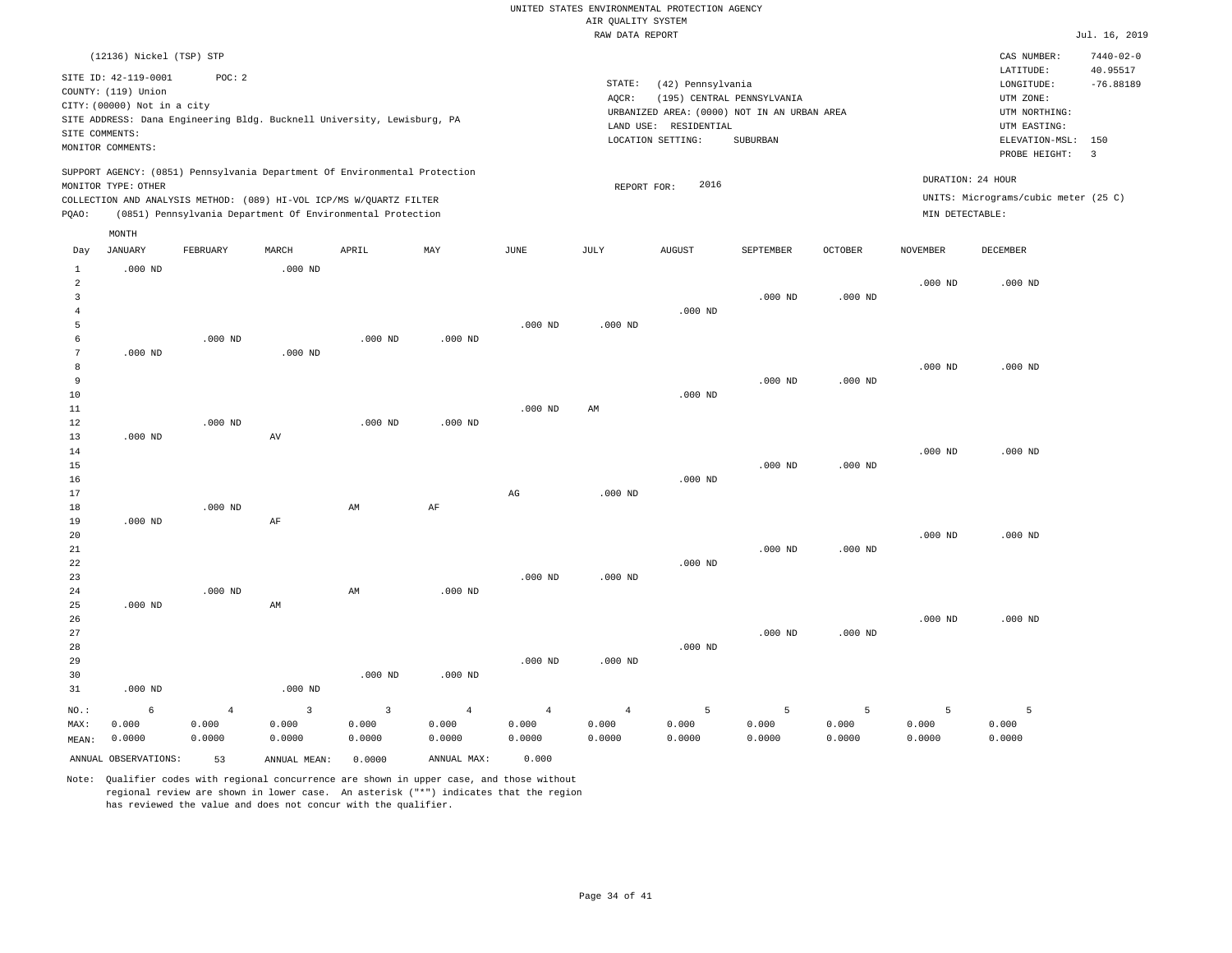UNITED STATES ENVIRONMENTAL PROTECTION AGENCY
AIR QUALITY SYSTEM
RAW DATA REPORT

Jul. 16, 2019

(12136) Nickel (TSP) STP

SITE ID: 42-119-0001 POC: 2
COUNTY: (119) Union
CITY: (00000) Not in a city
SITE ADDRESS: Dana Engineering Bldg. Bucknell University, Lewisburg, PA
SITE COMMENTS:
MONITOR COMMENTS:

STATE: (42) Pennsylvania
AQCR: (195) CENTRAL PENNSYLVANIA
URBANIZED AREA: (0000) NOT IN AN URBAN AREA
LAND USE: RESIDENTIAL
LOCATION SETTING: SUBURBAN

CAS NUMBER: 7440-02-0
LATITUDE: 40.95517
LONGITUDE: -76.88189
UTM ZONE:
UTM NORTHING:
UTM EASTING:
ELEVATION-MSL: 150
PROBE HEIGHT: 3

SUPPORT AGENCY: (0851) Pennsylvania Department Of Environmental Protection
MONITOR TYPE: OTHER
COLLECTION AND ANALYSIS METHOD: (089) HI-VOL ICP/MS W/QUARTZ FILTER
PQAO: (0851) Pennsylvania Department Of Environmental Protection

REPORT FOR: 2016

DURATION: 24 HOUR
UNITS: Micrograms/cubic meter (25 C)
MIN DETECTABLE:

| Day | JANUARY | FEBRUARY | MARCH | APRIL | MAY | JUNE | JULY | AUGUST | SEPTEMBER | OCTOBER | NOVEMBER | DECEMBER |
|---|---|---|---|---|---|---|---|---|---|---|---|---|
| 1 | .000 ND | | .000 ND | | | | | | | | | |
| 2 | | | | | | | | | | | .000 ND | .000 ND |
| 3 | | | | | | | | | .000 ND | .000 ND | | |
| 4 | | | | | | | | .000 ND | | | | |
| 5 | | | | | | .000 ND | .000 ND | | | | | |
| 6 | | .000 ND | | .000 ND | .000 ND | | | | | | | |
| 7 | .000 ND | | .000 ND | | | | | | | | | |
| 8 | | | | | | | | | | | .000 ND | .000 ND |
| 9 | | | | | | | | | .000 ND | .000 ND | | |
| 10 | | | | | | | | .000 ND | | | | |
| 11 | | | | | | .000 ND | AM | | | | | |
| 12 | | .000 ND | | .000 ND | .000 ND | | | | | | | |
| 13 | .000 ND | | AV | | | | | | | | | |
| 14 | | | | | | | | | | | .000 ND | .000 ND |
| 15 | | | | | | | | | .000 ND | .000 ND | | |
| 16 | | | | | | | | .000 ND | | | | |
| 17 | | | | | | AG | .000 ND | | | | | |
| 18 | | .000 ND | | AM | AF | | | | | | | |
| 19 | .000 ND | | AF | | | | | | | | | |
| 20 | | | | | | | | | | | .000 ND | .000 ND |
| 21 | | | | | | | | | .000 ND | .000 ND | | |
| 22 | | | | | | | | .000 ND | | | | |
| 23 | | | | | | .000 ND | .000 ND | | | | | |
| 24 | | .000 ND | | AM | .000 ND | | | | | | | |
| 25 | .000 ND | | AM | | | | | | | | | |
| 26 | | | | | | | | | | | .000 ND | .000 ND |
| 27 | | | | | | | | | .000 ND | .000 ND | | |
| 28 | | | | | | | | .000 ND | | | | |
| 29 | | | | | | .000 ND | .000 ND | | | | | |
| 30 | | | | .000 ND | .000 ND | | | | | | | |
| 31 | .000 ND | | .000 ND | | | | | | | | | |
| NO.: | 6 | 4 | 3 | 3 | 4 | 4 | 4 | 5 | 5 | 5 | 5 | 5 |
| MAX: | 0.000 | 0.000 | 0.000 | 0.000 | 0.000 | 0.000 | 0.000 | 0.000 | 0.000 | 0.000 | 0.000 | 0.000 |
| MEAN: | 0.0000 | 0.0000 | 0.0000 | 0.0000 | 0.0000 | 0.0000 | 0.0000 | 0.0000 | 0.0000 | 0.0000 | 0.0000 | 0.0000 |

ANNUAL OBSERVATIONS: 53 ANNUAL MEAN: 0.0000 ANNUAL MAX: 0.000

Note: Qualifier codes with regional concurrence are shown in upper case, and those without regional review are shown in lower case. An asterisk ("*") indicates that the region has reviewed the value and does not concur with the qualifier.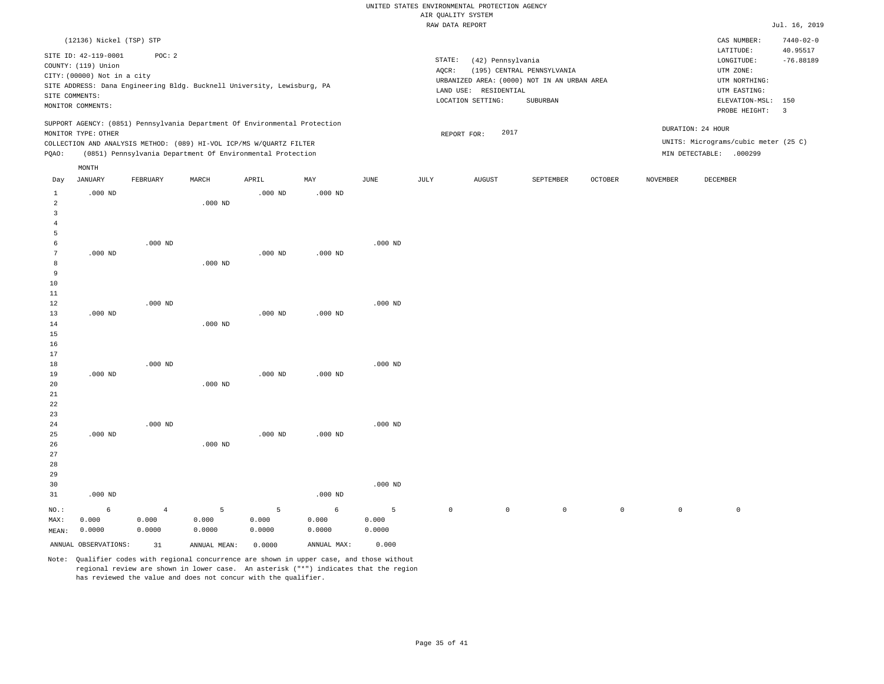UNITED STATES ENVIRONMENTAL PROTECTION AGENCY
AIR QUALITY SYSTEM
RAW DATA REPORT

Jul. 16, 2019

(12136) Nickel (TSP) STP

SITE ID: 42-119-0001 POC: 2
COUNTY: (119) Union
CITY: (00000) Not in a city
SITE ADDRESS: Dana Engineering Bldg. Bucknell University, Lewisburg, PA
SITE COMMENTS:
MONITOR COMMENTS:

STATE: (42) Pennsylvania
AQCR: (195) CENTRAL PENNSYLVANIA
URBANIZED AREA: (0000) NOT IN AN URBAN AREA
LAND USE: RESIDENTIAL
LOCATION SETTING: SUBURBAN

CAS NUMBER: 7440-02-0
LATITUDE: 40.95517
LONGITUDE: -76.88189
UTM ZONE:
UTM NORTHING:
UTM EASTING:
ELEVATION-MSL: 150
PROBE HEIGHT: 3

SUPPORT AGENCY: (0851) Pennsylvania Department Of Environmental Protection
MONITOR TYPE: OTHER
COLLECTION AND ANALYSIS METHOD: (089) HI-VOL ICP/MS W/QUARTZ FILTER
PQAO: (0851) Pennsylvania Department Of Environmental Protection

REPORT FOR: 2017

DURATION: 24 HOUR
UNITS: Micrograms/cubic meter (25 C)
MIN DETECTABLE: .000299

| Day | JANUARY | FEBRUARY | MARCH | APRIL | MAY | JUNE | JULY | AUGUST | SEPTEMBER | OCTOBER | NOVEMBER | DECEMBER |
|---|---|---|---|---|---|---|---|---|---|---|---|---|
| 1 | .000 ND | | | .000 ND | .000 ND | | | | | | | |
| 2 | | | .000 ND | | | | | | | | | |
| 3 | | | | | | | | | | | | |
| 4 | | | | | | | | | | | | |
| 5 | | | | | | | | | | | | |
| 6 | | .000 ND | | | | .000 ND | | | | | | |
| 7 | .000 ND | | | .000 ND | .000 ND | | | | | | | |
| 8 | | | .000 ND | | | | | | | | | |
| 9 | | | | | | | | | | | | |
| 10 | | | | | | | | | | | | |
| 11 | | | | | | | | | | | | |
| 12 | | .000 ND | | | | .000 ND | | | | | | |
| 13 | .000 ND | | | .000 ND | .000 ND | | | | | | | |
| 14 | | | .000 ND | | | | | | | | | |
| 15 | | | | | | | | | | | | |
| 16 | | | | | | | | | | | | |
| 17 | | | | | | | | | | | | |
| 18 | | .000 ND | | | | .000 ND | | | | | | |
| 19 | .000 ND | | | .000 ND | .000 ND | | | | | | | |
| 20 | | | .000 ND | | | | | | | | | |
| 21 | | | | | | | | | | | | |
| 22 | | | | | | | | | | | | |
| 23 | | | | | | | | | | | | |
| 24 | | .000 ND | | | | .000 ND | | | | | | |
| 25 | .000 ND | | | .000 ND | .000 ND | | | | | | | |
| 26 | | | .000 ND | | | | | | | | | |
| 27 | | | | | | | | | | | | |
| 28 | | | | | | | | | | | | |
| 29 | | | | | | | | | | | | |
| 30 | | | | | | .000 ND | | | | | | |
| 31 | .000 ND | | | | .000 ND | | | | | | | |
| NO.: | 6 | 4 | 5 | 5 | 6 | 5 | 0 | 0 | 0 | 0 | 0 | 0 |
| MAX: | 0.000 | 0.000 | 0.000 | 0.000 | 0.000 | 0.000 | | | | | | |
| MEAN: | 0.0000 | 0.0000 | 0.0000 | 0.0000 | 0.0000 | 0.0000 | | | | | | |

ANNUAL OBSERVATIONS: 31 ANNUAL MEAN: 0.0000 ANNUAL MAX: 0.000

Note: Qualifier codes with regional concurrence are shown in upper case, and those without regional review are shown in lower case. An asterisk ("*") indicates that the region has reviewed the value and does not concur with the qualifier.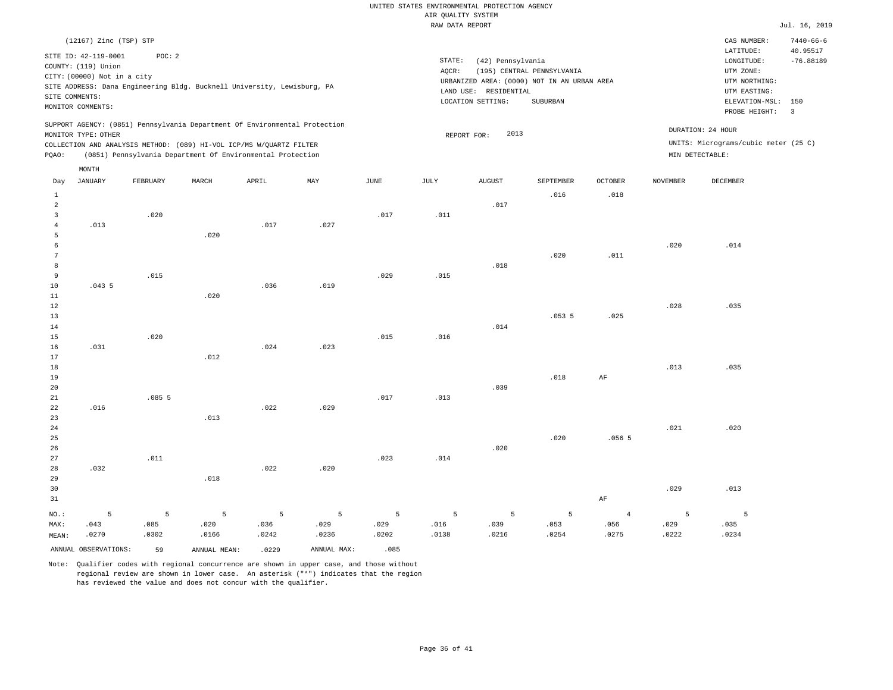UNITED STATES ENVIRONMENTAL PROTECTION AGENCY
AIR QUALITY SYSTEM
RAW DATA REPORT

Jul. 16, 2019

(12167) Zinc (TSP) STP

SITE ID: 42-119-0001 POC: 2
COUNTY: (119) Union
CITY: (00000) Not in a city
SITE ADDRESS: Dana Engineering Bldg. Bucknell University, Lewisburg, PA
SITE COMMENTS:
MONITOR COMMENTS:

STATE: (42) Pennsylvania
AQCR: (195) CENTRAL PENNSYLVANIA
URBANIZED AREA: (0000) NOT IN AN URBAN AREA
LAND USE: RESIDENTIAL
LOCATION SETTING: SUBURBAN

CAS NUMBER: 7440-66-6
LATITUDE: 40.95517
LONGITUDE: -76.88189
UTM ZONE:
UTM NORTHING:
UTM EASTING:
ELEVATION-MSL: 150
PROBE HEIGHT: 3

SUPPORT AGENCY: (0851) Pennsylvania Department Of Environmental Protection
MONITOR TYPE: OTHER
COLLECTION AND ANALYSIS METHOD: (089) HI-VOL ICP/MS W/QUARTZ FILTER
PQAO: (0851) Pennsylvania Department Of Environmental Protection

REPORT FOR: 2013

DURATION: 24 HOUR
UNITS: Micrograms/cubic meter (25 C)
MIN DETECTABLE:

| Day | JANUARY | FEBRUARY | MARCH | APRIL | MAY | JUNE | JULY | AUGUST | SEPTEMBER | OCTOBER | NOVEMBER | DECEMBER |
|---|---|---|---|---|---|---|---|---|---|---|---|---|
| 1 | | | | | | | | | .016 | .018 | | |
| 2 | | | | | | | | .017 | | | | |
| 3 | | .020 | | | | .017 | .011 | | | | | |
| 4 | .013 | | | .017 | .027 | | | | | | | |
| 5 | | | .020 | | | | | | | | | |
| 6 | | | | | | | | | | | .020 | .014 |
| 7 | | | | | | | | | .020 | .011 | | |
| 8 | | | | | | | | .018 | | | | |
| 9 | | .015 | | | | .029 | .015 | | | | | |
| 10 | .043 5 | | | .036 | .019 | | | | | | | |
| 11 | | | .020 | | | | | | | | | |
| 12 | | | | | | | | | | | .028 | .035 |
| 13 | | | | | | | | | .053 5 | .025 | | |
| 14 | | | | | | | | .014 | | | | |
| 15 | | .020 | | | | .015 | .016 | | | | | |
| 16 | .031 | | | .024 | .023 | | | | | | | |
| 17 | | | .012 | | | | | | | | | |
| 18 | | | | | | | | | | | .013 | .035 |
| 19 | | | | | | | | | .018 | AF | | |
| 20 | | | | | | | | .039 | | | | |
| 21 | | .085 5 | | | | .017 | .013 | | | | | |
| 22 | .016 | | | .022 | .029 | | | | | | | |
| 23 | | | .013 | | | | | | | | | |
| 24 | | | | | | | | | | | .021 | .020 |
| 25 | | | | | | | | | .020 | .056 5 | | |
| 26 | | | | | | | | .020 | | | | |
| 27 | | .011 | | | | .023 | .014 | | | | | |
| 28 | .032 | | | .022 | .020 | | | | | | | |
| 29 | | | .018 | | | | | | | | | |
| 30 | | | | | | | | | | | .029 | .013 |
| 31 | | | | | | | | | | AF | | |
| NO.: | 5 | 5 | 5 | 5 | 5 | 5 | 5 | 5 | 5 | 4 | 5 | 5 |
| MAX: | .043 | .085 | .020 | .036 | .029 | .029 | .016 | .039 | .053 | .056 | .029 | .035 |
| MEAN: | .0270 | .0302 | .0166 | .0242 | .0236 | .0202 | .0138 | .0216 | .0254 | .0275 | .0222 | .0234 |

ANNUAL OBSERVATIONS: 59 ANNUAL MEAN: .0229 ANNUAL MAX: .085

Note: Qualifier codes with regional concurrence are shown in upper case, and those without regional review are shown in lower case. An asterisk ("*") indicates that the region has reviewed the value and does not concur with the qualifier.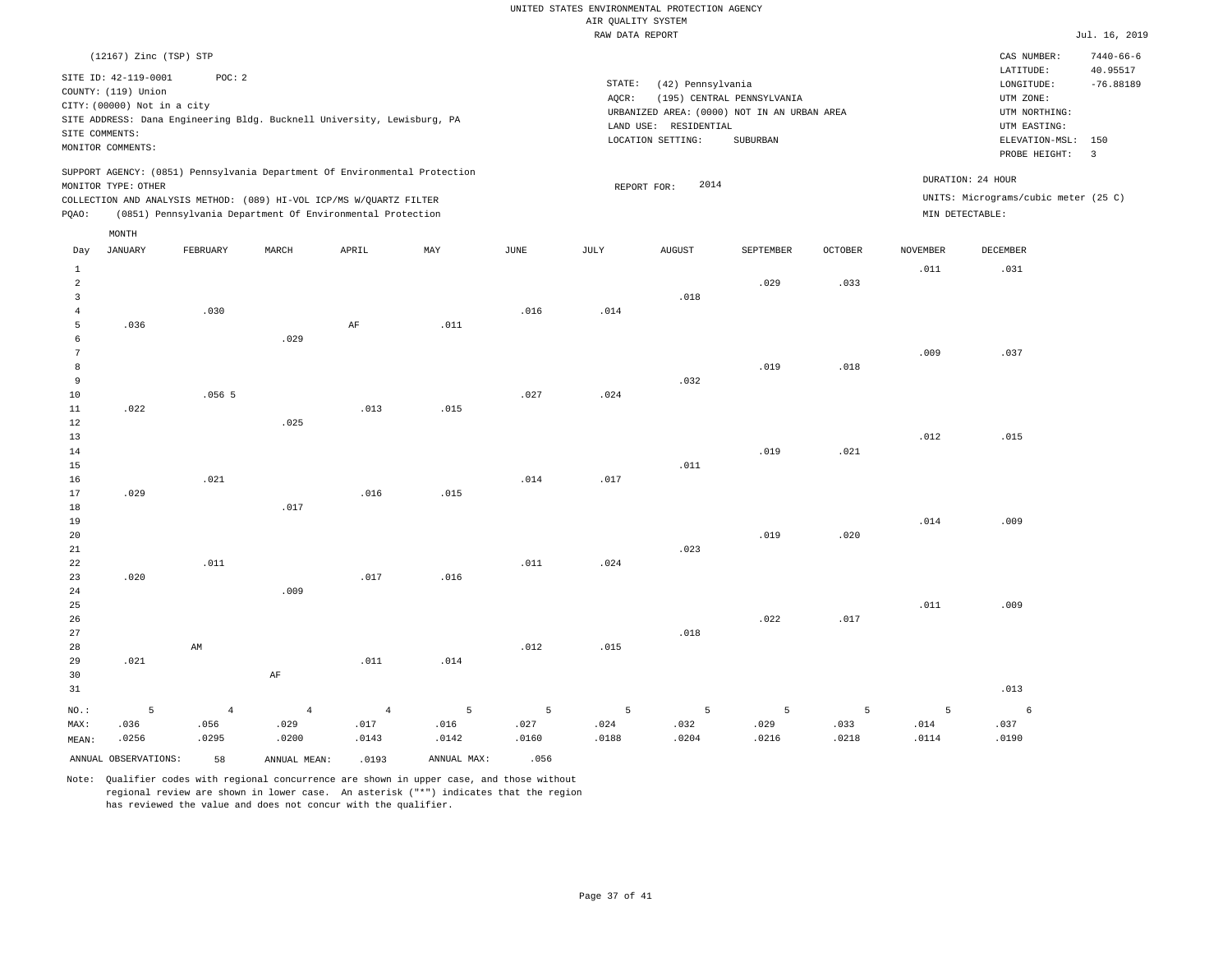UNITED STATES ENVIRONMENTAL PROTECTION AGENCY
AIR QUALITY SYSTEM
RAW DATA REPORT

Jul. 16, 2019

(12167) Zinc (TSP) STP

SITE ID: 42-119-0001 POC: 2
COUNTY: (119) Union
CITY: (00000) Not in a city
SITE ADDRESS: Dana Engineering Bldg. Bucknell University, Lewisburg, PA
SITE COMMENTS:
MONITOR COMMENTS:

STATE: (42) Pennsylvania
AQCR: (195) CENTRAL PENNSYLVANIA
URBANIZED AREA: (0000) NOT IN AN URBAN AREA
LAND USE: RESIDENTIAL
LOCATION SETTING: SUBURBAN

CAS NUMBER: 7440-66-6
LATITUDE: 40.95517
LONGITUDE: -76.88189
UTM ZONE:
UTM NORTHING:
UTM EASTING:
ELEVATION-MSL: 150
PROBE HEIGHT: 3

SUPPORT AGENCY: (0851) Pennsylvania Department Of Environmental Protection
MONITOR TYPE: OTHER
COLLECTION AND ANALYSIS METHOD: (089) HI-VOL ICP/MS W/QUARTZ FILTER
PQAO: (0851) Pennsylvania Department Of Environmental Protection

REPORT FOR: 2014

DURATION: 24 HOUR
UNITS: Micrograms/cubic meter (25 C)
MIN DETECTABLE:

| Day | JANUARY | FEBRUARY | MARCH | APRIL | MAY | JUNE | JULY | AUGUST | SEPTEMBER | OCTOBER | NOVEMBER | DECEMBER |
|---|---|---|---|---|---|---|---|---|---|---|---|---|
| 1 | | | | | | | | | | | .011 | .031 |
| 2 | | | | | | | | | .029 | .033 | | |
| 3 | | | | | | | | .018 | | | | |
| 4 | | .030 | | | | .016 | .014 | | | | | |
| 5 | .036 | | | AF | .011 | | | | | | | |
| 6 | | | .029 | | | | | | | | | |
| 7 | | | | | | | | | | | .009 | .037 |
| 8 | | | | | | | | | .019 | .018 | | |
| 9 | | | | | | | | .032 | | | | |
| 10 | | .056 5 | | | | .027 | .024 | | | | | |
| 11 | .022 | | | .013 | .015 | | | | | | | |
| 12 | | | .025 | | | | | | | | | |
| 13 | | | | | | | | | | | .012 | .015 |
| 14 | | | | | | | | | .019 | .021 | | |
| 15 | | | | | | | | .011 | | | | |
| 16 | | .021 | | | | .014 | .017 | | | | | |
| 17 | .029 | | | .016 | .015 | | | | | | | |
| 18 | | | .017 | | | | | | | | | |
| 19 | | | | | | | | | | | .014 | .009 |
| 20 | | | | | | | | | .019 | .020 | | |
| 21 | | | | | | | | .023 | | | | |
| 22 | | .011 | | | | .011 | .024 | | | | | |
| 23 | .020 | | | .017 | .016 | | | | | | | |
| 24 | | | .009 | | | | | | | | | |
| 25 | | | | | | | | | | | .011 | .009 |
| 26 | | | | | | | | | .022 | .017 | | |
| 27 | | | | | | | | .018 | | | | |
| 28 | | AM | | | | .012 | .015 | | | | | |
| 29 | .021 | | | .011 | .014 | | | | | | | |
| 30 | | | AF | | | | | | | | | |
| 31 | | | | | | | | | | | | .013 |
| NO.: | 5 | 4 | 4 | 4 | 5 | 5 | 5 | 5 | 5 | 5 | 5 | 6 |
| MAX: | .036 | .056 | .029 | .017 | .016 | .027 | .024 | .032 | .029 | .033 | .014 | .037 |
| MEAN: | .0256 | .0295 | .0200 | .0143 | .0142 | .0160 | .0188 | .0204 | .0216 | .0218 | .0114 | .0190 |

ANNUAL OBSERVATIONS: 58 ANNUAL MEAN: .0193 ANNUAL MAX: .056

Note: Qualifier codes with regional concurrence are shown in upper case, and those without regional review are shown in lower case. An asterisk ("*") indicates that the region has reviewed the value and does not concur with the qualifier.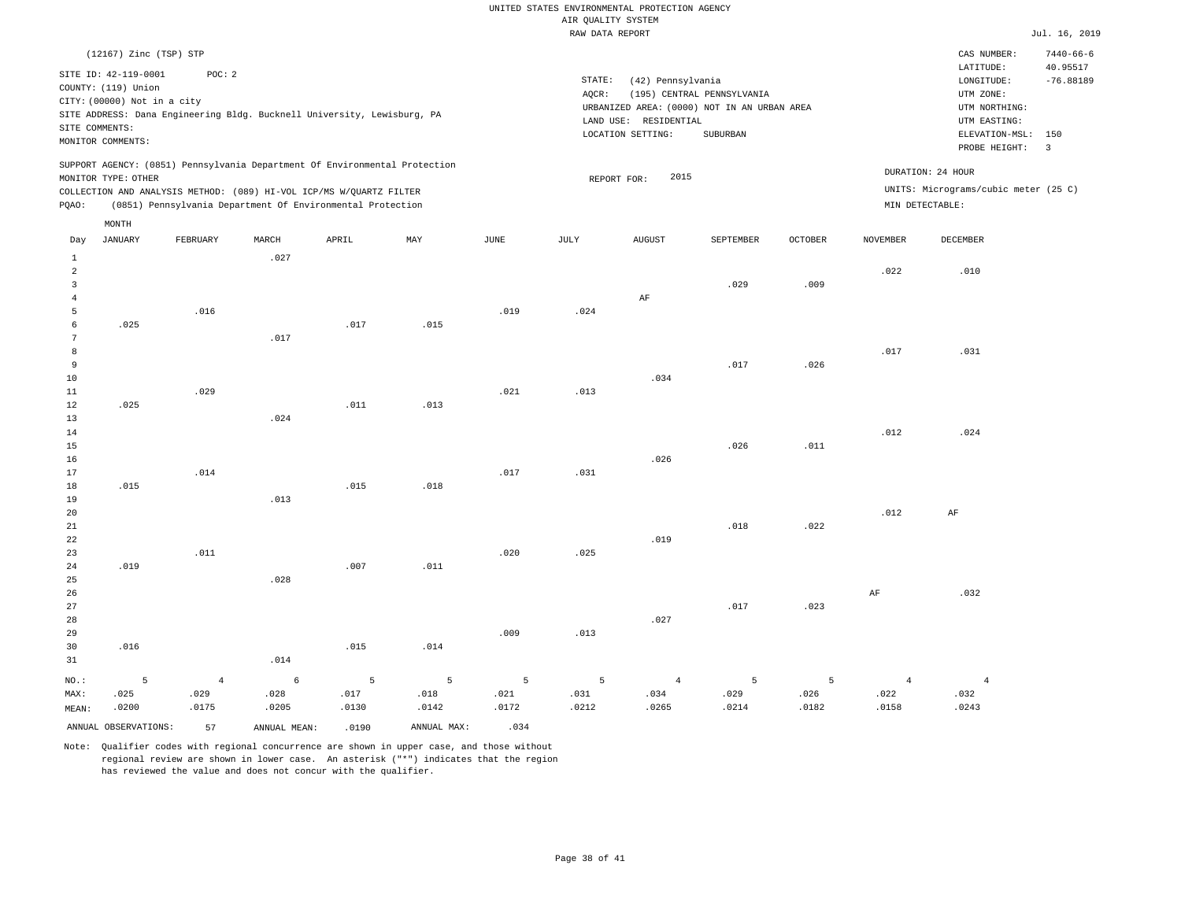UNITED STATES ENVIRONMENTAL PROTECTION AGENCY
AIR QUALITY SYSTEM
RAW DATA REPORT

Jul. 16, 2019

(12167) Zinc (TSP) STP

SITE ID: 42-119-0001 POC: 2
COUNTY: (119) Union
CITY: (00000) Not in a city
SITE ADDRESS: Dana Engineering Bldg. Bucknell University, Lewisburg, PA
SITE COMMENTS:
MONITOR COMMENTS:

STATE: (42) Pennsylvania
AQCR: (195) CENTRAL PENNSYLVANIA
URBANIZED AREA: (0000) NOT IN AN URBAN AREA
LAND USE: RESIDENTIAL
LOCATION SETTING: SUBURBAN

CAS NUMBER: 7440-66-6
LATITUDE: 40.95517
LONGITUDE: -76.88189
UTM ZONE:
UTM NORTHING:
UTM EASTING:
ELEVATION-MSL: 150
PROBE HEIGHT: 3

SUPPORT AGENCY: (0851) Pennsylvania Department Of Environmental Protection
MONITOR TYPE: OTHER
COLLECTION AND ANALYSIS METHOD: (089) HI-VOL ICP/MS W/QUARTZ FILTER
PQAO: (0851) Pennsylvania Department Of Environmental Protection

REPORT FOR: 2015

DURATION: 24 HOUR
UNITS: Micrograms/cubic meter (25 C)
MIN DETECTABLE:

| Day | JANUARY | FEBRUARY | MARCH | APRIL | MAY | JUNE | JULY | AUGUST | SEPTEMBER | OCTOBER | NOVEMBER | DECEMBER |
|---|---|---|---|---|---|---|---|---|---|---|---|---|
| 1 | | | .027 | | | | | | | | | |
| 2 | | | | | | | | | | | .022 | .010 |
| 3 | | | | | | | | | .029 | .009 | | |
| 4 | | | | | | | | AF | | | | |
| 5 | | .016 | | | | .019 | .024 | | | | | |
| 6 | .025 | | | .017 | .015 | | | | | | | |
| 7 | | | .017 | | | | | | | | | |
| 8 | | | | | | | | | | | .017 | .031 |
| 9 | | | | | | | | | .017 | .026 | | |
| 10 | | | | | | | | .034 | | | | |
| 11 | | .029 | | | | .021 | .013 | | | | | |
| 12 | .025 | | | .011 | .013 | | | | | | | |
| 13 | | | .024 | | | | | | | | | |
| 14 | | | | | | | | | | | .012 | .024 |
| 15 | | | | | | | | | .026 | .011 | | |
| 16 | | | | | | | | .026 | | | | |
| 17 | | .014 | | | | .017 | .031 | | | | | |
| 18 | .015 | | | .015 | .018 | | | | | | | |
| 19 | | | .013 | | | | | | | | | |
| 20 | | | | | | | | | | | .012 | AF |
| 21 | | | | | | | | | .018 | .022 | | |
| 22 | | | | | | | | .019 | | | | |
| 23 | | .011 | | | | .020 | .025 | | | | | |
| 24 | .019 | | | .007 | .011 | | | | | | | |
| 25 | | | .028 | | | | | | | | | |
| 26 | | | | | | | | | | | AF | .032 |
| 27 | | | | | | | | | .017 | .023 | | |
| 28 | | | | | | | | .027 | | | | |
| 29 | | | | | | .009 | .013 | | | | | |
| 30 | .016 | | | .015 | .014 | | | | | | | |
| 31 | | | .014 | | | | | | | | | |
| NO.: | 5 | 4 | 6 | 5 | 5 | 5 | 5 | 4 | 5 | 5 | 4 | 4 |
| MAX: | .025 | .029 | .028 | .017 | .018 | .021 | .031 | .034 | .029 | .026 | .022 | .032 |
| MEAN: | .0200 | .0175 | .0205 | .0130 | .0142 | .0172 | .0212 | .0265 | .0214 | .0182 | .0158 | .0243 |

ANNUAL OBSERVATIONS: 57 ANNUAL MEAN: .0190 ANNUAL MAX: .034

Note: Qualifier codes with regional concurrence are shown in upper case, and those without regional review are shown in lower case. An asterisk ("*") indicates that the region has reviewed the value and does not concur with the qualifier.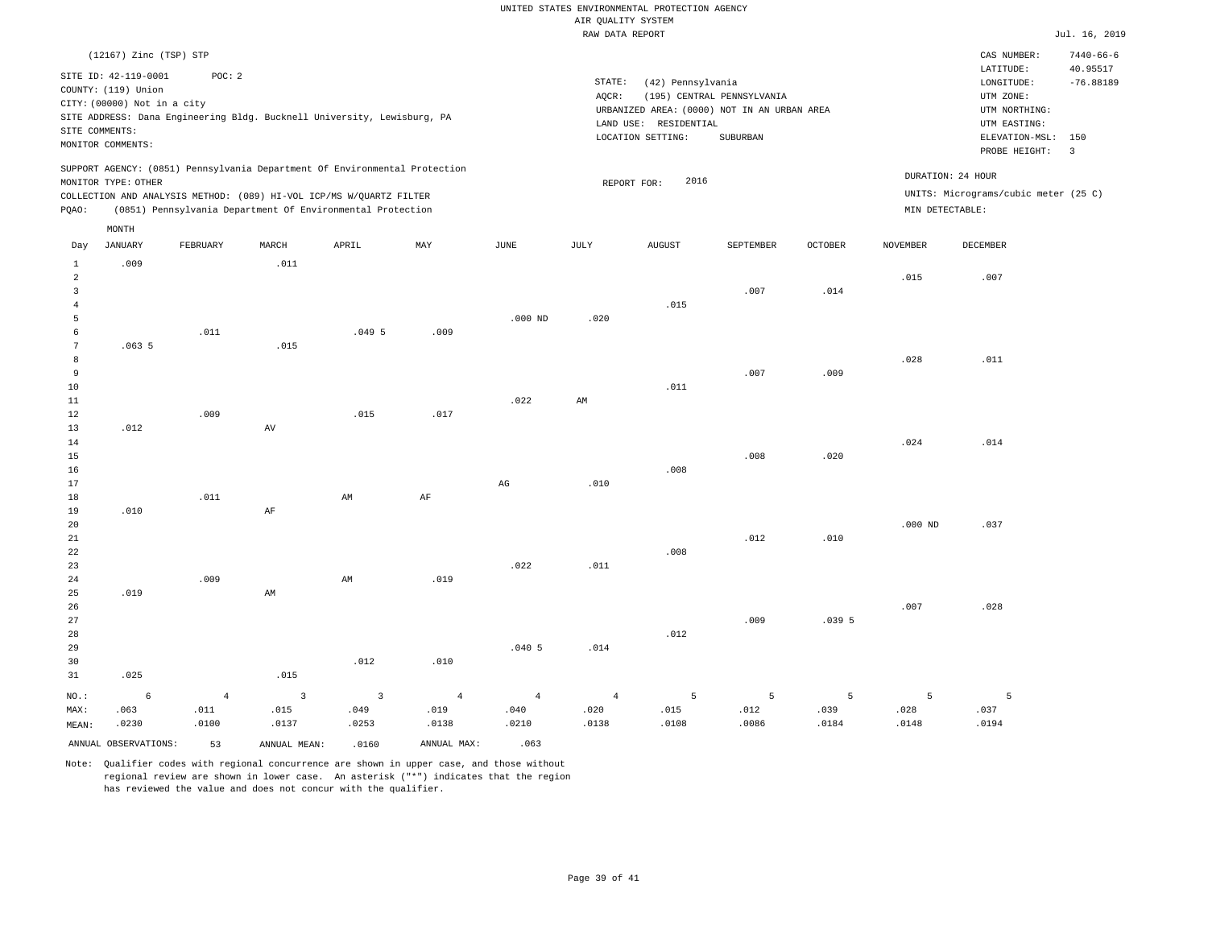UNITED STATES ENVIRONMENTAL PROTECTION AGENCY
AIR QUALITY SYSTEM
RAW DATA REPORT

Jul. 16, 2019

(12167) Zinc (TSP) STP

SITE ID: 42-119-0001 POC: 2
COUNTY: (119) Union
CITY: (00000) Not in a city
SITE ADDRESS: Dana Engineering Bldg. Bucknell University, Lewisburg, PA
SITE COMMENTS:
MONITOR COMMENTS:

STATE: (42) Pennsylvania
AQCR: (195) CENTRAL PENNSYLVANIA
URBANIZED AREA: (0000) NOT IN AN URBAN AREA
LAND USE: RESIDENTIAL
LOCATION SETTING: SUBURBAN

CAS NUMBER: 7440-66-6
LATITUDE: 40.95517
LONGITUDE: -76.88189
UTM ZONE:
UTM NORTHING:
UTM EASTING:
ELEVATION-MSL: 150
PROBE HEIGHT: 3

SUPPORT AGENCY: (0851) Pennsylvania Department Of Environmental Protection
MONITOR TYPE: OTHER
COLLECTION AND ANALYSIS METHOD: (089) HI-VOL ICP/MS W/QUARTZ FILTER
PQAO: (0851) Pennsylvania Department Of Environmental Protection

REPORT FOR: 2016

DURATION: 24 HOUR
UNITS: Micrograms/cubic meter (25 C)
MIN DETECTABLE:

| Day | JANUARY | FEBRUARY | MARCH | APRIL | MAY | JUNE | JULY | AUGUST | SEPTEMBER | OCTOBER | NOVEMBER | DECEMBER |
|---|---|---|---|---|---|---|---|---|---|---|---|---|
| 1 | .009 | | .011 | | | | | | | | | |
| 2 | | | | | | | | | | | .015 | .007 |
| 3 | | | | | | | | | .007 | .014 | | |
| 4 | | | | | | | | .015 | | | | |
| 5 | | | | | | .000 ND | .020 | | | | | |
| 6 | | .011 | | .049 5 | .009 | | | | | | | |
| 7 | .063 5 | | .015 | | | | | | | | | |
| 8 | | | | | | | | | | | .028 | .011 |
| 9 | | | | | | | | | .007 | .009 | | |
| 10 | | | | | | | | .011 | | | | |
| 11 | | | | | | .022 | AM | | | | | |
| 12 | | .009 | | .015 | .017 | | | | | | | |
| 13 | .012 | | AV | | | | | | | | | |
| 14 | | | | | | | | | | | .024 | .014 |
| 15 | | | | | | | | | .008 | .020 | | |
| 16 | | | | | | | | .008 | | | | |
| 17 | | | | | | AG | .010 | | | | | |
| 18 | | .011 | | AM | AF | | | | | | | |
| 19 | .010 | | AF | | | | | | | | | |
| 20 | | | | | | | | | | | .000 ND | .037 |
| 21 | | | | | | | | | .012 | .010 | | |
| 22 | | | | | | | | .008 | | | | |
| 23 | | | | | | .022 | .011 | | | | | |
| 24 | | .009 | | AM | .019 | | | | | | | |
| 25 | .019 | | AM | | | | | | | | | |
| 26 | | | | | | | | | | | .007 | .028 |
| 27 | | | | | | | | | .009 | .039 5 | | |
| 28 | | | | | | | | .012 | | | | |
| 29 | | | | | | .040 5 | .014 | | | | | |
| 30 | | | | .012 | .010 | | | | | | | |
| 31 | .025 | | .015 | | | | | | | | | |
| NO.: | 6 | 4 | 3 | 3 | 4 | 4 | 4 | 5 | 5 | 5 | 5 | 5 |
| MAX: | .063 | .011 | .015 | .049 | .019 | .040 | .020 | .015 | .012 | .039 | .028 | .037 |
| MEAN: | .0230 | .0100 | .0137 | .0253 | .0138 | .0210 | .0138 | .0108 | .0086 | .0184 | .0148 | .0194 |

ANNUAL OBSERVATIONS: 53 ANNUAL MEAN: .0160 ANNUAL MAX: .063

Note: Qualifier codes with regional concurrence are shown in upper case, and those without regional review are shown in lower case. An asterisk ("*") indicates that the region has reviewed the value and does not concur with the qualifier.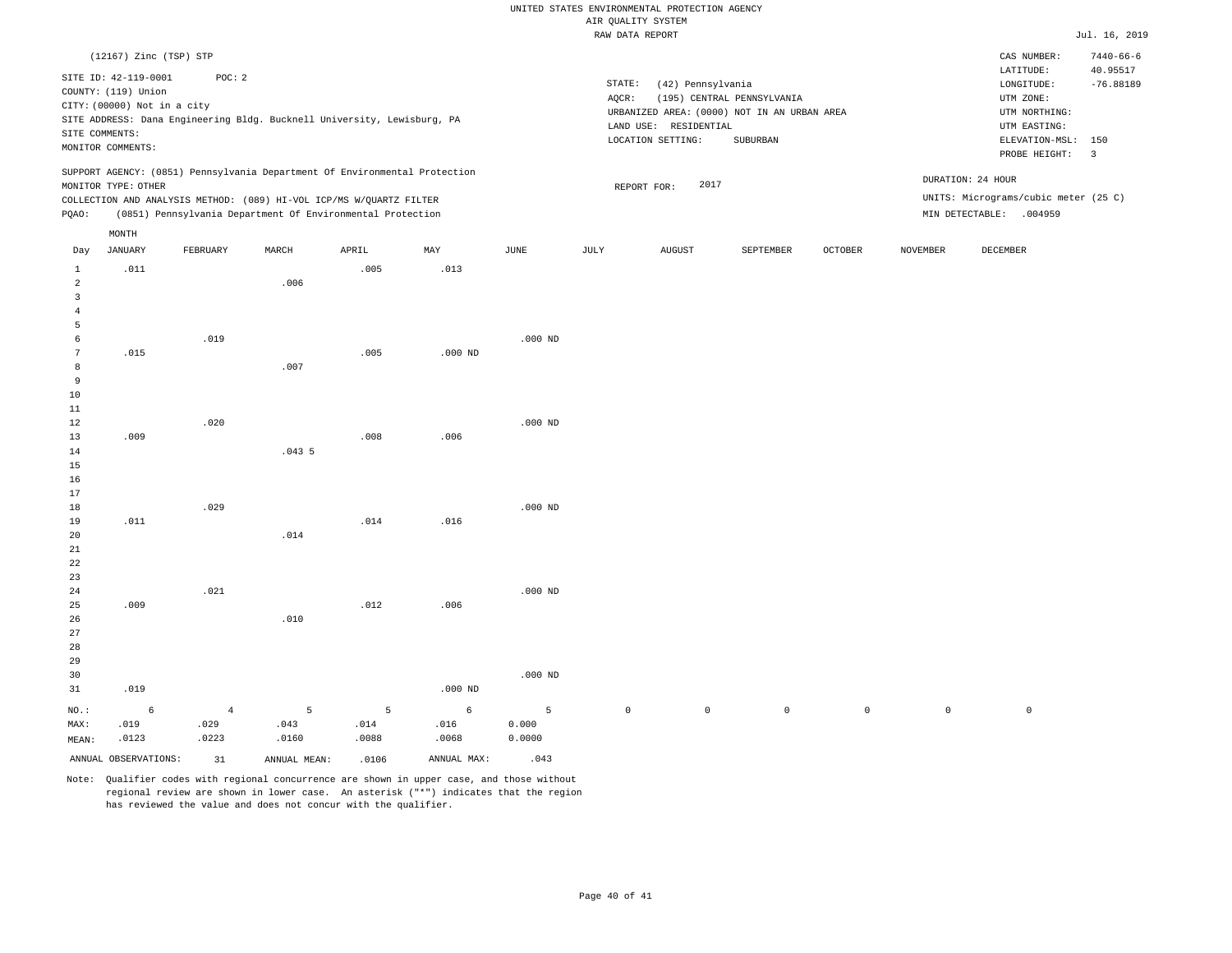UNITED STATES ENVIRONMENTAL PROTECTION AGENCY
AIR QUALITY SYSTEM
RAW DATA REPORT

Jul. 16, 2019

(12167) Zinc (TSP) STP

SITE ID: 42-119-0001 POC: 2
COUNTY: (119) Union
CITY: (00000) Not in a city
SITE ADDRESS: Dana Engineering Bldg. Bucknell University, Lewisburg, PA
SITE COMMENTS:
MONITOR COMMENTS:

STATE: (42) Pennsylvania
AQCR: (195) CENTRAL PENNSYLVANIA
URBANIZED AREA: (0000) NOT IN AN URBAN AREA
LAND USE: RESIDENTIAL
LOCATION SETTING: SUBURBAN

CAS NUMBER: 7440-66-6
LATITUDE: 40.95517
LONGITUDE: -76.88189
UTM ZONE:
UTM NORTHING:
UTM EASTING:
ELEVATION-MSL: 150
PROBE HEIGHT: 3

SUPPORT AGENCY: (0851) Pennsylvania Department Of Environmental Protection
MONITOR TYPE: OTHER
COLLECTION AND ANALYSIS METHOD: (089) HI-VOL ICP/MS W/QUARTZ FILTER
PQAO: (0851) Pennsylvania Department Of Environmental Protection

REPORT FOR: 2017

DURATION: 24 HOUR
UNITS: Micrograms/cubic meter (25 C)
MIN DETECTABLE: .004959

| Day | JANUARY | FEBRUARY | MARCH | APRIL | MAY | JUNE | JULY | AUGUST | SEPTEMBER | OCTOBER | NOVEMBER | DECEMBER |
|---|---|---|---|---|---|---|---|---|---|---|---|---|
| 1 | .011 | | | .005 | .013 | | | | | | | |
| 2 | | | .006 | | | | | | | | | |
| 3 | | | | | | | | | | | | |
| 4 | | | | | | | | | | | | |
| 5 | | | | | | | | | | | | |
| 6 | | .019 | | | | .000 ND | | | | | | |
| 7 | .015 | | | .005 | .000 ND | | | | | | | |
| 8 | | | .007 | | | | | | | | | |
| 9 | | | | | | | | | | | | |
| 10 | | | | | | | | | | | | |
| 11 | | | | | | | | | | | | |
| 12 | | .020 | | | | .000 ND | | | | | | |
| 13 | .009 | | | .008 | .006 | | | | | | | |
| 14 | | | .043 5 | | | | | | | | | |
| 15 | | | | | | | | | | | | |
| 16 | | | | | | | | | | | | |
| 17 | | | | | | | | | | | | |
| 18 | | .029 | | | | .000 ND | | | | | | |
| 19 | .011 | | | .014 | .016 | | | | | | | |
| 20 | | | .014 | | | | | | | | | |
| 21 | | | | | | | | | | | | |
| 22 | | | | | | | | | | | | |
| 23 | | | | | | | | | | | | |
| 24 | | .021 | | | | .000 ND | | | | | | |
| 25 | .009 | | | .012 | .006 | | | | | | | |
| 26 | | | .010 | | | | | | | | | |
| 27 | | | | | | | | | | | | |
| 28 | | | | | | | | | | | | |
| 29 | | | | | | | | | | | | |
| 30 | | | | | | .000 ND | | | | | | |
| 31 | .019 | | | | .000 ND | | | | | | | |
| NO.: | 6 | 4 | 5 | 5 | 6 | 5 | 0 | 0 | 0 | 0 | 0 | 0 |
| MAX: | .019 | .029 | .043 | .014 | .016 | 0.000 | | | | | | |
| MEAN: | .0123 | .0223 | .0160 | .0088 | .0068 | 0.0000 | | | | | | |

ANNUAL OBSERVATIONS: 31 ANNUAL MEAN: .0106 ANNUAL MAX: .043

Note: Qualifier codes with regional concurrence are shown in upper case, and those without regional review are shown in lower case. An asterisk ("*") indicates that the region has reviewed the value and does not concur with the qualifier.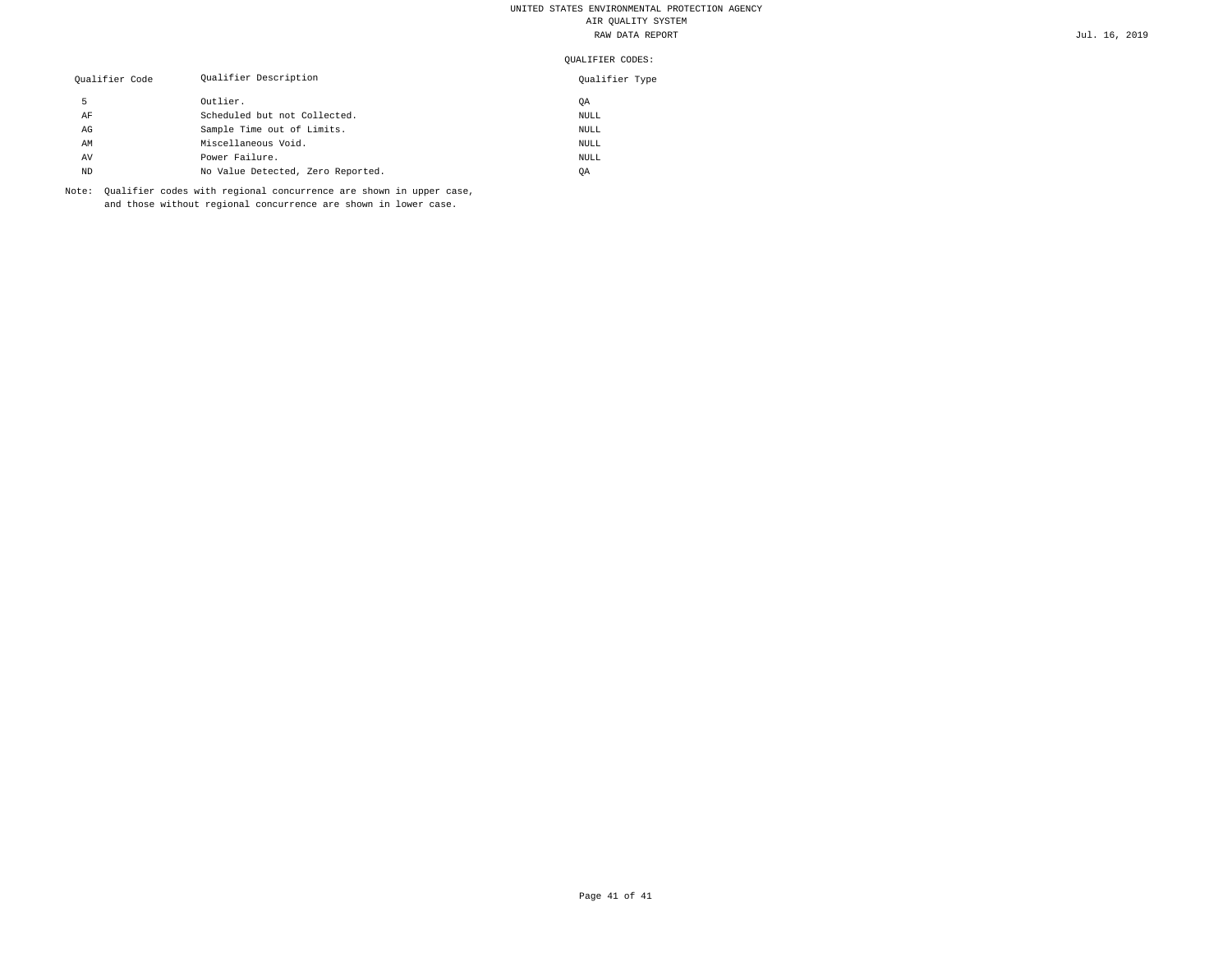QUALIFIER CODES:

| Qualifier Code | Qualifier Description | Qualifier Type |
| --- | --- | --- |
| 5 | Outlier. | QA |
| AF | Scheduled but not Collected. | NULL |
| AG | Sample Time out of Limits. | NULL |
| AM | Miscellaneous Void. | NULL |
| AV | Power Failure. | NULL |
| ND | No Value Detected, Zero Reported. | QA |

Note: Qualifier codes with regional concurrence are shown in upper case, and those without regional concurrence are shown in lower case.